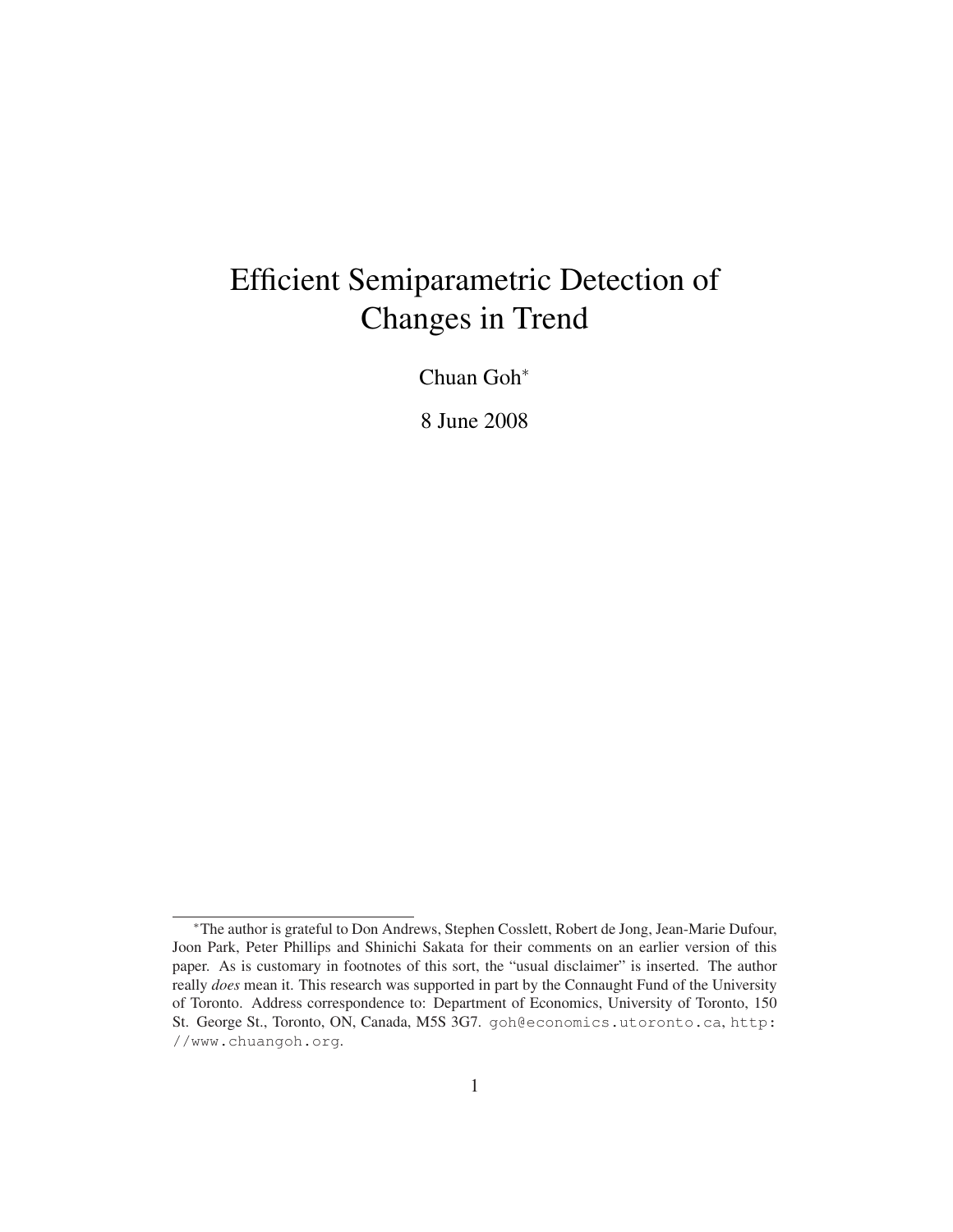# Efficient Semiparametric Detection of Changes in Trend

Chuan Goh*

8 June 2008

---

*The author is grateful to Don Andrews, Stephen Cosslett, Robert de Jong, Jean-Marie Dufour, Joon Park, Peter Phillips and Shinichi Sakata for their comments on an earlier version of this paper. As is customary in footnotes of this sort, the "usual disclaimer" is inserted. The author really *does* mean it. This research was supported in part by the Connaught Fund of the University of Toronto. Address correspondence to: Department of Economics, University of Toronto, 150 St. George St., Toronto, ON, Canada, M5S 3G7. goh@economics.utoronto.ca, http://www.chuangoh.org.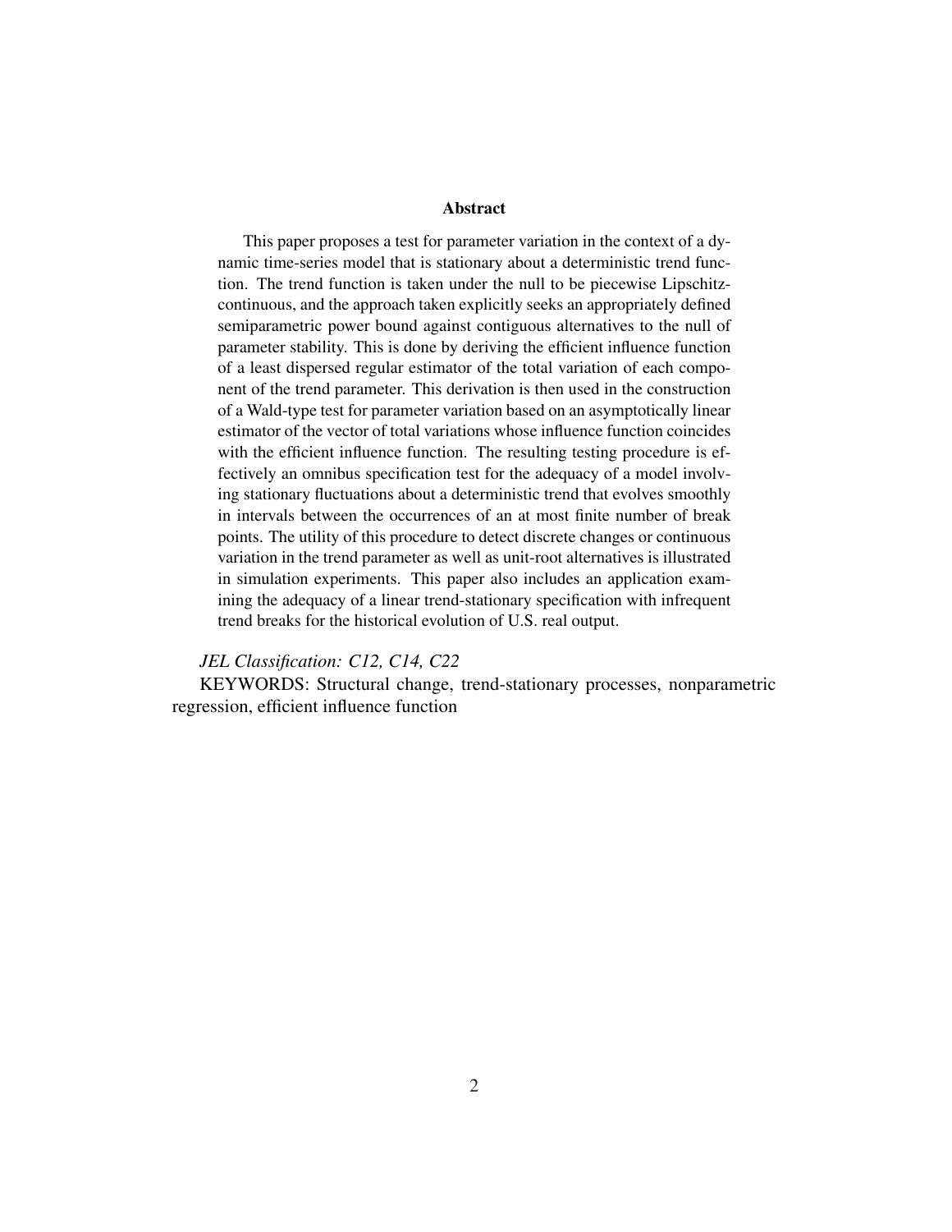## Abstract

This paper proposes a test for parameter variation in the context of a dynamic time-series model that is stationary about a deterministic trend function. The trend function is taken under the null to be piecewise Lipschitz-continuous, and the approach taken explicitly seeks an appropriately defined semiparametric power bound against contiguous alternatives to the null of parameter stability. This is done by deriving the efficient influence function of a least dispersed regular estimator of the total variation of each component of the trend parameter. This derivation is then used in the construction of a Wald-type test for parameter variation based on an asymptotically linear estimator of the vector of total variations whose influence function coincides with the efficient influence function. The resulting testing procedure is effectively an omnibus specification test for the adequacy of a model involving stationary fluctuations about a deterministic trend that evolves smoothly in intervals between the occurrences of an at most finite number of break points. The utility of this procedure to detect discrete changes or continuous variation in the trend parameter as well as unit-root alternatives is illustrated in simulation experiments. This paper also includes an application examining the adequacy of a linear trend-stationary specification with infrequent trend breaks for the historical evolution of U.S. real output.

*JEL Classification: C12, C14, C22*

KEYWORDS: Structural change, trend-stationary processes, nonparametric regression, efficient influence function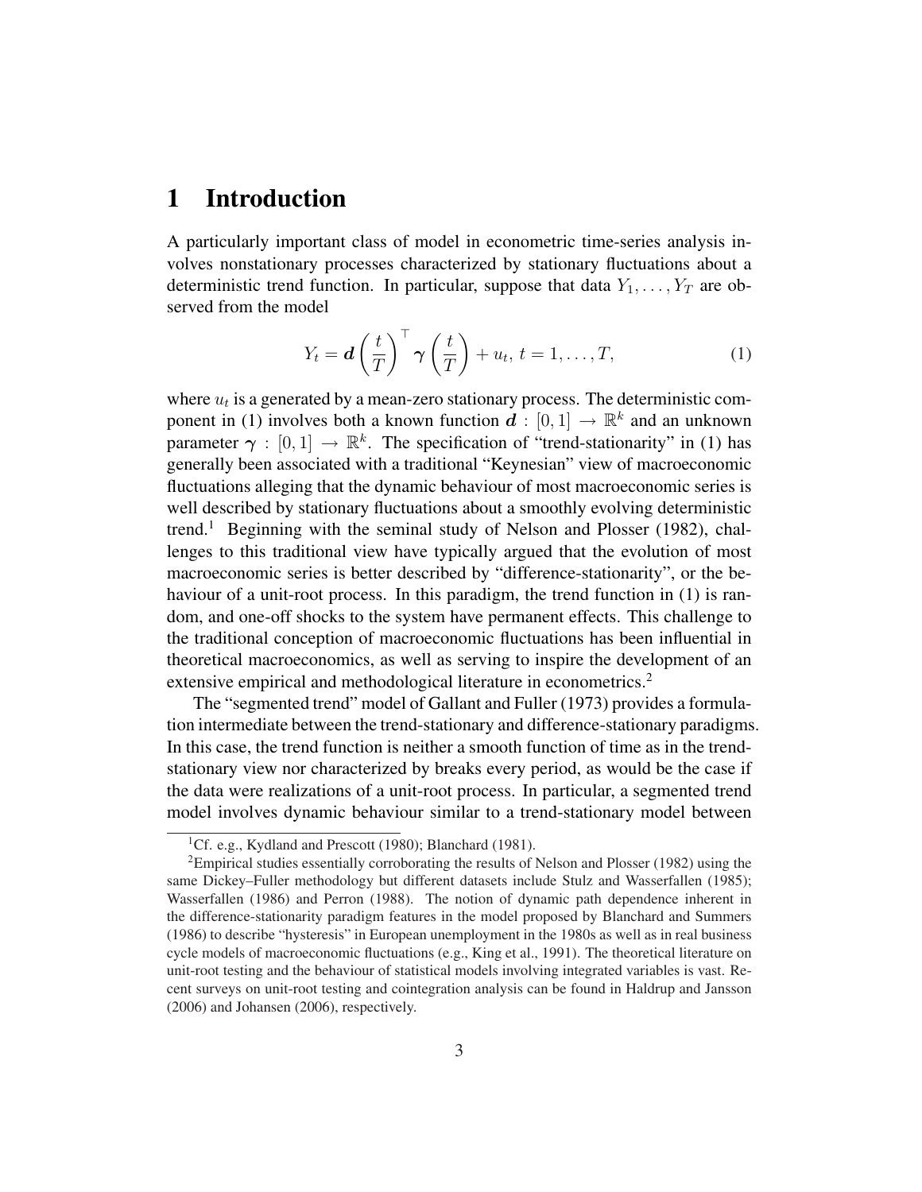# 1 Introduction

A particularly important class of model in econometric time-series analysis involves nonstationary processes characterized by stationary fluctuations about a deterministic trend function. In particular, suppose that data $Y_1, \ldots, Y_T$ are observed from the model

$$Y_t = \boldsymbol{d}\left(\frac{t}{T}\right)^\top \boldsymbol{\gamma}\left(\frac{t}{T}\right) + u_t,\ t = 1, \ldots, T, \tag{1}$$

where $u_t$ is a generated by a mean-zero stationary process. The deterministic component in (1) involves both a known function $\boldsymbol{d} : [0,1] \to \mathbb{R}^k$ and an unknown parameter $\boldsymbol{\gamma} : [0,1] \to \mathbb{R}^k$. The specification of "trend-stationarity" in (1) has generally been associated with a traditional "Keynesian" view of macroeconomic fluctuations alleging that the dynamic behaviour of most macroeconomic series is well described by stationary fluctuations about a smoothly evolving deterministic trend.[1] Beginning with the seminal study of Nelson and Plosser (1982), challenges to this traditional view have typically argued that the evolution of most macroeconomic series is better described by "difference-stationarity", or the behaviour of a unit-root process. In this paradigm, the trend function in (1) is random, and one-off shocks to the system have permanent effects. This challenge to the traditional conception of macroeconomic fluctuations has been influential in theoretical macroeconomics, as well as serving to inspire the development of an extensive empirical and methodological literature in econometrics.[2]

The "segmented trend" model of Gallant and Fuller (1973) provides a formulation intermediate between the trend-stationary and difference-stationary paradigms. In this case, the trend function is neither a smooth function of time as in the trend-stationary view nor characterized by breaks every period, as would be the case if the data were realizations of a unit-root process. In particular, a segmented trend model involves dynamic behaviour similar to a trend-stationary model between

---

[1] Cf. e.g., Kydland and Prescott (1980); Blanchard (1981).

[2] Empirical studies essentially corroborating the results of Nelson and Plosser (1982) using the same Dickey–Fuller methodology but different datasets include Stulz and Wasserfallen (1985); Wasserfallen (1986) and Perron (1988). The notion of dynamic path dependence inherent in the difference-stationarity paradigm features in the model proposed by Blanchard and Summers (1986) to describe "hysteresis" in European unemployment in the 1980s as well as in real business cycle models of macroeconomic fluctuations (e.g., King et al., 1991). The theoretical literature on unit-root testing and the behaviour of statistical models involving integrated variables is vast. Recent surveys on unit-root testing and cointegration analysis can be found in Haldrup and Jansson (2006) and Johansen (2006), respectively.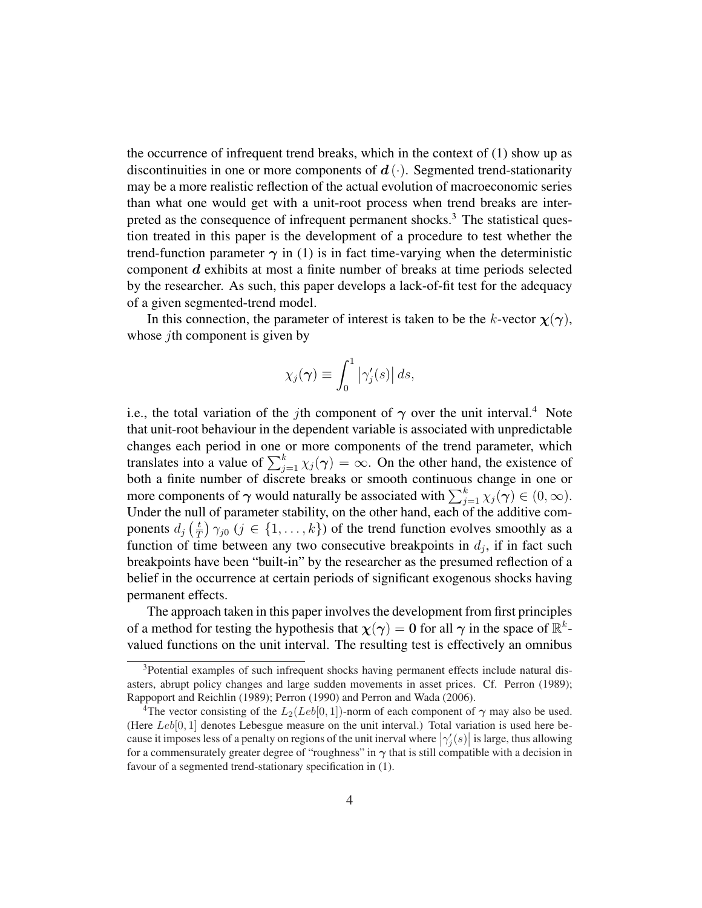the occurrence of infrequent trend breaks, which in the context of (1) show up as discontinuities in one or more components of $\boldsymbol{d}(\cdot)$. Segmented trend-stationarity may be a more realistic reflection of the actual evolution of macroeconomic series than what one would get with a unit-root process when trend breaks are interpreted as the consequence of infrequent permanent shocks.[3] The statistical question treated in this paper is the development of a procedure to test whether the trend-function parameter $\boldsymbol{\gamma}$ in (1) is in fact time-varying when the deterministic component $\boldsymbol{d}$ exhibits at most a finite number of breaks at time periods selected by the researcher. As such, this paper develops a lack-of-fit test for the adequacy of a given segmented-trend model.

In this connection, the parameter of interest is taken to be the $k$-vector $\boldsymbol{\chi}(\boldsymbol{\gamma})$, whose $j$th component is given by

$$\chi_j(\boldsymbol{\gamma}) \equiv \int_0^1 \left|\gamma_j'(s)\right| ds,$$

i.e., the total variation of the $j$th component of $\boldsymbol{\gamma}$ over the unit interval.[4] Note that unit-root behaviour in the dependent variable is associated with unpredictable changes each period in one or more components of the trend parameter, which translates into a value of $\sum_{j=1}^{k} \chi_j(\boldsymbol{\gamma}) = \infty$. On the other hand, the existence of both a finite number of discrete breaks or smooth continuous change in one or more components of $\boldsymbol{\gamma}$ would naturally be associated with $\sum_{j=1}^{k} \chi_j(\boldsymbol{\gamma}) \in (0, \infty)$. Under the null of parameter stability, on the other hand, each of the additive components $d_j\left(\frac{t}{T}\right)\gamma_{j0}$ ($j \in \{1, \ldots, k\}$) of the trend function evolves smoothly as a function of time between any two consecutive breakpoints in $d_j$, if in fact such breakpoints have been "built-in" by the researcher as the presumed reflection of a belief in the occurrence at certain periods of significant exogenous shocks having permanent effects.

The approach taken in this paper involves the development from first principles of a method for testing the hypothesis that $\boldsymbol{\chi}(\boldsymbol{\gamma}) = \mathbf{0}$ for all $\boldsymbol{\gamma}$ in the space of $\mathbb{R}^k$-valued functions on the unit interval. The resulting test is effectively an omnibus

---

[3] Potential examples of such infrequent shocks having permanent effects include natural disasters, abrupt policy changes and large sudden movements in asset prices. Cf. Perron (1989); Rappoport and Reichlin (1989); Perron (1990) and Perron and Wada (2006).

[4] The vector consisting of the $L_2(Leb[0,1])$-norm of each component of $\boldsymbol{\gamma}$ may also be used. (Here $Leb[0,1]$ denotes Lebesgue measure on the unit interval.) Total variation is used here because it imposes less of a penalty on regions of the unit inerval where $\left|\gamma_j'(s)\right|$ is large, thus allowing for a commensurately greater degree of "roughness" in $\boldsymbol{\gamma}$ that is still compatible with a decision in favour of a segmented trend-stationary specification in (1).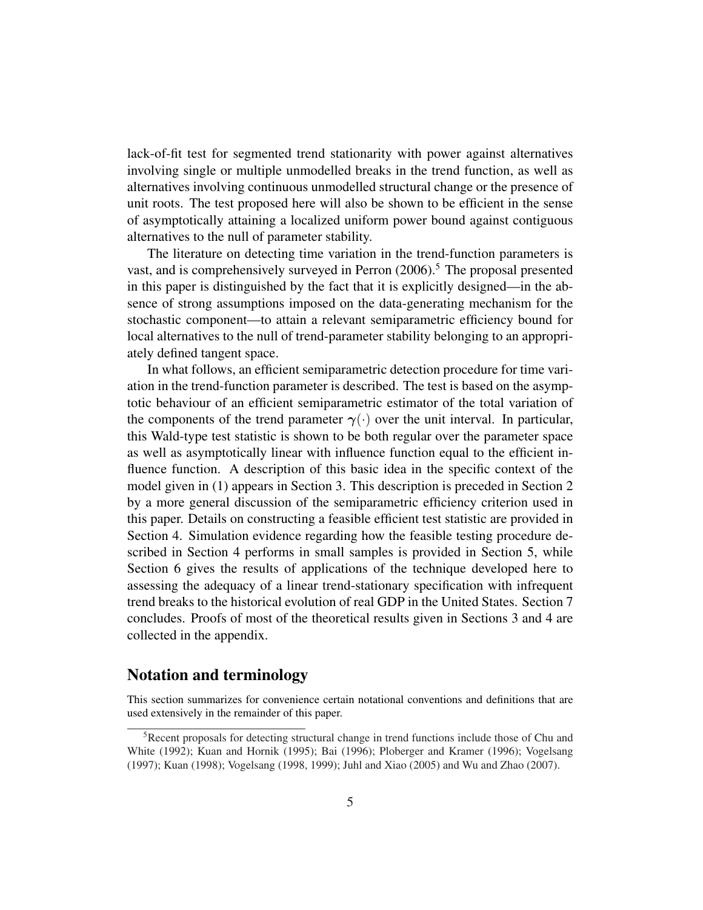lack-of-fit test for segmented trend stationarity with power against alternatives involving single or multiple unmodelled breaks in the trend function, as well as alternatives involving continuous unmodelled structural change or the presence of unit roots. The test proposed here will also be shown to be efficient in the sense of asymptotically attaining a localized uniform power bound against contiguous alternatives to the null of parameter stability.

The literature on detecting time variation in the trend-function parameters is vast, and is comprehensively surveyed in Perron (2006).[5] The proposal presented in this paper is distinguished by the fact that it is explicitly designed—in the absence of strong assumptions imposed on the data-generating mechanism for the stochastic component—to attain a relevant semiparametric efficiency bound for local alternatives to the null of trend-parameter stability belonging to an appropriately defined tangent space.

In what follows, an efficient semiparametric detection procedure for time variation in the trend-function parameter is described. The test is based on the asymptotic behaviour of an efficient semiparametric estimator of the total variation of the components of the trend parameter $\gamma(\cdot)$ over the unit interval. In particular, this Wald-type test statistic is shown to be both regular over the parameter space as well as asymptotically linear with influence function equal to the efficient influence function. A description of this basic idea in the specific context of the model given in (1) appears in Section 3. This description is preceded in Section 2 by a more general discussion of the semiparametric efficiency criterion used in this paper. Details on constructing a feasible efficient test statistic are provided in Section 4. Simulation evidence regarding how the feasible testing procedure described in Section 4 performs in small samples is provided in Section 5, while Section 6 gives the results of applications of the technique developed here to assessing the adequacy of a linear trend-stationary specification with infrequent trend breaks to the historical evolution of real GDP in the United States. Section 7 concludes. Proofs of most of the theoretical results given in Sections 3 and 4 are collected in the appendix.

## Notation and terminology

This section summarizes for convenience certain notational conventions and definitions that are used extensively in the remainder of this paper.

[5] Recent proposals for detecting structural change in trend functions include those of Chu and White (1992); Kuan and Hornik (1995); Bai (1996); Ploberger and Kramer (1996); Vogelsang (1997); Kuan (1998); Vogelsang (1998, 1999); Juhl and Xiao (2005) and Wu and Zhao (2007).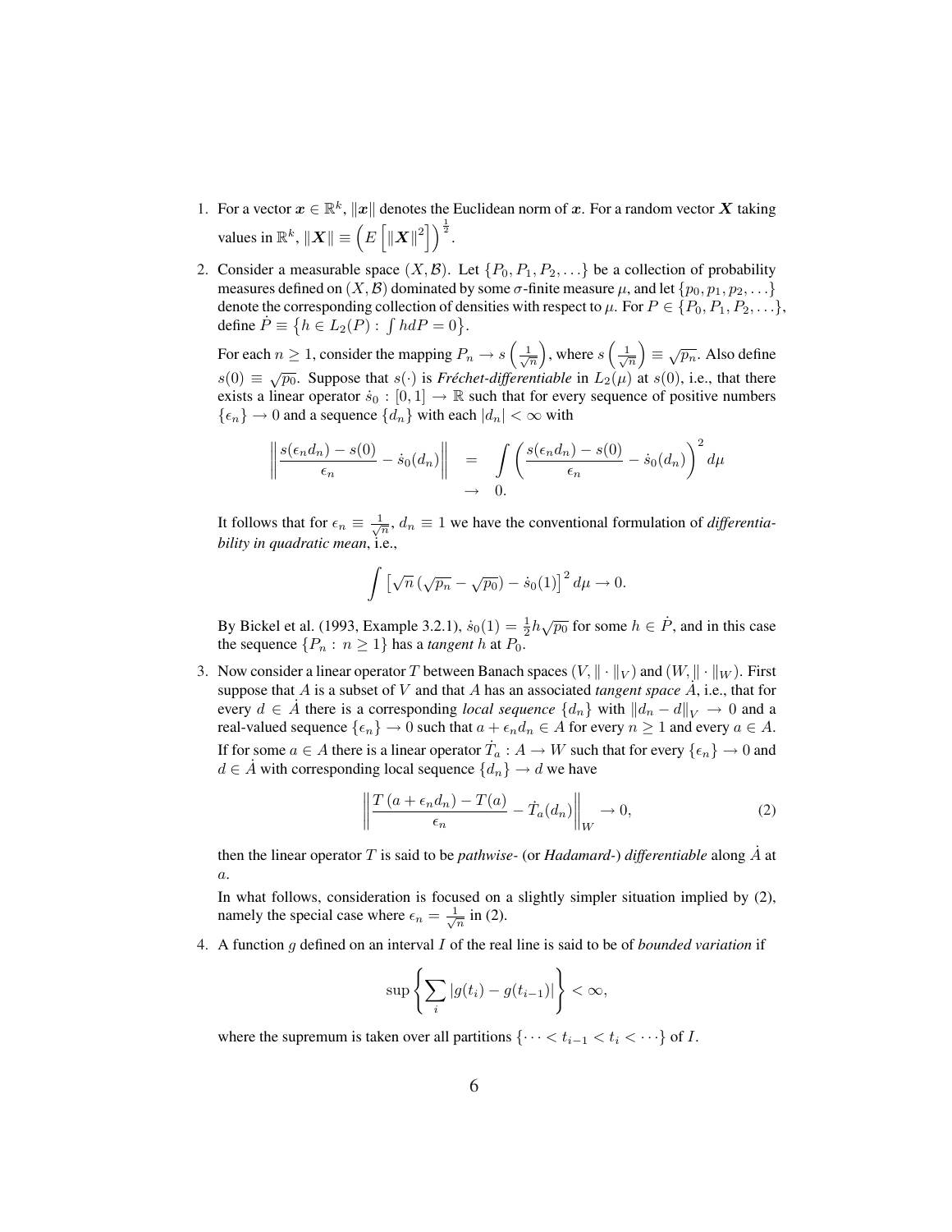1. For a vector $\boldsymbol{x} \in \mathbb{R}^k$, $\|\boldsymbol{x}\|$ denotes the Euclidean norm of $\boldsymbol{x}$. For a random vector $\boldsymbol{X}$ taking values in $\mathbb{R}^k$, $\|\boldsymbol{X}\| \equiv \left(E\left[\|\boldsymbol{X}\|^2\right]\right)^{\frac{1}{2}}$.

2. Consider a measurable space $(X, \mathcal{B})$. Let $\{P_0, P_1, P_2, \ldots\}$ be a collection of probability measures defined on $(X, \mathcal{B})$ dominated by some $\sigma$-finite measure $\mu$, and let $\{p_0, p_1, p_2, \ldots\}$ denote the corresponding collection of densities with respect to $\mu$. For $P \in \{P_0, P_1, P_2, \ldots\}$, define $\dot{P} \equiv \left\{h \in L_2(P) : \int h dP = 0\right\}$.

   For each $n \geq 1$, consider the mapping $P_n \to s\left(\frac{1}{\sqrt{n}}\right)$, where $s\left(\frac{1}{\sqrt{n}}\right) \equiv \sqrt{p_n}$. Also define $s(0) \equiv \sqrt{p_0}$. Suppose that $s(\cdot)$ is *Fréchet-differentiable* in $L_2(\mu)$ at $s(0)$, i.e., that there exists a linear operator $\dot{s}_0 : [0,1] \to \mathbb{R}$ such that for every sequence of positive numbers $\{\epsilon_n\} \to 0$ and a sequence $\{d_n\}$ with each $|d_n| < \infty$ with

$$\left\|\frac{s(\epsilon_n d_n) - s(0)}{\epsilon_n} - \dot{s}_0(d_n)\right\| = \int \left(\frac{s(\epsilon_n d_n) - s(0)}{\epsilon_n} - \dot{s}_0(d_n)\right)^2 d\mu \to 0.$$

   It follows that for $\epsilon_n \equiv \frac{1}{\sqrt{n}}$, $d_n \equiv 1$ we have the conventional formulation of *differentiability in quadratic mean*, i.e.,

$$\int \left[\sqrt{n}\left(\sqrt{p_n} - \sqrt{p_0}\right) - \dot{s}_0(1)\right]^2 d\mu \to 0.$$

   By Bickel et al. (1993, Example 3.2.1), $\dot{s}_0(1) = \frac{1}{2}h\sqrt{p_0}$ for some $h \in \dot{P}$, and in this case the sequence $\{P_n : n \geq 1\}$ has a *tangent* $h$ at $P_0$.

3. Now consider a linear operator $T$ between Banach spaces $(V, \|\cdot\|_V)$ and $(W, \|\cdot\|_W)$. First suppose that $A$ is a subset of $V$ and that $A$ has an associated *tangent space* $\dot{A}$, i.e., that for every $d \in \dot{A}$ there is a corresponding *local sequence* $\{d_n\}$ with $\|d_n - d\|_V \to 0$ and a real-valued sequence $\{\epsilon_n\} \to 0$ such that $a + \epsilon_n d_n \in A$ for every $n \geq 1$ and every $a \in A$. If for some $a \in A$ there is a linear operator $\dot{T}_a : A \to W$ such that for every $\{\epsilon_n\} \to 0$ and $d \in \dot{A}$ with corresponding local sequence $\{d_n\} \to d$ we have

$$\left\|\frac{T(a + \epsilon_n d_n) - T(a)}{\epsilon_n} - \dot{T}_a(d_n)\right\|_W \to 0, \tag{2}$$

   then the linear operator $T$ is said to be *pathwise-* (or *Hadamard-*) *differentiable* along $\dot{A}$ at $a$.

   In what follows, consideration is focused on a slightly simpler situation implied by (2), namely the special case where $\epsilon_n = \frac{1}{\sqrt{n}}$ in (2).

4. A function $g$ defined on an interval $I$ of the real line is said to be of *bounded variation* if

$$\sup\left\{\sum_i |g(t_i) - g(t_{i-1})|\right\} < \infty,$$

   where the supremum is taken over all partitions $\{\cdots < t_{i-1} < t_i < \cdots\}$ of $I$.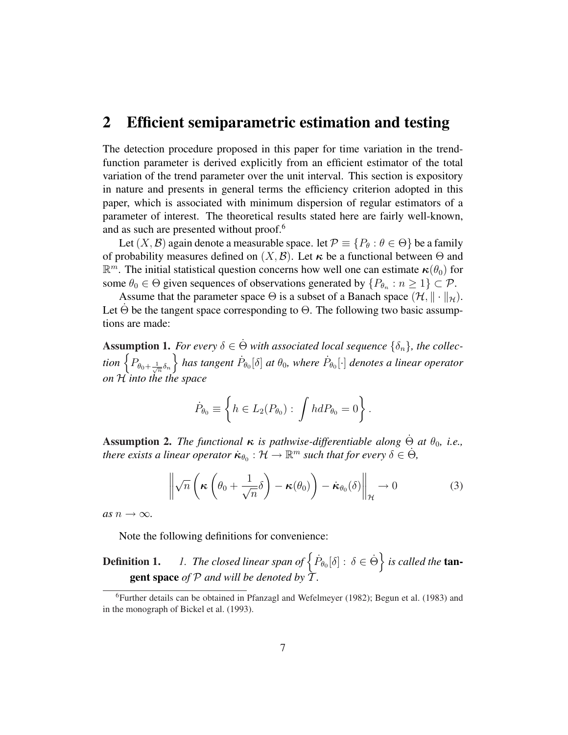## 2 Efficient semiparametric estimation and testing

The detection procedure proposed in this paper for time variation in the trend-function parameter is derived explicitly from an efficient estimator of the total variation of the trend parameter over the unit interval. This section is expository in nature and presents in general terms the efficiency criterion adopted in this paper, which is associated with minimum dispersion of regular estimators of a parameter of interest. The theoretical results stated here are fairly well-known, and as such are presented without proof.[6]

Let $(X, \mathcal{B})$ again denote a measurable space. let $\mathcal{P} \equiv \{P_\theta : \theta \in \Theta\}$ be a family of probability measures defined on $(X, \mathcal{B})$. Let $\boldsymbol{\kappa}$ be a functional between $\Theta$ and $\mathbb{R}^m$. The initial statistical question concerns how well one can estimate $\boldsymbol{\kappa}(\theta_0)$ for some $\theta_0 \in \Theta$ given sequences of observations generated by $\{P_{\theta_n} : n \geq 1\} \subset \mathcal{P}$.

Assume that the parameter space $\Theta$ is a subset of a Banach space $(\mathcal{H}, \| \cdot \|_{\mathcal{H}})$. Let $\dot{\Theta}$ be the tangent space corresponding to $\Theta$. The following two basic assumptions are made:

**Assumption 1.** *For every $\delta \in \dot{\Theta}$ with associated local sequence $\{\delta_n\}$, the collection $\left\{ P_{\theta_0 + \frac{1}{\sqrt{n}}\delta_n} \right\}$ has tangent $\dot{P}_{\theta_0}[\delta]$ at $\theta_0$, where $\dot{P}_{\theta_0}[\cdot]$ denotes a linear operator on $\mathcal{H}$ into the the space*

$$\dot{P}_{\theta_0} \equiv \left\{ h \in L_2(P_{\theta_0}) : \int h dP_{\theta_0} = 0 \right\}.$$

**Assumption 2.** *The functional $\boldsymbol{\kappa}$ is pathwise-differentiable along $\dot{\Theta}$ at $\theta_0$, i.e., there exists a linear operator $\dot{\boldsymbol{\kappa}}_{\theta_0} : \mathcal{H} \to \mathbb{R}^m$ such that for every $\delta \in \dot{\Theta}$,*

$$\left\| \sqrt{n} \left( \boldsymbol{\kappa} \left( \theta_0 + \frac{1}{\sqrt{n}} \delta \right) - \boldsymbol{\kappa}(\theta_0) \right) - \dot{\boldsymbol{\kappa}}_{\theta_0}(\delta) \right\|_{\mathcal{H}} \to 0 \tag{3}$$

*as $n \to \infty$.*

Note the following definitions for convenience:

**Definition 1.** *1. The closed linear span of $\left\{ \dot{P}_{\theta_0}[\delta] : \delta \in \dot{\Theta} \right\}$ is called the* **tangent space** *of $\mathcal{P}$ and will be denoted by $\mathcal{T}$.*

[6] Further details can be obtained in Pfanzagl and Wefelmeyer (1982); Begun et al. (1983) and in the monograph of Bickel et al. (1993).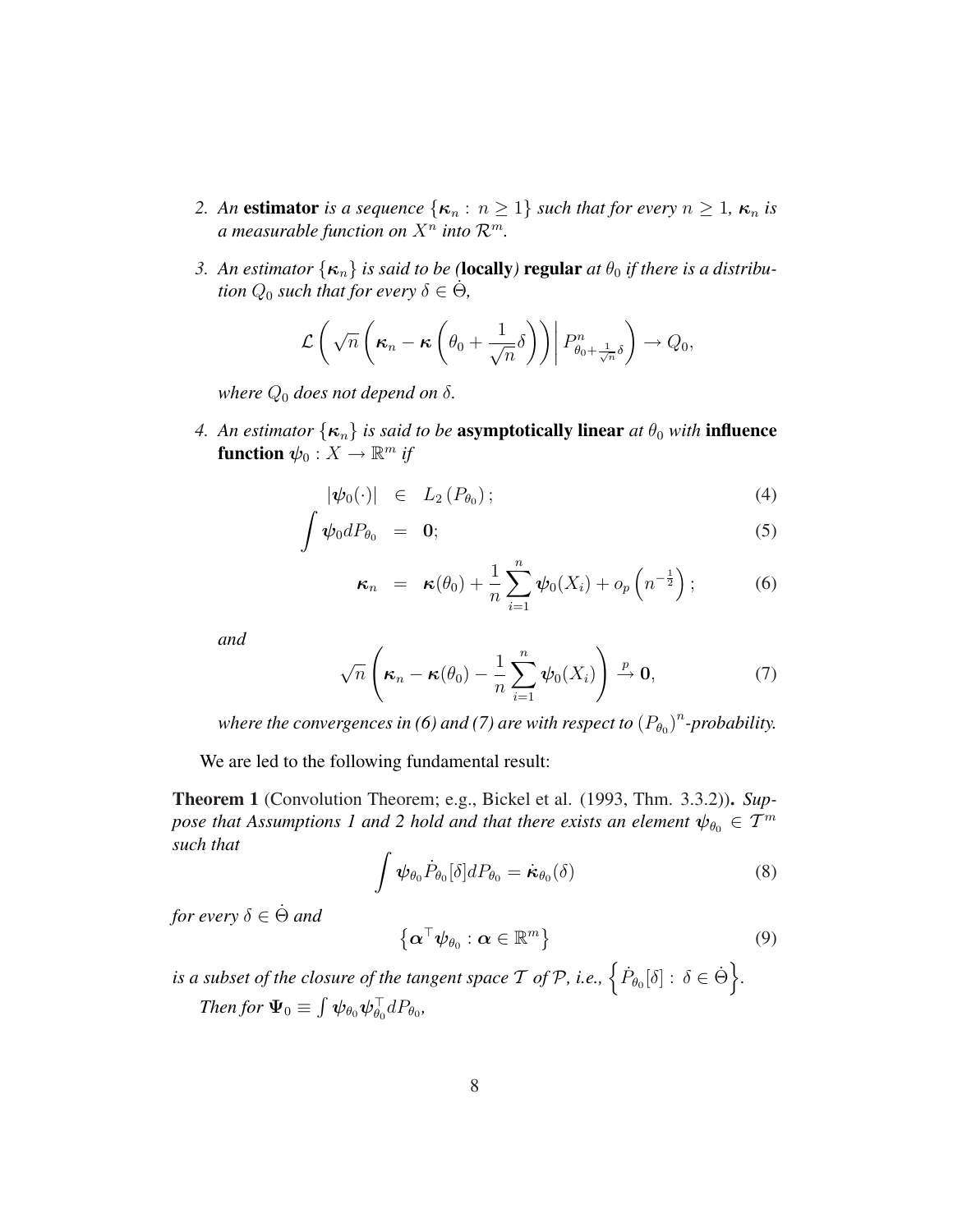2. *An* **estimator** *is a sequence* $\{\boldsymbol{\kappa}_n : n \geq 1\}$ *such that for every* $n \geq 1$, $\boldsymbol{\kappa}_n$ *is a measurable function on* $X^n$ *into* $\mathcal{R}^m$.

3. *An estimator* $\{\boldsymbol{\kappa}_n\}$ *is said to be (***locally***)* **regular** *at* $\theta_0$ *if there is a distribution* $Q_0$ *such that for every* $\delta \in \dot{\Theta}$,

$$\mathcal{L}\left( \sqrt{n}\left(\boldsymbol{\kappa}_n - \boldsymbol{\kappa}\left(\theta_0 + \frac{1}{\sqrt{n}}\delta\right)\right) \middle| P^n_{\theta_0 + \frac{1}{\sqrt{n}}\delta} \right) \to Q_0,$$

*where* $Q_0$ *does not depend on* $\delta$.

4. *An estimator* $\{\boldsymbol{\kappa}_n\}$ *is said to be* **asymptotically linear** *at* $\theta_0$ *with* **influence function** $\boldsymbol{\psi}_0 : X \to \mathbb{R}^m$ *if*

$$|\boldsymbol{\psi}_0(\cdot)| \in L_2\left(P_{\theta_0}\right); \tag{4}$$

$$\int \boldsymbol{\psi}_0 dP_{\theta_0} = \mathbf{0}; \tag{5}$$

$$\boldsymbol{\kappa}_n = \boldsymbol{\kappa}(\theta_0) + \frac{1}{n}\sum_{i=1}^{n} \boldsymbol{\psi}_0(X_i) + o_p\left(n^{-\frac{1}{2}}\right); \tag{6}$$

*and*

$$\sqrt{n}\left(\boldsymbol{\kappa}_n - \boldsymbol{\kappa}(\theta_0) - \frac{1}{n}\sum_{i=1}^{n}\boldsymbol{\psi}_0(X_i)\right) \xrightarrow{p} \mathbf{0}, \tag{7}$$

*where the convergences in (6) and (7) are with respect to* $\left(P_{\theta_0}\right)^n$*-probability.*

We are led to the following fundamental result:

**Theorem 1** (Convolution Theorem; e.g., Bickel et al. (1993, Thm. 3.3.2))**.** *Suppose that Assumptions 1 and 2 hold and that there exists an element* $\boldsymbol{\psi}_{\theta_0} \in \mathcal{T}^m$ *such that*

$$\int \boldsymbol{\psi}_{\theta_0} \dot{P}_{\theta_0}[\delta] dP_{\theta_0} = \dot{\boldsymbol{\kappa}}_{\theta_0}(\delta) \tag{8}$$

*for every* $\delta \in \dot{\Theta}$ *and*

$$\left\{\boldsymbol{\alpha}^\top \boldsymbol{\psi}_{\theta_0} : \boldsymbol{\alpha} \in \mathbb{R}^m\right\} \tag{9}$$

*is a subset of the closure of the tangent space* $\mathcal{T}$ *of* $\mathcal{P}$*, i.e.,* $\left\{\dot{P}_{\theta_0}[\delta] : \delta \in \dot{\Theta}\right\}$.

*Then for* $\boldsymbol{\Psi}_0 \equiv \int \boldsymbol{\psi}_{\theta_0}\boldsymbol{\psi}_{\theta_0}^\top dP_{\theta_0}$,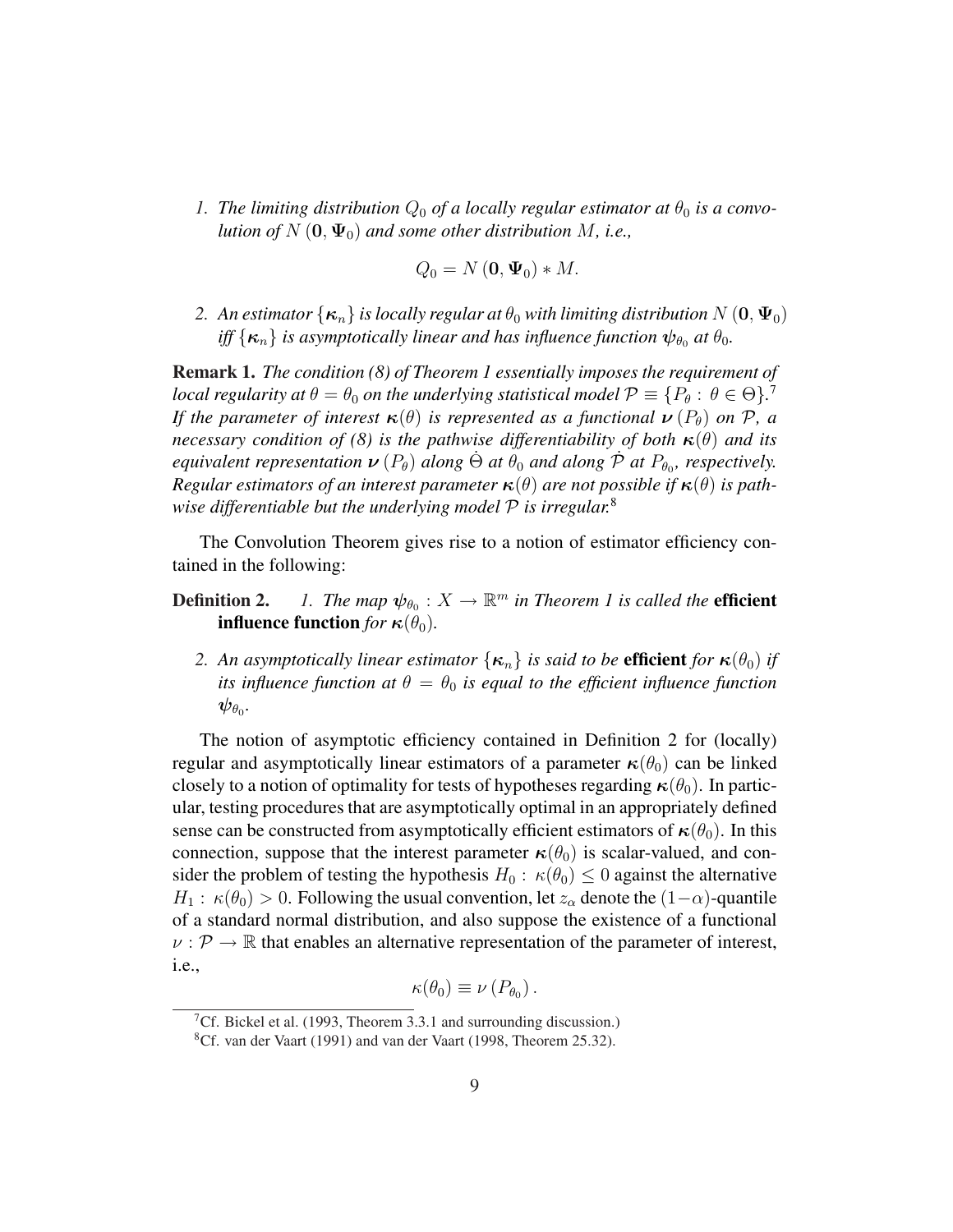1. *The limiting distribution $Q_0$ of a locally regular estimator at $\theta_0$ is a convolution of $N(\mathbf{0}, \mathbf{\Psi}_0)$ and some other distribution $M$, i.e.,*

$$Q_0 = N(\mathbf{0}, \mathbf{\Psi}_0) * M.$$

2. *An estimator $\{\boldsymbol{\kappa}_n\}$ is locally regular at $\theta_0$ with limiting distribution $N(\mathbf{0}, \mathbf{\Psi}_0)$ iff $\{\boldsymbol{\kappa}_n\}$ is asymptotically linear and has influence function $\boldsymbol{\psi}_{\theta_0}$ at $\theta_0$.*

**Remark 1.** *The condition (8) of Theorem 1 essentially imposes the requirement of local regularity at $\theta = \theta_0$ on the underlying statistical model $\mathcal{P} \equiv \{P_\theta : \theta \in \Theta\}$.*[7] *If the parameter of interest $\boldsymbol{\kappa}(\theta)$ is represented as a functional $\boldsymbol{\nu}(P_\theta)$ on $\mathcal{P}$, a necessary condition of (8) is the pathwise differentiability of both $\boldsymbol{\kappa}(\theta)$ and its equivalent representation $\boldsymbol{\nu}(P_\theta)$ along $\dot{\Theta}$ at $\theta_0$ and along $\dot{\mathcal{P}}$ at $P_{\theta_0}$, respectively. Regular estimators of an interest parameter $\boldsymbol{\kappa}(\theta)$ are not possible if $\boldsymbol{\kappa}(\theta)$ is pathwise differentiable but the underlying model $\mathcal{P}$ is irregular.*[8]

The Convolution Theorem gives rise to a notion of estimator efficiency contained in the following:

**Definition 2.**

1. *The map $\boldsymbol{\psi}_{\theta_0} : X \to \mathbb{R}^m$ in Theorem 1 is called the* **efficient influence function** *for $\boldsymbol{\kappa}(\theta_0)$.*

2. *An asymptotically linear estimator $\{\boldsymbol{\kappa}_n\}$ is said to be* **efficient** *for $\boldsymbol{\kappa}(\theta_0)$ if its influence function at $\theta = \theta_0$ is equal to the efficient influence function $\boldsymbol{\psi}_{\theta_0}$.*

The notion of asymptotic efficiency contained in Definition 2 for (locally) regular and asymptotically linear estimators of a parameter $\boldsymbol{\kappa}(\theta_0)$ can be linked closely to a notion of optimality for tests of hypotheses regarding $\boldsymbol{\kappa}(\theta_0)$. In particular, testing procedures that are asymptotically optimal in an appropriately defined sense can be constructed from asymptotically efficient estimators of $\boldsymbol{\kappa}(\theta_0)$. In this connection, suppose that the interest parameter $\boldsymbol{\kappa}(\theta_0)$ is scalar-valued, and consider the problem of testing the hypothesis $H_0 : \kappa(\theta_0) \leq 0$ against the alternative $H_1 : \kappa(\theta_0) > 0$. Following the usual convention, let $z_\alpha$ denote the $(1-\alpha)$-quantile of a standard normal distribution, and also suppose the existence of a functional $\nu : \mathcal{P} \to \mathbb{R}$ that enables an alternative representation of the parameter of interest, i.e.,

$$\kappa(\theta_0) \equiv \nu(P_{\theta_0}).$$

[7] Cf. Bickel et al. (1993, Theorem 3.3.1 and surrounding discussion.)

[8] Cf. van der Vaart (1991) and van der Vaart (1998, Theorem 25.32).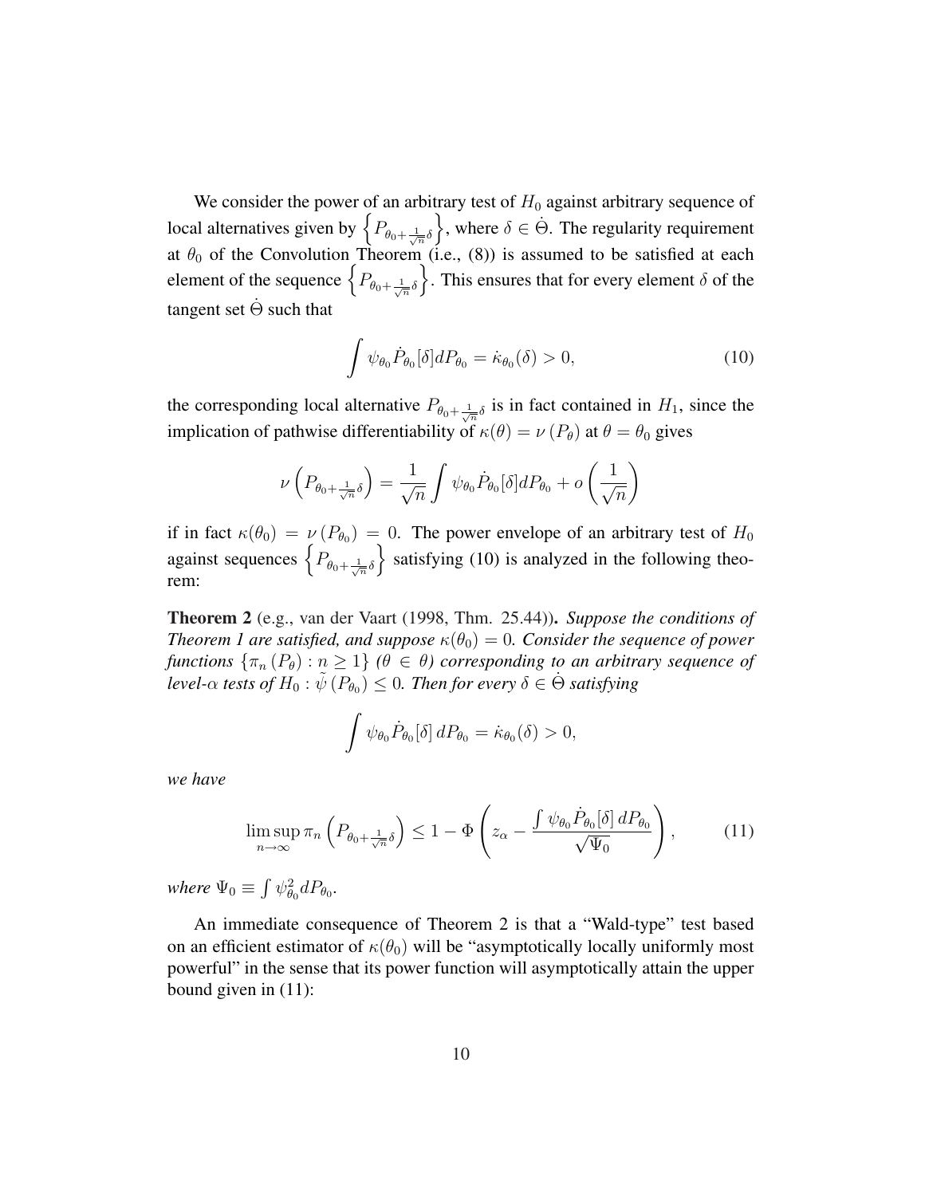We consider the power of an arbitrary test of $H_0$ against arbitrary sequence of local alternatives given by $\left\{P_{\theta_0+\frac{1}{\sqrt{n}}\delta}\right\}$, where $\delta \in \dot{\Theta}$. The regularity requirement at $\theta_0$ of the Convolution Theorem (i.e., (8)) is assumed to be satisfied at each element of the sequence $\left\{P_{\theta_0+\frac{1}{\sqrt{n}}\delta}\right\}$. This ensures that for every element $\delta$ of the tangent set $\dot{\Theta}$ such that

$$\int \psi_{\theta_0} \dot{P}_{\theta_0}[\delta] dP_{\theta_0} = \dot{\kappa}_{\theta_0}(\delta) > 0, \tag{10}$$

the corresponding local alternative $P_{\theta_0+\frac{1}{\sqrt{n}}\delta}$ is in fact contained in $H_1$, since the implication of pathwise differentiability of $\kappa(\theta) = \nu(P_\theta)$ at $\theta = \theta_0$ gives

$$\nu\left(P_{\theta_0+\frac{1}{\sqrt{n}}\delta}\right) = \frac{1}{\sqrt{n}} \int \psi_{\theta_0} \dot{P}_{\theta_0}[\delta] dP_{\theta_0} + o\left(\frac{1}{\sqrt{n}}\right)$$

if in fact $\kappa(\theta_0) = \nu(P_{\theta_0}) = 0$. The power envelope of an arbitrary test of $H_0$ against sequences $\left\{P_{\theta_0+\frac{1}{\sqrt{n}}\delta}\right\}$ satisfying (10) is analyzed in the following theorem:

**Theorem 2** (e.g., van der Vaart (1998, Thm. 25.44)). *Suppose the conditions of Theorem 1 are satisfied, and suppose $\kappa(\theta_0) = 0$. Consider the sequence of power functions $\{\pi_n(P_\theta) : n \geq 1\}$ ($\theta \in \theta$) corresponding to an arbitrary sequence of level-$\alpha$ tests of $H_0 : \tilde{\psi}(P_{\theta_0}) \leq 0$. Then for every $\delta \in \dot{\Theta}$ satisfying*

$$\int \psi_{\theta_0} \dot{P}_{\theta_0}[\delta] \, dP_{\theta_0} = \dot{\kappa}_{\theta_0}(\delta) > 0,$$

*we have*

$$\limsup_{n\to\infty} \pi_n\left(P_{\theta_0+\frac{1}{\sqrt{n}}\delta}\right) \leq 1 - \Phi\left(z_\alpha - \frac{\int \psi_{\theta_0} \dot{P}_{\theta_0}[\delta] \, dP_{\theta_0}}{\sqrt{\Psi_0}}\right), \tag{11}$$

*where $\Psi_0 \equiv \int \psi_{\theta_0}^2 dP_{\theta_0}$.*

An immediate consequence of Theorem 2 is that a "Wald-type" test based on an efficient estimator of $\kappa(\theta_0)$ will be "asymptotically locally uniformly most powerful" in the sense that its power function will asymptotically attain the upper bound given in (11):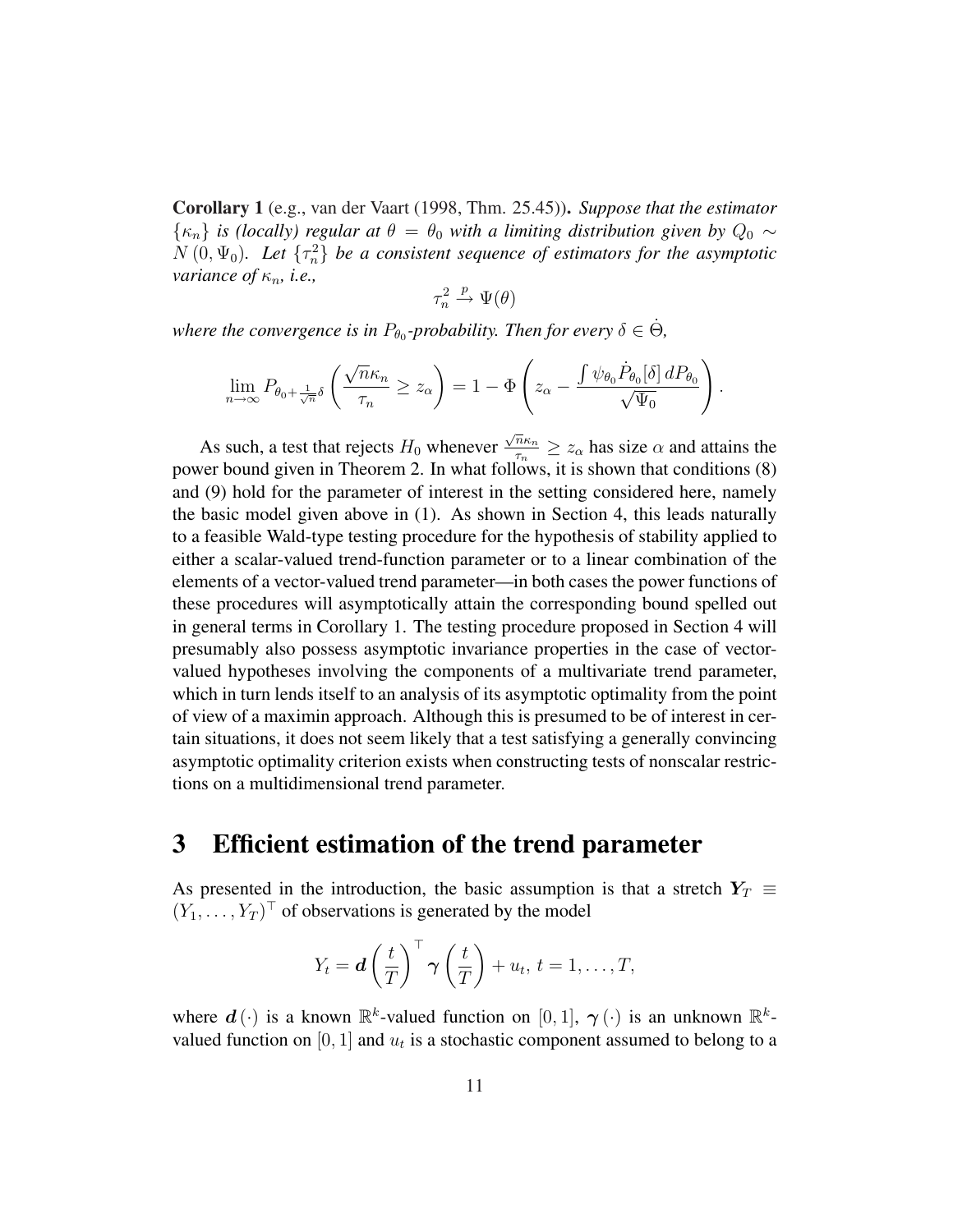**Corollary 1** (e.g., van der Vaart (1998, Thm. 25.45)). *Suppose that the estimator $\{\kappa_n\}$ is (locally) regular at $\theta = \theta_0$ with a limiting distribution given by $Q_0 \sim N(0, \Psi_0)$. Let $\{\tau_n^2\}$ be a consistent sequence of estimators for the asymptotic variance of $\kappa_n$, i.e.,*

$$\tau_n^2 \xrightarrow{p} \Psi(\theta)$$

*where the convergence is in $P_{\theta_0}$-probability. Then for every $\delta \in \dot{\Theta}$,*

$$\lim_{n\to\infty} P_{\theta_0 + \frac{1}{\sqrt{n}}\delta}\left(\frac{\sqrt{n}\kappa_n}{\tau_n} \geq z_\alpha\right) = 1 - \Phi\left(z_\alpha - \frac{\int \psi_{\theta_0} \dot{P}_{\theta_0}[\delta]\, dP_{\theta_0}}{\sqrt{\Psi_0}}\right).$$

As such, a test that rejects $H_0$ whenever $\frac{\sqrt{n}\kappa_n}{\tau_n} \geq z_\alpha$ has size $\alpha$ and attains the power bound given in Theorem 2. In what follows, it is shown that conditions (8) and (9) hold for the parameter of interest in the setting considered here, namely the basic model given above in (1). As shown in Section 4, this leads naturally to a feasible Wald-type testing procedure for the hypothesis of stability applied to either a scalar-valued trend-function parameter or to a linear combination of the elements of a vector-valued trend parameter—in both cases the power functions of these procedures will asymptotically attain the corresponding bound spelled out in general terms in Corollary 1. The testing procedure proposed in Section 4 will presumably also possess asymptotic invariance properties in the case of vector-valued hypotheses involving the components of a multivariate trend parameter, which in turn lends itself to an analysis of its asymptotic optimality from the point of view of a maximin approach. Although this is presumed to be of interest in certain situations, it does not seem likely that a test satisfying a generally convincing asymptotic optimality criterion exists when constructing tests of nonscalar restrictions on a multidimensional trend parameter.

# 3 Efficient estimation of the trend parameter

As presented in the introduction, the basic assumption is that a stretch $\boldsymbol{Y}_T \equiv (Y_1, \ldots, Y_T)^\top$ of observations is generated by the model

$$Y_t = \boldsymbol{d}\left(\frac{t}{T}\right)^\top \boldsymbol{\gamma}\left(\frac{t}{T}\right) + u_t,\ t = 1, \ldots, T,$$

where $\boldsymbol{d}(\cdot)$ is a known $\mathbb{R}^k$-valued function on $[0,1]$, $\boldsymbol{\gamma}(\cdot)$ is an unknown $\mathbb{R}^k$-valued function on $[0,1]$ and $u_t$ is a stochastic component assumed to belong to a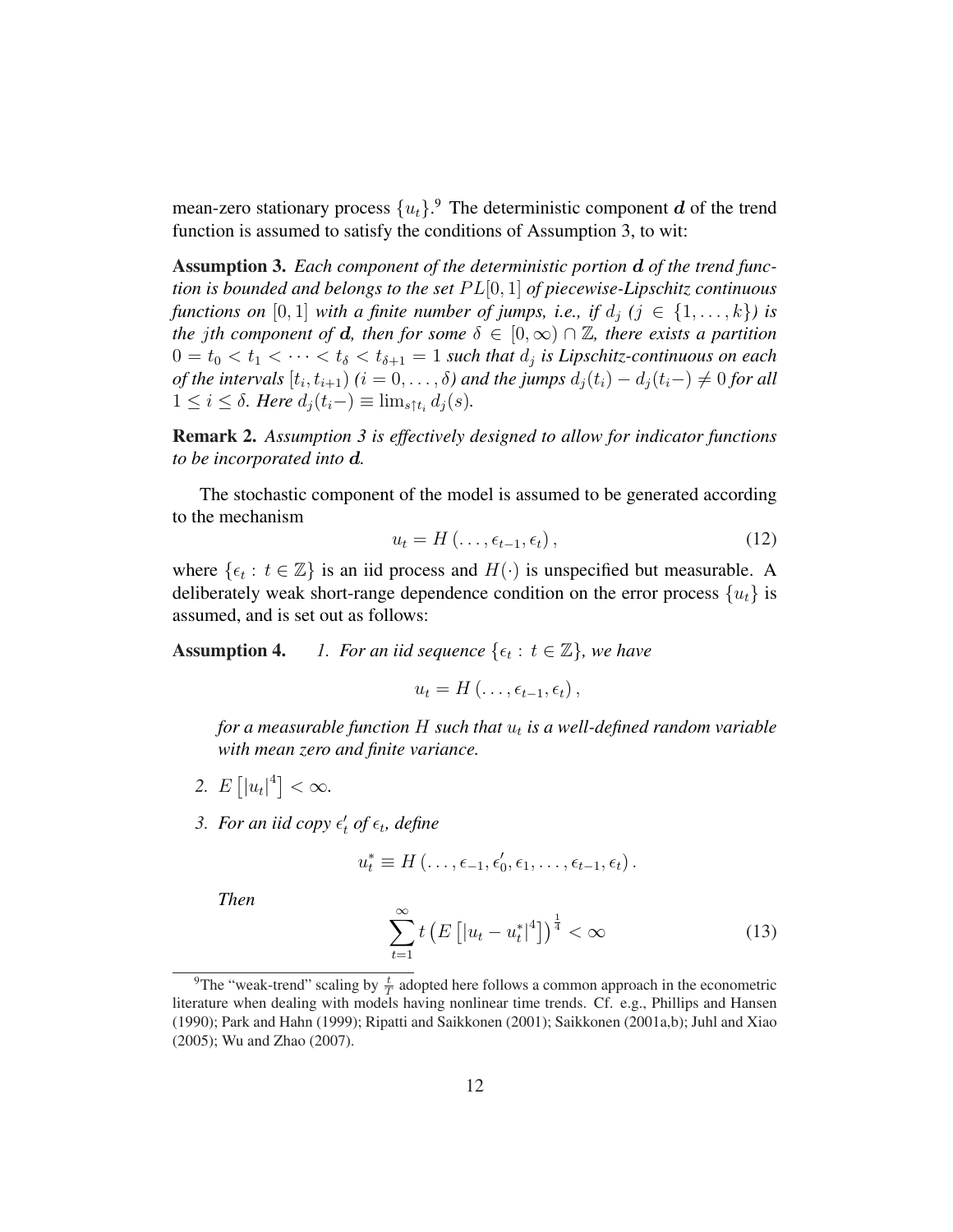mean-zero stationary process $\{u_t\}$.[9] The deterministic component $\boldsymbol{d}$ of the trend function is assumed to satisfy the conditions of Assumption 3, to wit:

**Assumption 3.** *Each component of the deterministic portion $\boldsymbol{d}$ of the trend function is bounded and belongs to the set $PL[0,1]$ of piecewise-Lipschitz continuous functions on $[0,1]$ with a finite number of jumps, i.e., if $d_j$ ($j \in \{1,\ldots,k\}$) is the $j$th component of $\boldsymbol{d}$, then for some $\delta \in [0,\infty) \cap \mathbb{Z}$, there exists a partition $0 = t_0 < t_1 < \cdots < t_\delta < t_{\delta+1} = 1$ such that $d_j$ is Lipschitz-continuous on each of the intervals $[t_i, t_{i+1})$ ($i = 0,\ldots,\delta$) and the jumps $d_j(t_i) - d_j(t_i-) \neq 0$ for all $1 \leq i \leq \delta$. Here $d_j(t_i-) \equiv \lim_{s \uparrow t_i} d_j(s)$.*

**Remark 2.** *Assumption 3 is effectively designed to allow for indicator functions to be incorporated into $\boldsymbol{d}$.*

The stochastic component of the model is assumed to be generated according to the mechanism

$$u_t = H\left(\ldots, \epsilon_{t-1}, \epsilon_t\right), \tag{12}$$

where $\{\epsilon_t : t \in \mathbb{Z}\}$ is an iid process and $H(\cdot)$ is unspecified but measurable. A deliberately weak short-range dependence condition on the error process $\{u_t\}$ is assumed, and is set out as follows:

**Assumption 4.**

1. *For an iid sequence $\{\epsilon_t : t \in \mathbb{Z}\}$, we have*

   $$u_t = H\left(\ldots, \epsilon_{t-1}, \epsilon_t\right),$$

   *for a measurable function $H$ such that $u_t$ is a well-defined random variable with mean zero and finite variance.*

2. $E\left[|u_t|^4\right] < \infty$.

3. *For an iid copy $\epsilon_t'$ of $\epsilon_t$, define*

   $$u_t^* \equiv H\left(\ldots, \epsilon_{-1}, \epsilon_0', \epsilon_1, \ldots, \epsilon_{t-1}, \epsilon_t\right).$$

   *Then*

   $$\sum_{t=1}^{\infty} t \left(E\left[|u_t - u_t^*|^4\right]\right)^{\frac{1}{4}} < \infty \tag{13}$$

[9] The "weak-trend" scaling by $\frac{t}{T}$ adopted here follows a common approach in the econometric literature when dealing with models having nonlinear time trends. Cf. e.g., Phillips and Hansen (1990); Park and Hahn (1999); Ripatti and Saikkonen (2001); Saikkonen (2001a,b); Juhl and Xiao (2005); Wu and Zhao (2007).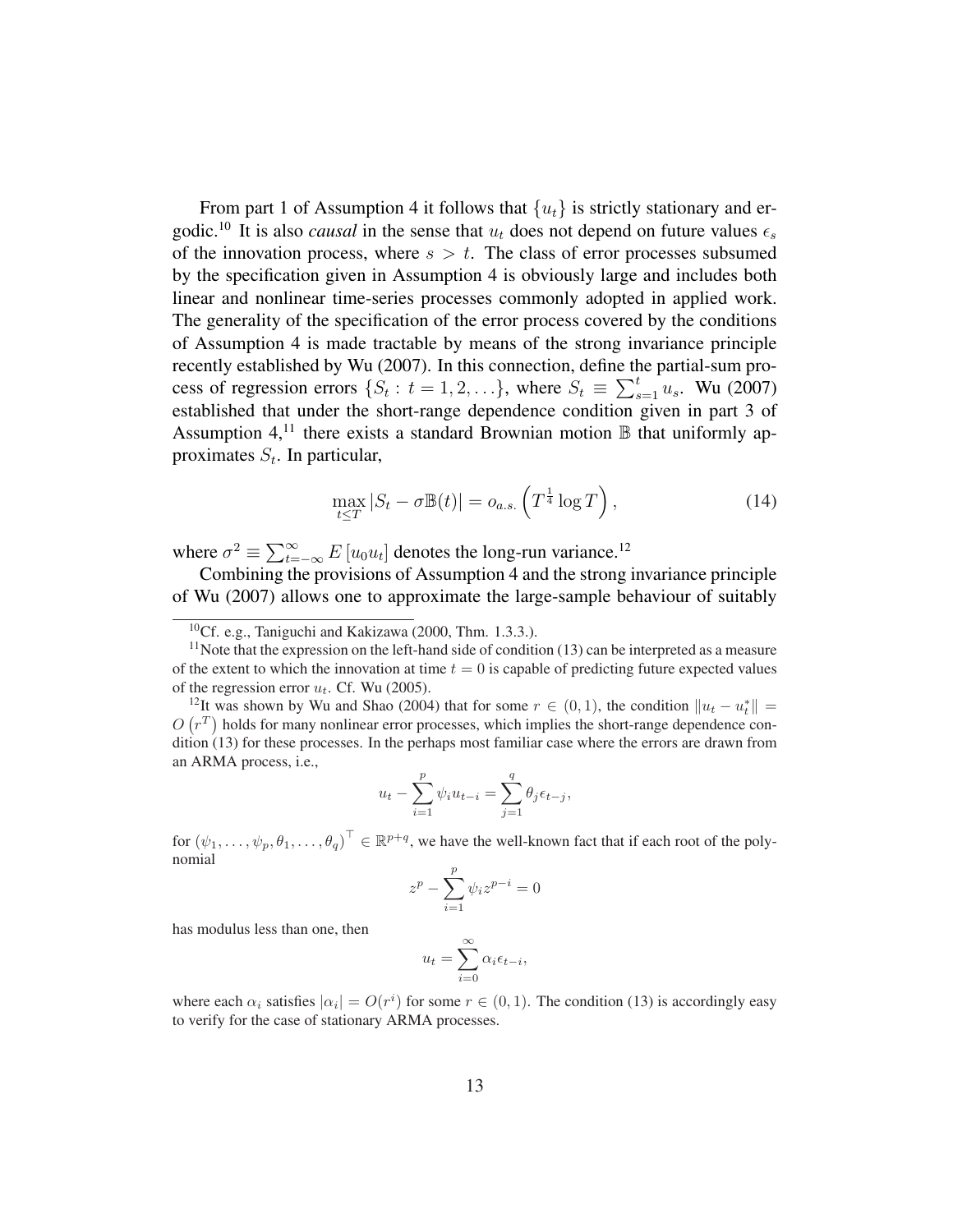From part 1 of Assumption 4 it follows that $\{u_t\}$ is strictly stationary and ergodic.[10] It is also *causal* in the sense that $u_t$ does not depend on future values $\epsilon_s$ of the innovation process, where $s > t$. The class of error processes subsumed by the specification given in Assumption 4 is obviously large and includes both linear and nonlinear time-series processes commonly adopted in applied work. The generality of the specification of the error process covered by the conditions of Assumption 4 is made tractable by means of the strong invariance principle recently established by Wu (2007). In this connection, define the partial-sum process of regression errors $\{S_t : t = 1, 2, \ldots\}$, where $S_t \equiv \sum_{s=1}^{t} u_s$. Wu (2007) established that under the short-range dependence condition given in part 3 of Assumption 4,[11] there exists a standard Brownian motion $\mathbb{B}$ that uniformly approximates $S_t$. In particular,

$$\max_{t \leq T} |S_t - \sigma \mathbb{B}(t)| = o_{a.s.}\left(T^{\frac{1}{4}} \log T\right), \tag{14}$$

where $\sigma^2 \equiv \sum_{t=-\infty}^{\infty} E[u_0 u_t]$ denotes the long-run variance.[12]

Combining the provisions of Assumption 4 and the strong invariance principle of Wu (2007) allows one to approximate the large-sample behaviour of suitably

---

[10] Cf. e.g., Taniguchi and Kakizawa (2000, Thm. 1.3.3.).

[11] Note that the expression on the left-hand side of condition (13) can be interpreted as a measure of the extent to which the innovation at time $t = 0$ is capable of predicting future expected values of the regression error $u_t$. Cf. Wu (2005).

[12] It was shown by Wu and Shao (2004) that for some $r \in (0, 1)$, the condition $\|u_t - u_t^*\| = O\left(r^T\right)$ holds for many nonlinear error processes, which implies the short-range dependence condition (13) for these processes. In the perhaps most familiar case where the errors are drawn from an ARMA process, i.e.,

$$u_t - \sum_{i=1}^{p} \psi_i u_{t-i} = \sum_{j=1}^{q} \theta_j \epsilon_{t-j},$$

for $(\psi_1, \ldots, \psi_p, \theta_1, \ldots, \theta_q)^\top \in \mathbb{R}^{p+q}$, we have the well-known fact that if each root of the polynomial

$$z^p - \sum_{i=1}^{p} \psi_i z^{p-i} = 0$$

has modulus less than one, then

$$u_t = \sum_{i=0}^{\infty} \alpha_i \epsilon_{t-i},$$

where each $\alpha_i$ satisfies $|\alpha_i| = O(r^i)$ for some $r \in (0, 1)$. The condition (13) is accordingly easy to verify for the case of stationary ARMA processes.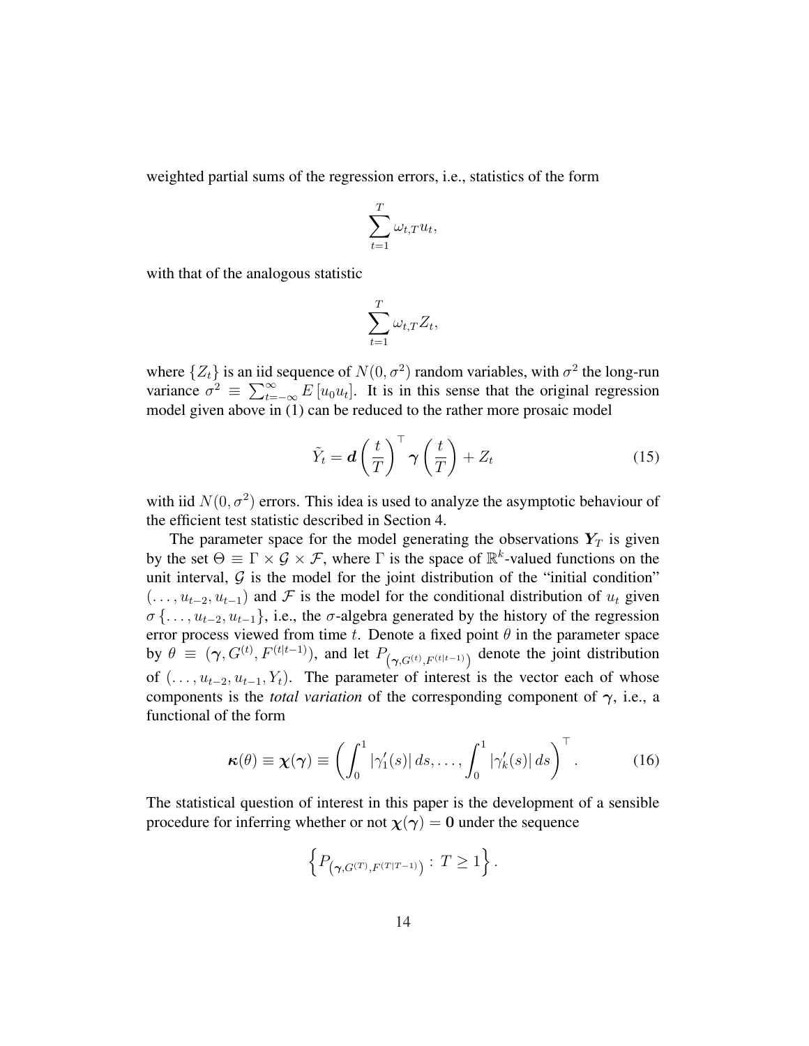weighted partial sums of the regression errors, i.e., statistics of the form

$$\sum_{t=1}^{T} \omega_{t,T} u_t,$$

with that of the analogous statistic

$$\sum_{t=1}^{T} \omega_{t,T} Z_t,$$

where $\{Z_t\}$ is an iid sequence of $N(0, \sigma^2)$ random variables, with $\sigma^2$ the long-run variance $\sigma^2 \equiv \sum_{t=-\infty}^{\infty} E[u_0 u_t]$. It is in this sense that the original regression model given above in (1) can be reduced to the rather more prosaic model

$$\tilde{Y}_t = \boldsymbol{d}\left(\frac{t}{T}\right)^{\top} \boldsymbol{\gamma}\left(\frac{t}{T}\right) + Z_t \tag{15}$$

with iid $N(0, \sigma^2)$ errors. This idea is used to analyze the asymptotic behaviour of the efficient test statistic described in Section 4.

The parameter space for the model generating the observations $\boldsymbol{Y}_T$ is given by the set $\Theta \equiv \Gamma \times \mathcal{G} \times \mathcal{F}$, where $\Gamma$ is the space of $\mathbb{R}^k$-valued functions on the unit interval, $\mathcal{G}$ is the model for the joint distribution of the "initial condition" $(\ldots, u_{t-2}, u_{t-1})$ and $\mathcal{F}$ is the model for the conditional distribution of $u_t$ given $\sigma\{\ldots, u_{t-2}, u_{t-1}\}$, i.e., the $\sigma$-algebra generated by the history of the regression error process viewed from time $t$. Denote a fixed point $\theta$ in the parameter space by $\theta \equiv (\boldsymbol{\gamma}, G^{(t)}, F^{(t|t-1)})$, and let $P_{\left(\boldsymbol{\gamma}, G^{(t)}, F^{(t|t-1)}\right)}$ denote the joint distribution of $(\ldots, u_{t-2}, u_{t-1}, Y_t)$. The parameter of interest is the vector each of whose components is the *total variation* of the corresponding component of $\boldsymbol{\gamma}$, i.e., a functional of the form

$$\boldsymbol{\kappa}(\theta) \equiv \boldsymbol{\chi}(\boldsymbol{\gamma}) \equiv \left(\int_0^1 |\gamma_1'(s)|\, ds, \ldots, \int_0^1 |\gamma_k'(s)|\, ds\right)^{\top}. \tag{16}$$

The statistical question of interest in this paper is the development of a sensible procedure for inferring whether or not $\boldsymbol{\chi}(\boldsymbol{\gamma}) = \mathbf{0}$ under the sequence

$$\left\{P_{\left(\boldsymbol{\gamma}, G^{(T)}, F^{(T|T-1)}\right)} : T \geq 1\right\}.$$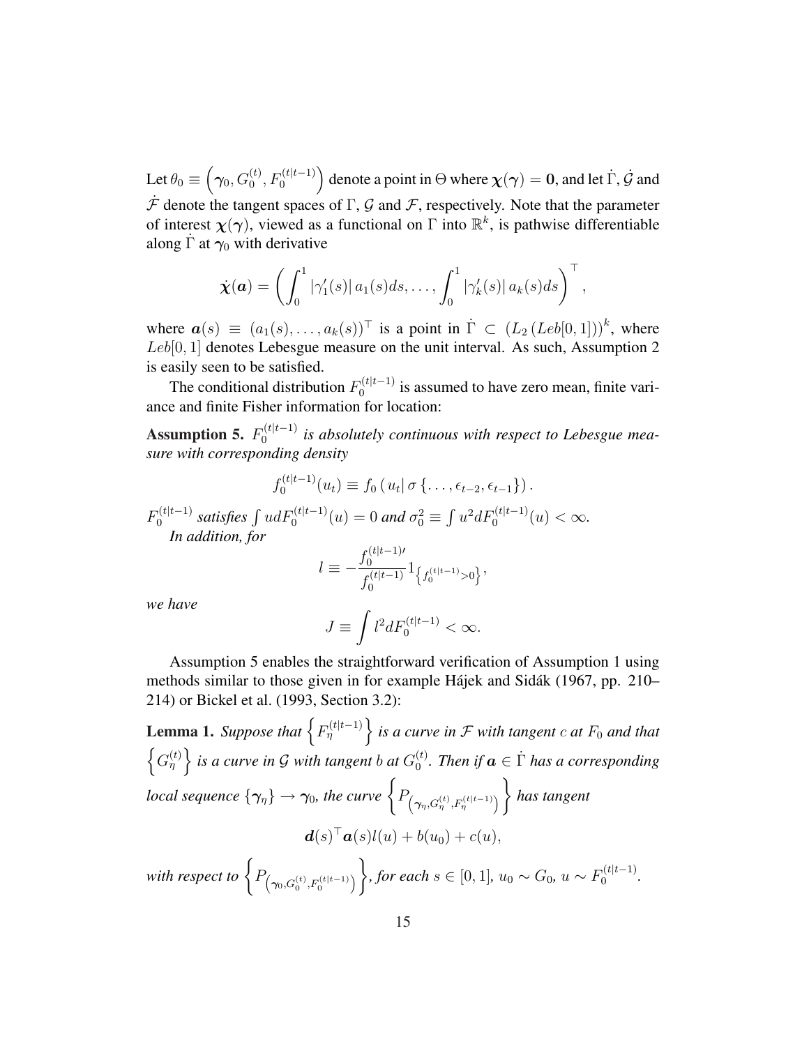Let $\theta_0 \equiv \left(\boldsymbol{\gamma}_0, G_0^{(t)}, F_0^{(t|t-1)}\right)$ denote a point in $\Theta$ where $\boldsymbol{\chi}(\boldsymbol{\gamma}) = \mathbf{0}$, and let $\dot{\Gamma}$, $\dot{\mathcal{G}}$ and $\dot{\mathcal{F}}$ denote the tangent spaces of $\Gamma$, $\mathcal{G}$ and $\mathcal{F}$, respectively. Note that the parameter of interest $\boldsymbol{\chi}(\boldsymbol{\gamma})$, viewed as a functional on $\Gamma$ into $\mathbb{R}^k$, is pathwise differentiable along $\dot{\Gamma}$ at $\boldsymbol{\gamma}_0$ with derivative

$$\dot{\boldsymbol{\chi}}(\boldsymbol{a}) = \left(\int_0^1 |\gamma_1'(s)|\, a_1(s)ds, \ldots, \int_0^1 |\gamma_k'(s)|\, a_k(s)ds\right)^\top,$$

where $\boldsymbol{a}(s) \equiv (a_1(s), \ldots, a_k(s))^\top$ is a point in $\dot{\Gamma} \subset (L_2(Leb[0,1]))^k$, where $Leb[0,1]$ denotes Lebesgue measure on the unit interval. As such, Assumption 2 is easily seen to be satisfied.

The conditional distribution $F_0^{(t|t-1)}$ is assumed to have zero mean, finite variance and finite Fisher information for location:

**Assumption 5.** *$F_0^{(t|t-1)}$ is absolutely continuous with respect to Lebesgue measure with corresponding density*

$$f_0^{(t|t-1)}(u_t) \equiv f_0\left(u_t | \sigma\{\ldots, \epsilon_{t-2}, \epsilon_{t-1}\}\right).$$

*$F_0^{(t|t-1)}$ satisfies $\int u dF_0^{(t|t-1)}(u) = 0$ and $\sigma_0^2 \equiv \int u^2 dF_0^{(t|t-1)}(u) < \infty$.*

*In addition, for*

$$l \equiv -\frac{f_0^{(t|t-1)\prime}}{f_0^{(t|t-1)}} 1_{\left\{f_0^{(t|t-1)} > 0\right\}},$$

*we have*

$$J \equiv \int l^2 dF_0^{(t|t-1)} < \infty.$$

Assumption 5 enables the straightforward verification of Assumption 1 using methods similar to those given in for example Hájek and Sidák (1967, pp. 210–214) or Bickel et al. (1993, Section 3.2):

**Lemma 1.** *Suppose that $\left\{F_\eta^{(t|t-1)}\right\}$ is a curve in $\mathcal{F}$ with tangent $c$ at $F_0$ and that $\left\{G_\eta^{(t)}\right\}$ is a curve in $\mathcal{G}$ with tangent $b$ at $G_0^{(t)}$. Then if $\boldsymbol{a} \in \dot{\Gamma}$ has a corresponding local sequence $\{\boldsymbol{\gamma}_\eta\} \to \boldsymbol{\gamma}_0$, the curve $\left\{P_{\left(\boldsymbol{\gamma}_\eta, G_\eta^{(t)}, F_\eta^{(t|t-1)}\right)}\right\}$ has tangent*

$$\boldsymbol{d}(s)^\top \boldsymbol{a}(s) l(u) + b(u_0) + c(u),$$

*with respect to $\left\{P_{\left(\boldsymbol{\gamma}_0, G_0^{(t)}, F_0^{(t|t-1)}\right)}\right\}$, for each $s \in [0,1]$, $u_0 \sim G_0$, $u \sim F_0^{(t|t-1)}$.*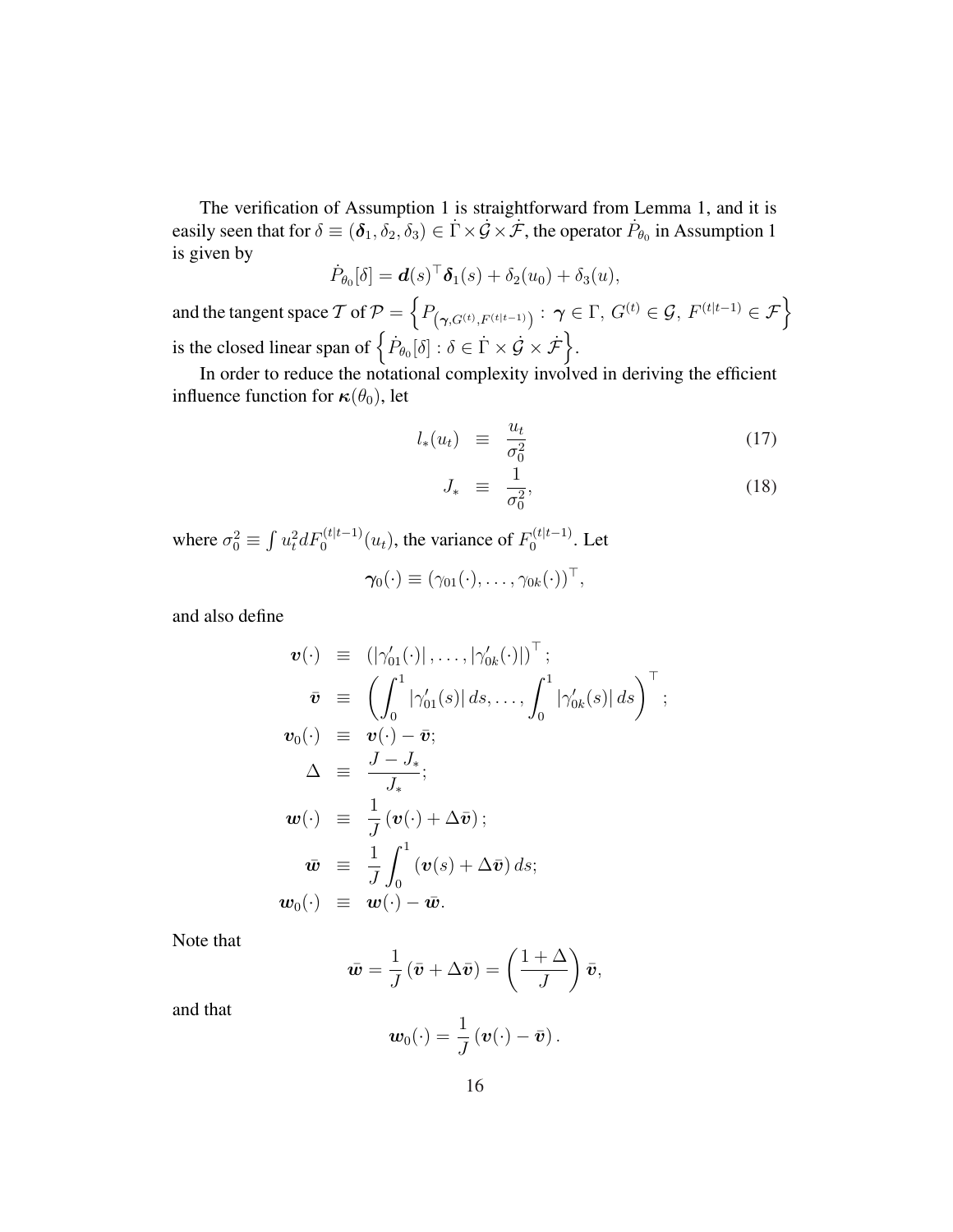The verification of Assumption 1 is straightforward from Lemma 1, and it is easily seen that for $\delta \equiv (\boldsymbol{\delta}_1, \delta_2, \delta_3) \in \dot{\Gamma} \times \dot{\mathcal{G}} \times \dot{\mathcal{F}}$, the operator $\dot{P}_{\theta_0}$ in Assumption 1 is given by

$$\dot{P}_{\theta_0}[\delta] = \boldsymbol{d}(s)^\top \boldsymbol{\delta}_1(s) + \delta_2(u_0) + \delta_3(u),$$

and the tangent space $\mathcal{T}$ of $\mathcal{P} = \left\{ P_{\left(\boldsymbol{\gamma}, G^{(t)}, F^{(t|t-1)}\right)} : \boldsymbol{\gamma} \in \Gamma,\ G^{(t)} \in \mathcal{G},\ F^{(t|t-1)} \in \mathcal{F} \right\}$ is the closed linear span of $\left\{ \dot{P}_{\theta_0}[\delta] : \delta \in \dot{\Gamma} \times \dot{\mathcal{G}} \times \dot{\mathcal{F}} \right\}$.

In order to reduce the notational complexity involved in deriving the efficient influence function for $\boldsymbol{\kappa}(\theta_0)$, let

$$l_*(u_t) \equiv \frac{u_t}{\sigma_0^2} \tag{17}$$

$$J_* \equiv \frac{1}{\sigma_0^2}, \tag{18}$$

where $\sigma_0^2 \equiv \int u_t^2 dF_0^{(t|t-1)}(u_t)$, the variance of $F_0^{(t|t-1)}$. Let

$$\boldsymbol{\gamma}_0(\cdot) \equiv (\gamma_{01}(\cdot), \ldots, \gamma_{0k}(\cdot))^\top,$$

and also define

$$\begin{aligned}
\boldsymbol{v}(\cdot) &\equiv \left(\left|\gamma_{01}'(\cdot)\right|, \ldots, \left|\gamma_{0k}'(\cdot)\right|\right)^\top; \\
\bar{\boldsymbol{v}} &\equiv \left(\int_0^1 \left|\gamma_{01}'(s)\right| ds, \ldots, \int_0^1 \left|\gamma_{0k}'(s)\right| ds\right)^\top; \\
\boldsymbol{v}_0(\cdot) &\equiv \boldsymbol{v}(\cdot) - \bar{\boldsymbol{v}}; \\
\Delta &\equiv \frac{J - J_*}{J_*}; \\
\boldsymbol{w}(\cdot) &\equiv \frac{1}{J}\left(\boldsymbol{v}(\cdot) + \Delta \bar{\boldsymbol{v}}\right); \\
\bar{\boldsymbol{w}} &\equiv \frac{1}{J}\int_0^1 \left(\boldsymbol{v}(s) + \Delta \bar{\boldsymbol{v}}\right) ds; \\
\boldsymbol{w}_0(\cdot) &\equiv \boldsymbol{w}(\cdot) - \bar{\boldsymbol{w}}.
\end{aligned}$$

Note that

$$\bar{\boldsymbol{w}} = \frac{1}{J}\left(\bar{\boldsymbol{v}} + \Delta \bar{\boldsymbol{v}}\right) = \left(\frac{1 + \Delta}{J}\right) \bar{\boldsymbol{v}},$$

and that

$$\boldsymbol{w}_0(\cdot) = \frac{1}{J}\left(\boldsymbol{v}(\cdot) - \bar{\boldsymbol{v}}\right).$$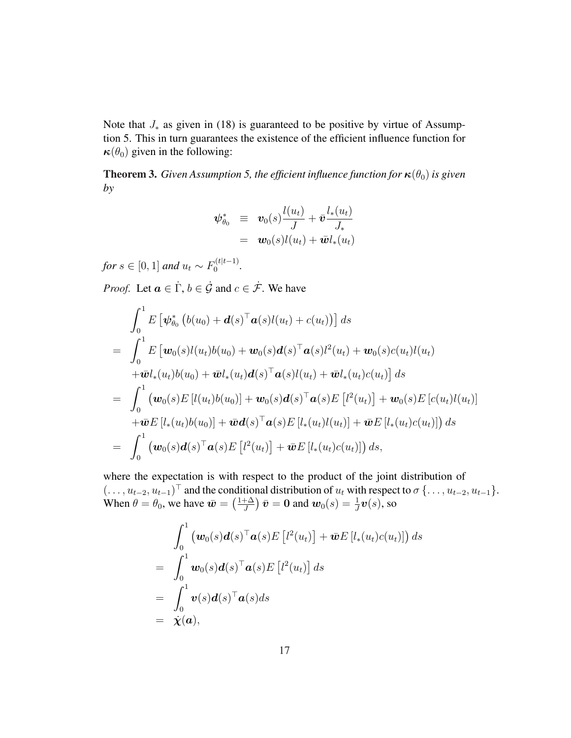Note that $J_*$ as given in (18) is guaranteed to be positive by virtue of Assumption 5. This in turn guarantees the existence of the efficient influence function for $\boldsymbol{\kappa}(\theta_0)$ given in the following:

**Theorem 3.** *Given Assumption 5, the efficient influence function for $\boldsymbol{\kappa}(\theta_0)$ is given by*

$$
\begin{aligned}
\boldsymbol{\psi}^*_{\theta_0} &\equiv \boldsymbol{v}_0(s)\frac{l(u_t)}{J} + \bar{\boldsymbol{v}}\frac{l_*(u_t)}{J_*} \\
&= \boldsymbol{w}_0(s)l(u_t) + \bar{\boldsymbol{w}}l_*(u_t)
\end{aligned}
$$

*for $s \in [0,1]$ and $u_t \sim F_0^{(t|t-1)}$.*

*Proof.* Let $\boldsymbol{a} \in \dot{\Gamma}$, $b \in \dot{\mathcal{G}}$ and $c \in \dot{\mathcal{F}}$. We have

$$
\begin{aligned}
& \int_0^1 E\left[\boldsymbol{\psi}^*_{\theta_0}\left(b(u_0) + \boldsymbol{d}(s)^\top \boldsymbol{a}(s) l(u_t) + c(u_t)\right)\right] ds \\
=\ & \int_0^1 E\left[\boldsymbol{w}_0(s)l(u_t)b(u_0) + \boldsymbol{w}_0(s)\boldsymbol{d}(s)^\top \boldsymbol{a}(s)l^2(u_t) + \boldsymbol{w}_0(s)c(u_t)l(u_t)\right. \\
& \left. + \bar{\boldsymbol{w}}l_*(u_t)b(u_0) + \bar{\boldsymbol{w}}l_*(u_t)\boldsymbol{d}(s)^\top \boldsymbol{a}(s)l(u_t) + \bar{\boldsymbol{w}}l_*(u_t)c(u_t)\right] ds \\
=\ & \int_0^1 \left(\boldsymbol{w}_0(s)E\left[l(u_t)b(u_0)\right] + \boldsymbol{w}_0(s)\boldsymbol{d}(s)^\top \boldsymbol{a}(s)E\left[l^2(u_t)\right] + \boldsymbol{w}_0(s)E\left[c(u_t)l(u_t)\right]\right. \\
& \left. + \bar{\boldsymbol{w}}E\left[l_*(u_t)b(u_0)\right] + \bar{\boldsymbol{w}}\boldsymbol{d}(s)^\top \boldsymbol{a}(s)E\left[l_*(u_t)l(u_t)\right] + \bar{\boldsymbol{w}}E\left[l_*(u_t)c(u_t)\right]\right) ds \\
=\ & \int_0^1 \left(\boldsymbol{w}_0(s)\boldsymbol{d}(s)^\top \boldsymbol{a}(s)E\left[l^2(u_t)\right] + \bar{\boldsymbol{w}}E\left[l_*(u_t)c(u_t)\right]\right) ds,
\end{aligned}
$$

where the expectation is with respect to the product of the joint distribution of $(\ldots, u_{t-2}, u_{t-1})^\top$ and the conditional distribution of $u_t$ with respect to $\sigma\{\ldots, u_{t-2}, u_{t-1}\}$. When $\theta = \theta_0$, we have $\bar{\boldsymbol{w}} = \left(\frac{1+\Delta}{J}\right)\bar{\boldsymbol{v}} = \boldsymbol{0}$ and $\boldsymbol{w}_0(s) = \frac{1}{J}\boldsymbol{v}(s)$, so

$$
\begin{aligned}
& \int_0^1 \left(\boldsymbol{w}_0(s)\boldsymbol{d}(s)^\top \boldsymbol{a}(s)E\left[l^2(u_t)\right] + \bar{\boldsymbol{w}}E\left[l_*(u_t)c(u_t)\right]\right) ds \\
=\ & \int_0^1 \boldsymbol{w}_0(s)\boldsymbol{d}(s)^\top \boldsymbol{a}(s)E\left[l^2(u_t)\right] ds \\
=\ & \int_0^1 \boldsymbol{v}(s)\boldsymbol{d}(s)^\top \boldsymbol{a}(s) ds \\
=\ & \dot{\boldsymbol{\chi}}(\boldsymbol{a}),
\end{aligned}
$$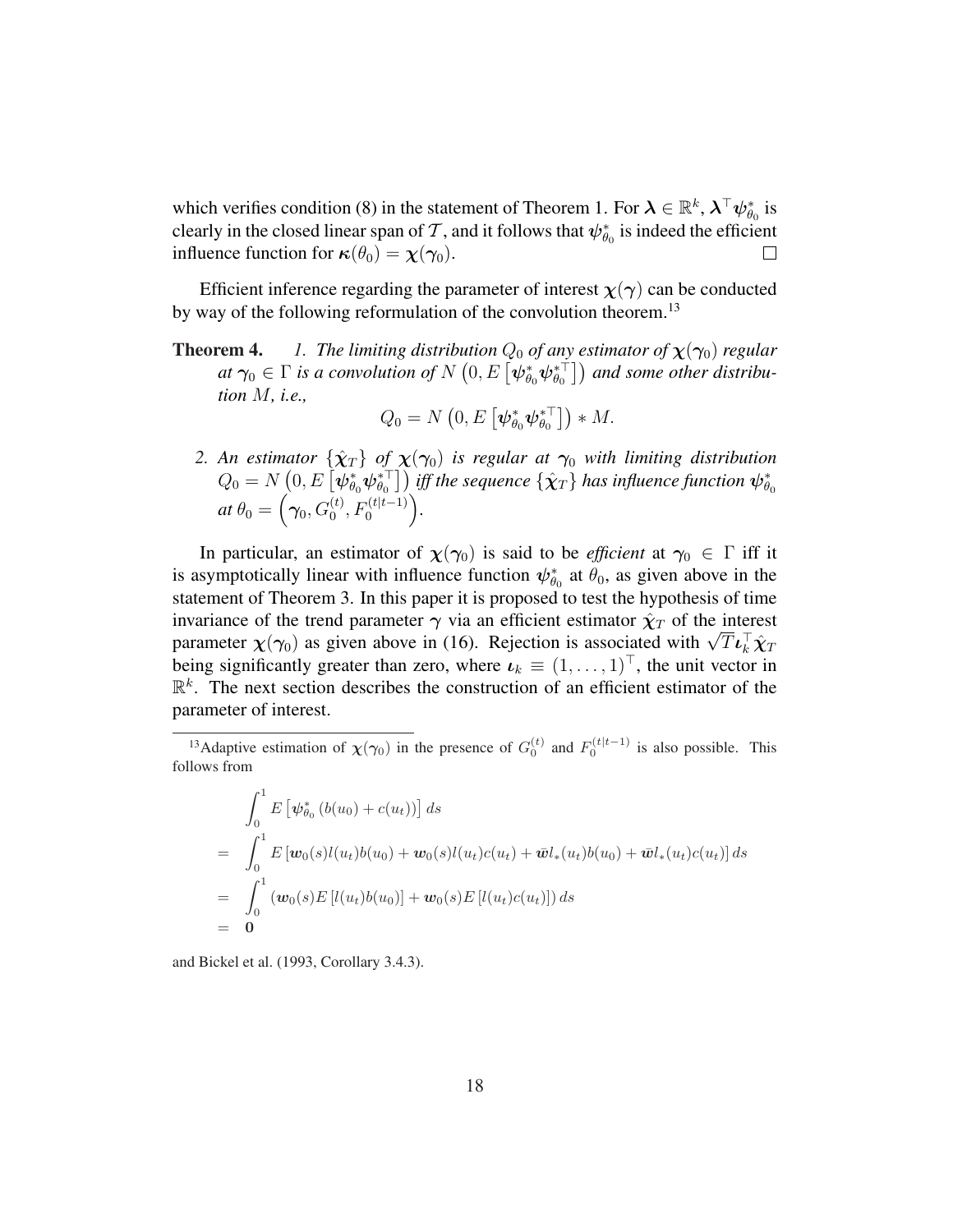which verifies condition (8) in the statement of Theorem 1. For $\boldsymbol{\lambda} \in \mathbb{R}^k$, $\boldsymbol{\lambda}^\top \boldsymbol{\psi}^*_{\theta_0}$ is clearly in the closed linear span of $\mathcal{T}$, and it follows that $\boldsymbol{\psi}^*_{\theta_0}$ is indeed the efficient influence function for $\boldsymbol{\kappa}(\theta_0) = \boldsymbol{\chi}(\boldsymbol{\gamma}_0)$. □

Efficient inference regarding the parameter of interest $\boldsymbol{\chi}(\boldsymbol{\gamma})$ can be conducted by way of the following reformulation of the convolution theorem.[13]

**Theorem 4.** *1. The limiting distribution $Q_0$ of any estimator of $\boldsymbol{\chi}(\boldsymbol{\gamma}_0)$ regular at $\boldsymbol{\gamma}_0 \in \Gamma$ is a convolution of $N\left(0, E\left[\boldsymbol{\psi}^*_{\theta_0}\boldsymbol{\psi}^{*\top}_{\theta_0}\right]\right)$ and some other distribution $M$, i.e.,*

$$Q_0 = N\left(0, E\left[\boldsymbol{\psi}^*_{\theta_0}\boldsymbol{\psi}^{*\top}_{\theta_0}\right]\right) * M.$$

*2. An estimator $\{\hat{\boldsymbol{\chi}}_T\}$ of $\boldsymbol{\chi}(\boldsymbol{\gamma}_0)$ is regular at $\boldsymbol{\gamma}_0$ with limiting distribution $Q_0 = N\left(0, E\left[\boldsymbol{\psi}^*_{\theta_0}\boldsymbol{\psi}^{*\top}_{\theta_0}\right]\right)$ iff the sequence $\{\hat{\boldsymbol{\chi}}_T\}$ has influence function $\boldsymbol{\psi}^*_{\theta_0}$ at $\theta_0 = \left(\boldsymbol{\gamma}_0, G_0^{(t)}, F_0^{(t|t-1)}\right)$.*

In particular, an estimator of $\boldsymbol{\chi}(\boldsymbol{\gamma}_0)$ is said to be *efficient* at $\boldsymbol{\gamma}_0 \in \Gamma$ iff it is asymptotically linear with influence function $\boldsymbol{\psi}^*_{\theta_0}$ at $\theta_0$, as given above in the statement of Theorem 3. In this paper it is proposed to test the hypothesis of time invariance of the trend parameter $\boldsymbol{\gamma}$ via an efficient estimator $\hat{\boldsymbol{\chi}}_T$ of the interest parameter $\boldsymbol{\chi}(\boldsymbol{\gamma}_0)$ as given above in (16). Rejection is associated with $\sqrt{T}\boldsymbol{\iota}_k^\top \hat{\boldsymbol{\chi}}_T$ being significantly greater than zero, where $\boldsymbol{\iota}_k \equiv (1, \ldots, 1)^\top$, the unit vector in $\mathbb{R}^k$. The next section describes the construction of an efficient estimator of the parameter of interest.

[13] Adaptive estimation of $\boldsymbol{\chi}(\boldsymbol{\gamma}_0)$ in the presence of $G_0^{(t)}$ and $F_0^{(t|t-1)}$ is also possible. This follows from

$$\begin{aligned}
& \int_0^1 E\left[\boldsymbol{\psi}^*_{\theta_0}\left(b(u_0) + c(u_t)\right)\right] ds \\
= & \int_0^1 E\left[\boldsymbol{w}_0(s) l(u_t) b(u_0) + \boldsymbol{w}_0(s) l(u_t) c(u_t) + \bar{\boldsymbol{w}} l_*(u_t) b(u_0) + \bar{\boldsymbol{w}} l_*(u_t) c(u_t)\right] ds \\
= & \int_0^1 \left(\boldsymbol{w}_0(s) E\left[l(u_t) b(u_0)\right] + \boldsymbol{w}_0(s) E\left[l(u_t) c(u_t)\right]\right) ds \\
= & \ \mathbf{0}
\end{aligned}$$

and Bickel et al. (1993, Corollary 3.4.3).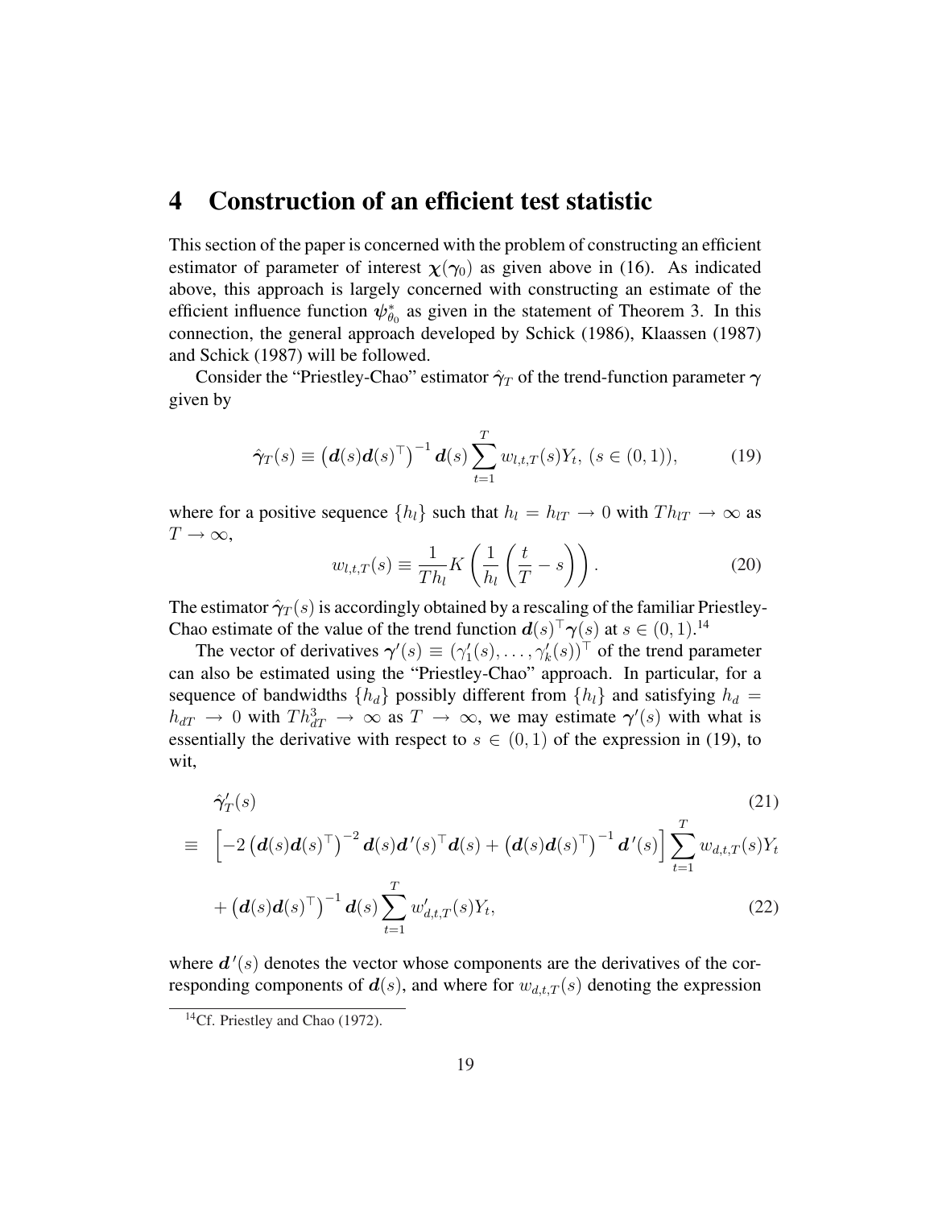# 4 Construction of an efficient test statistic

This section of the paper is concerned with the problem of constructing an efficient estimator of parameter of interest $\boldsymbol{\chi}(\boldsymbol{\gamma}_0)$ as given above in (16). As indicated above, this approach is largely concerned with constructing an estimate of the efficient influence function $\boldsymbol{\psi}^*_{\theta_0}$ as given in the statement of Theorem 3. In this connection, the general approach developed by Schick (1986), Klaassen (1987) and Schick (1987) will be followed.

Consider the "Priestley-Chao" estimator $\hat{\boldsymbol{\gamma}}_T$ of the trend-function parameter $\boldsymbol{\gamma}$ given by

$$\hat{\boldsymbol{\gamma}}_T(s) \equiv \left(\boldsymbol{d}(s)\boldsymbol{d}(s)^\top\right)^{-1} \boldsymbol{d}(s) \sum_{t=1}^{T} w_{l,t,T}(s) Y_t, \; (s \in (0,1)), \tag{19}$$

where for a positive sequence $\{h_l\}$ such that $h_l = h_{lT} \to 0$ with $Th_{lT} \to \infty$ as $T \to \infty$,

$$w_{l,t,T}(s) \equiv \frac{1}{Th_l} K\left(\frac{1}{h_l}\left(\frac{t}{T} - s\right)\right). \tag{20}$$

The estimator $\hat{\boldsymbol{\gamma}}_T(s)$ is accordingly obtained by a rescaling of the familiar Priestley-Chao estimate of the value of the trend function $\boldsymbol{d}(s)^\top \boldsymbol{\gamma}(s)$ at $s \in (0,1)$.[14]

The vector of derivatives $\boldsymbol{\gamma}'(s) \equiv (\gamma'_1(s), \ldots, \gamma'_k(s))^\top$ of the trend parameter can also be estimated using the "Priestley-Chao" approach. In particular, for a sequence of bandwidths $\{h_d\}$ possibly different from $\{h_l\}$ and satisfying $h_d = h_{dT} \to 0$ with $Th^3_{dT} \to \infty$ as $T \to \infty$, we may estimate $\boldsymbol{\gamma}'(s)$ with what is essentially the derivative with respect to $s \in (0,1)$ of the expression in (19), to wit,

$$\begin{aligned}
& \hat{\boldsymbol{\gamma}}'_T(s) && (21) \\
\equiv \; & \left[-2\left(\boldsymbol{d}(s)\boldsymbol{d}(s)^\top\right)^{-2} \boldsymbol{d}(s)\boldsymbol{d}'(s)^\top \boldsymbol{d}(s) + \left(\boldsymbol{d}(s)\boldsymbol{d}(s)^\top\right)^{-1} \boldsymbol{d}'(s)\right] \sum_{t=1}^{T} w_{d,t,T}(s) Y_t \\
& + \left(\boldsymbol{d}(s)\boldsymbol{d}(s)^\top\right)^{-1} \boldsymbol{d}(s) \sum_{t=1}^{T} w'_{d,t,T}(s) Y_t, && (22)
\end{aligned}$$

where $\boldsymbol{d}'(s)$ denotes the vector whose components are the derivatives of the corresponding components of $\boldsymbol{d}(s)$, and where for $w_{d,t,T}(s)$ denoting the expression

[14] Cf. Priestley and Chao (1972).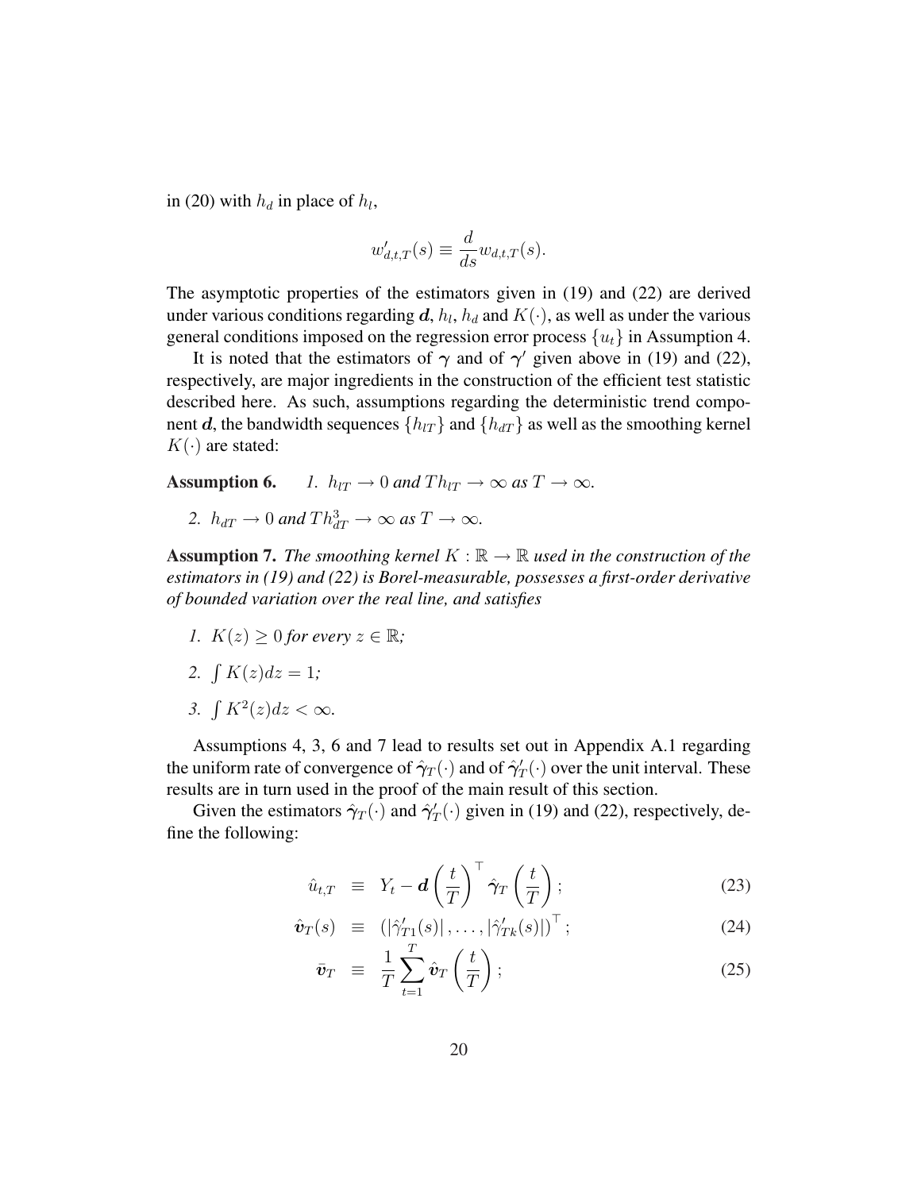in (20) with $h_d$ in place of $h_l$,

$$w'_{d,t,T}(s) \equiv \frac{d}{ds} w_{d,t,T}(s).$$

The asymptotic properties of the estimators given in (19) and (22) are derived under various conditions regarding $\boldsymbol{d}$, $h_l$, $h_d$ and $K(\cdot)$, as well as under the various general conditions imposed on the regression error process $\{u_t\}$ in Assumption 4.

It is noted that the estimators of $\boldsymbol{\gamma}$ and of $\boldsymbol{\gamma}'$ given above in (19) and (22), respectively, are major ingredients in the construction of the efficient test statistic described here. As such, assumptions regarding the deterministic trend component $\boldsymbol{d}$, the bandwidth sequences $\{h_{lT}\}$ and $\{h_{dT}\}$ as well as the smoothing kernel $K(\cdot)$ are stated:

**Assumption 6.** *1. $h_{lT} \to 0$ and $Th_{lT} \to \infty$ as $T \to \infty$.*

*2. $h_{dT} \to 0$ and $Th_{dT}^3 \to \infty$ as $T \to \infty$.*

**Assumption 7.** *The smoothing kernel $K : \mathbb{R} \to \mathbb{R}$ used in the construction of the estimators in (19) and (22) is Borel-measurable, possesses a first-order derivative of bounded variation over the real line, and satisfies*

1. *$K(z) \geq 0$ for every $z \in \mathbb{R}$;*
2. *$\int K(z)dz = 1$;*
3. *$\int K^2(z)dz < \infty$.*

Assumptions 4, 3, 6 and 7 lead to results set out in Appendix A.1 regarding the uniform rate of convergence of $\hat{\boldsymbol{\gamma}}_T(\cdot)$ and of $\hat{\boldsymbol{\gamma}}'_T(\cdot)$ over the unit interval. These results are in turn used in the proof of the main result of this section.

Given the estimators $\hat{\boldsymbol{\gamma}}_T(\cdot)$ and $\hat{\boldsymbol{\gamma}}'_T(\cdot)$ given in (19) and (22), respectively, define the following:

$$\hat{u}_{t,T} \equiv Y_t - \boldsymbol{d}\left(\frac{t}{T}\right)^\top \hat{\boldsymbol{\gamma}}_T\left(\frac{t}{T}\right); \tag{23}$$

$$\hat{\boldsymbol{v}}_T(s) \equiv \left(\left|\hat{\gamma}'_{T1}(s)\right|, \ldots, \left|\hat{\gamma}'_{Tk}(s)\right|\right)^\top; \tag{24}$$

$$\bar{\boldsymbol{v}}_T \equiv \frac{1}{T}\sum_{t=1}^{T} \hat{\boldsymbol{v}}_T\left(\frac{t}{T}\right); \tag{25}$$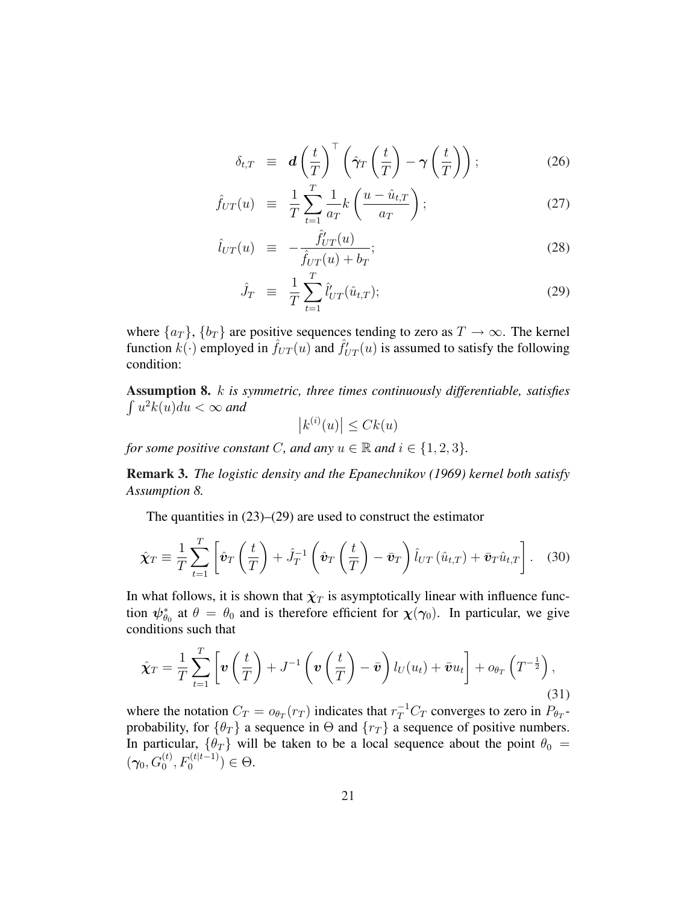$$\delta_{t,T} \equiv \boldsymbol{d}\left(\frac{t}{T}\right)^{\top}\left(\hat{\boldsymbol{\gamma}}_T\left(\frac{t}{T}\right) - \boldsymbol{\gamma}\left(\frac{t}{T}\right)\right); \tag{26}$$

$$\hat{f}_{UT}(u) \equiv \frac{1}{T}\sum_{t=1}^{T}\frac{1}{a_T}k\left(\frac{u - \hat{u}_{t,T}}{a_T}\right); \tag{27}$$

$$\hat{l}_{UT}(u) \equiv -\frac{\hat{f}'_{UT}(u)}{\hat{f}_{UT}(u) + b_T}; \tag{28}$$

$$\hat{J}_T \equiv \frac{1}{T}\sum_{t=1}^{T}\hat{l}'_{UT}(\hat{u}_{t,T}); \tag{29}$$

where $\{a_T\}$, $\{b_T\}$ are positive sequences tending to zero as $T \to \infty$. The kernel function $k(\cdot)$ employed in $\hat{f}_{UT}(u)$ and $\hat{f}'_{UT}(u)$ is assumed to satisfy the following condition:

**Assumption 8.** *$k$ is symmetric, three times continuously differentiable, satisfies $\int u^2 k(u)du < \infty$ and*

$$\left|k^{(i)}(u)\right| \leq Ck(u)$$

*for some positive constant $C$, and any $u \in \mathbb{R}$ and $i \in \{1, 2, 3\}$.*

**Remark 3.** *The logistic density and the Epanechnikov (1969) kernel both satisfy Assumption 8.*

The quantities in (23)–(29) are used to construct the estimator

$$\hat{\boldsymbol{\chi}}_T \equiv \frac{1}{T}\sum_{t=1}^{T}\left[\hat{\boldsymbol{v}}_T\left(\frac{t}{T}\right) + \hat{J}_T^{-1}\left(\hat{\boldsymbol{v}}_T\left(\frac{t}{T}\right) - \bar{\boldsymbol{v}}_T\right)\hat{l}_{UT}\left(\hat{u}_{t,T}\right) + \bar{\boldsymbol{v}}_T\hat{u}_{t,T}\right]. \tag{30}$$

In what follows, it is shown that $\hat{\boldsymbol{\chi}}_T$ is asymptotically linear with influence function $\boldsymbol{\psi}^*_{\theta_0}$ at $\theta = \theta_0$ and is therefore efficient for $\boldsymbol{\chi}(\boldsymbol{\gamma}_0)$. In particular, we give conditions such that

$$\hat{\boldsymbol{\chi}}_T = \frac{1}{T}\sum_{t=1}^{T}\left[\boldsymbol{v}\left(\frac{t}{T}\right) + J^{-1}\left(\boldsymbol{v}\left(\frac{t}{T}\right) - \bar{\boldsymbol{v}}\right)l_U(u_t) + \bar{\boldsymbol{v}}u_t\right] + o_{\theta_T}\left(T^{-\frac{1}{2}}\right), \tag{31}$$

where the notation $C_T = o_{\theta_T}(r_T)$ indicates that $r_T^{-1}C_T$ converges to zero in $P_{\theta_T}$-probability, for $\{\theta_T\}$ a sequence in $\Theta$ and $\{r_T\}$ a sequence of positive numbers. In particular, $\{\theta_T\}$ will be taken to be a local sequence about the point $\theta_0 = (\boldsymbol{\gamma}_0, G_0^{(t)}, F_0^{(t|t-1)}) \in \Theta$.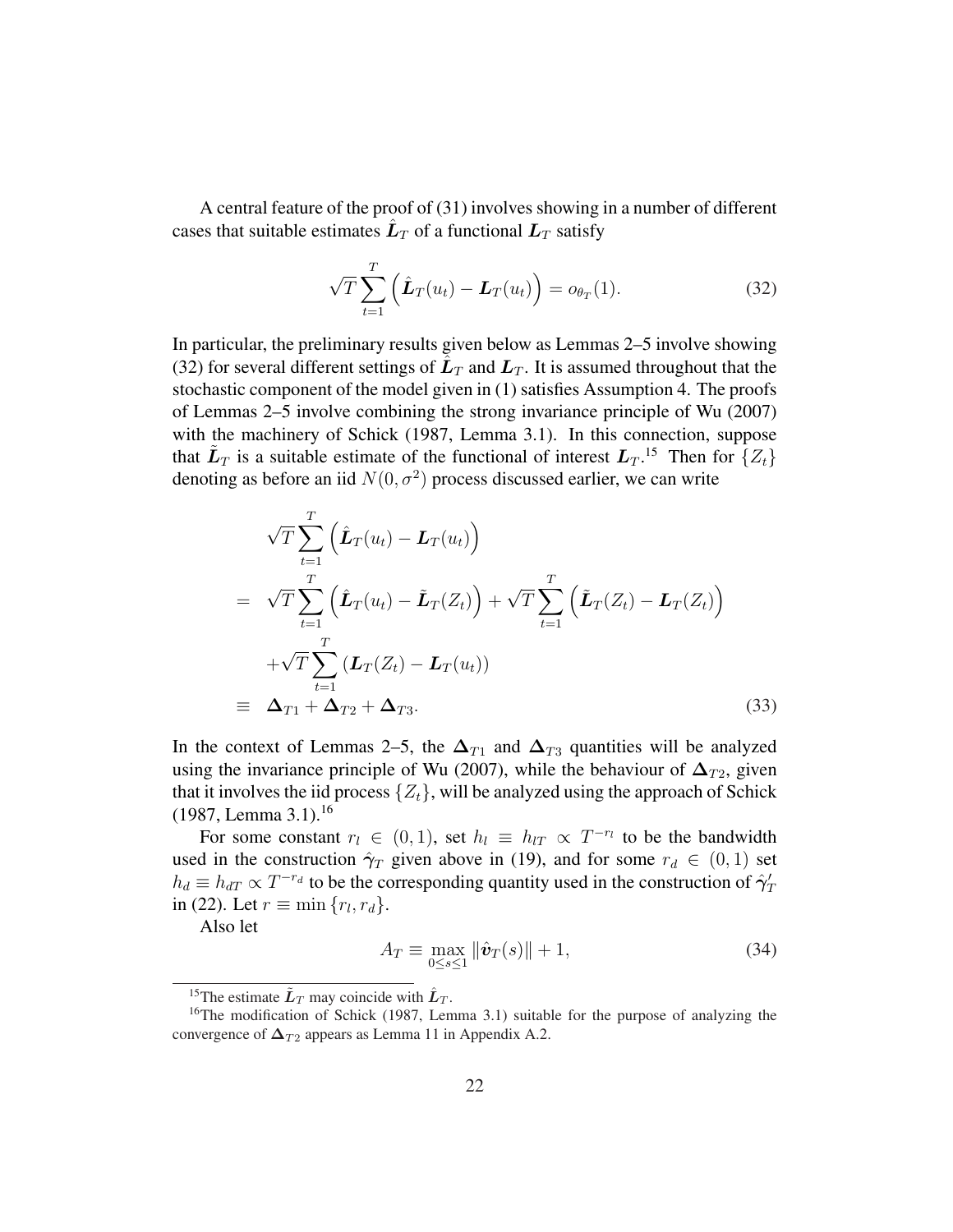A central feature of the proof of (31) involves showing in a number of different cases that suitable estimates $\hat{\boldsymbol{L}}_T$ of a functional $\boldsymbol{L}_T$ satisfy

$$\sqrt{T}\sum_{t=1}^{T}\left(\hat{\boldsymbol{L}}_T(u_t) - \boldsymbol{L}_T(u_t)\right) = o_{\theta_T}(1). \tag{32}$$

In particular, the preliminary results given below as Lemmas 2–5 involve showing (32) for several different settings of $\hat{\boldsymbol{L}}_T$ and $\boldsymbol{L}_T$. It is assumed throughout that the stochastic component of the model given in (1) satisfies Assumption 4. The proofs of Lemmas 2–5 involve combining the strong invariance principle of Wu (2007) with the machinery of Schick (1987, Lemma 3.1). In this connection, suppose that $\tilde{\boldsymbol{L}}_T$ is a suitable estimate of the functional of interest $\boldsymbol{L}_T$.[15] Then for $\{Z_t\}$ denoting as before an iid $N(0, \sigma^2)$ process discussed earlier, we can write

$$\begin{aligned}
& \sqrt{T}\sum_{t=1}^{T}\left(\hat{\boldsymbol{L}}_T(u_t) - \boldsymbol{L}_T(u_t)\right) \\
= \; & \sqrt{T}\sum_{t=1}^{T}\left(\hat{\boldsymbol{L}}_T(u_t) - \tilde{\boldsymbol{L}}_T(Z_t)\right) + \sqrt{T}\sum_{t=1}^{T}\left(\tilde{\boldsymbol{L}}_T(Z_t) - \boldsymbol{L}_T(Z_t)\right) \\
& + \sqrt{T}\sum_{t=1}^{T}\left(\boldsymbol{L}_T(Z_t) - \boldsymbol{L}_T(u_t)\right) \\
\equiv \; & \boldsymbol{\Delta}_{T1} + \boldsymbol{\Delta}_{T2} + \boldsymbol{\Delta}_{T3}.
\end{aligned} \tag{33}$$

In the context of Lemmas 2–5, the $\boldsymbol{\Delta}_{T1}$ and $\boldsymbol{\Delta}_{T3}$ quantities will be analyzed using the invariance principle of Wu (2007), while the behaviour of $\boldsymbol{\Delta}_{T2}$, given that it involves the iid process $\{Z_t\}$, will be analyzed using the approach of Schick (1987, Lemma 3.1).[16]

For some constant $r_l \in (0,1)$, set $h_l \equiv h_{lT} \propto T^{-r_l}$ to be the bandwidth used in the construction $\hat{\boldsymbol{\gamma}}_T$ given above in (19), and for some $r_d \in (0,1)$ set $h_d \equiv h_{dT} \propto T^{-r_d}$ to be the corresponding quantity used in the construction of $\hat{\boldsymbol{\gamma}}_T'$ in (22). Let $r \equiv \min\{r_l, r_d\}$.

Also let

$$A_T \equiv \max_{0 \le s \le 1} \|\hat{\boldsymbol{v}}_T(s)\| + 1, \tag{34}$$

---

[15] The estimate $\tilde{\boldsymbol{L}}_T$ may coincide with $\hat{\boldsymbol{L}}_T$.

[16] The modification of Schick (1987, Lemma 3.1) suitable for the purpose of analyzing the convergence of $\boldsymbol{\Delta}_{T2}$ appears as Lemma 11 in Appendix A.2.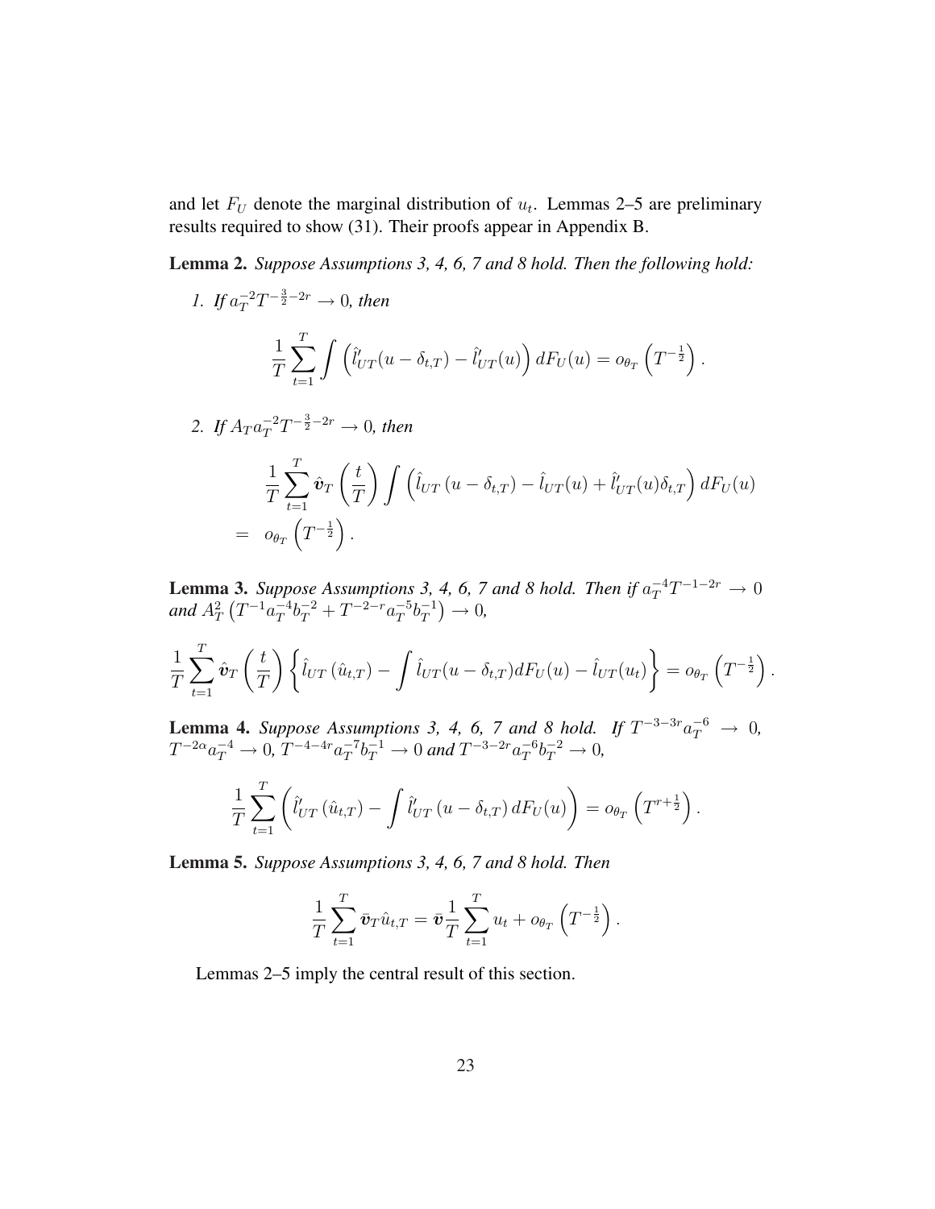and let $F_U$ denote the marginal distribution of $u_t$. Lemmas 2–5 are preliminary results required to show (31). Their proofs appear in Appendix B.

**Lemma 2.** *Suppose Assumptions 3, 4, 6, 7 and 8 hold. Then the following hold:*

1. *If $a_T^{-2}T^{-\frac{3}{2}-2r} \to 0$, then*

$$\frac{1}{T}\sum_{t=1}^{T} \int \left(\hat{l}'_{UT}(u-\delta_{t,T}) - \hat{l}'_{UT}(u)\right) dF_U(u) = o_{\theta_T}\left(T^{-\frac{1}{2}}\right).$$

2. *If $A_T a_T^{-2}T^{-\frac{3}{2}-2r} \to 0$, then*

$$\begin{aligned}
&\frac{1}{T}\sum_{t=1}^{T} \hat{\boldsymbol{v}}_T\left(\frac{t}{T}\right) \int \left(\hat{l}_{UT}\left(u-\delta_{t,T}\right) - \hat{l}_{UT}(u) + \hat{l}'_{UT}(u)\delta_{t,T}\right) dF_U(u) \\
=\ & o_{\theta_T}\left(T^{-\frac{1}{2}}\right).
\end{aligned}$$

**Lemma 3.** *Suppose Assumptions 3, 4, 6, 7 and 8 hold. Then if $a_T^{-4}T^{-1-2r} \to 0$ and $A_T^2\left(T^{-1}a_T^{-4}b_T^{-2} + T^{-2-r}a_T^{-5}b_T^{-1}\right) \to 0$,*

$$\frac{1}{T}\sum_{t=1}^{T} \hat{\boldsymbol{v}}_T\left(\frac{t}{T}\right)\left\{\hat{l}_{UT}\left(\hat{u}_{t,T}\right) - \int \hat{l}_{UT}(u-\delta_{t,T})dF_U(u) - \hat{l}_{UT}(u_t)\right\} = o_{\theta_T}\left(T^{-\frac{1}{2}}\right).$$

**Lemma 4.** *Suppose Assumptions 3, 4, 6, 7 and 8 hold. If $T^{-3-3r}a_T^{-6} \to 0$, $T^{-2\alpha}a_T^{-4} \to 0$, $T^{-4-4r}a_T^{-7}b_T^{-1} \to 0$ and $T^{-3-2r}a_T^{-6}b_T^{-2} \to 0$,*

$$\frac{1}{T}\sum_{t=1}^{T}\left(\hat{l}'_{UT}\left(\hat{u}_{t,T}\right) - \int \hat{l}'_{UT}\left(u-\delta_{t,T}\right)dF_U(u)\right) = o_{\theta_T}\left(T^{r+\frac{1}{2}}\right).$$

**Lemma 5.** *Suppose Assumptions 3, 4, 6, 7 and 8 hold. Then*

$$\frac{1}{T}\sum_{t=1}^{T} \bar{\boldsymbol{v}}_T \hat{u}_{t,T} = \bar{\boldsymbol{v}}\frac{1}{T}\sum_{t=1}^{T} u_t + o_{\theta_T}\left(T^{-\frac{1}{2}}\right).$$

Lemmas 2–5 imply the central result of this section.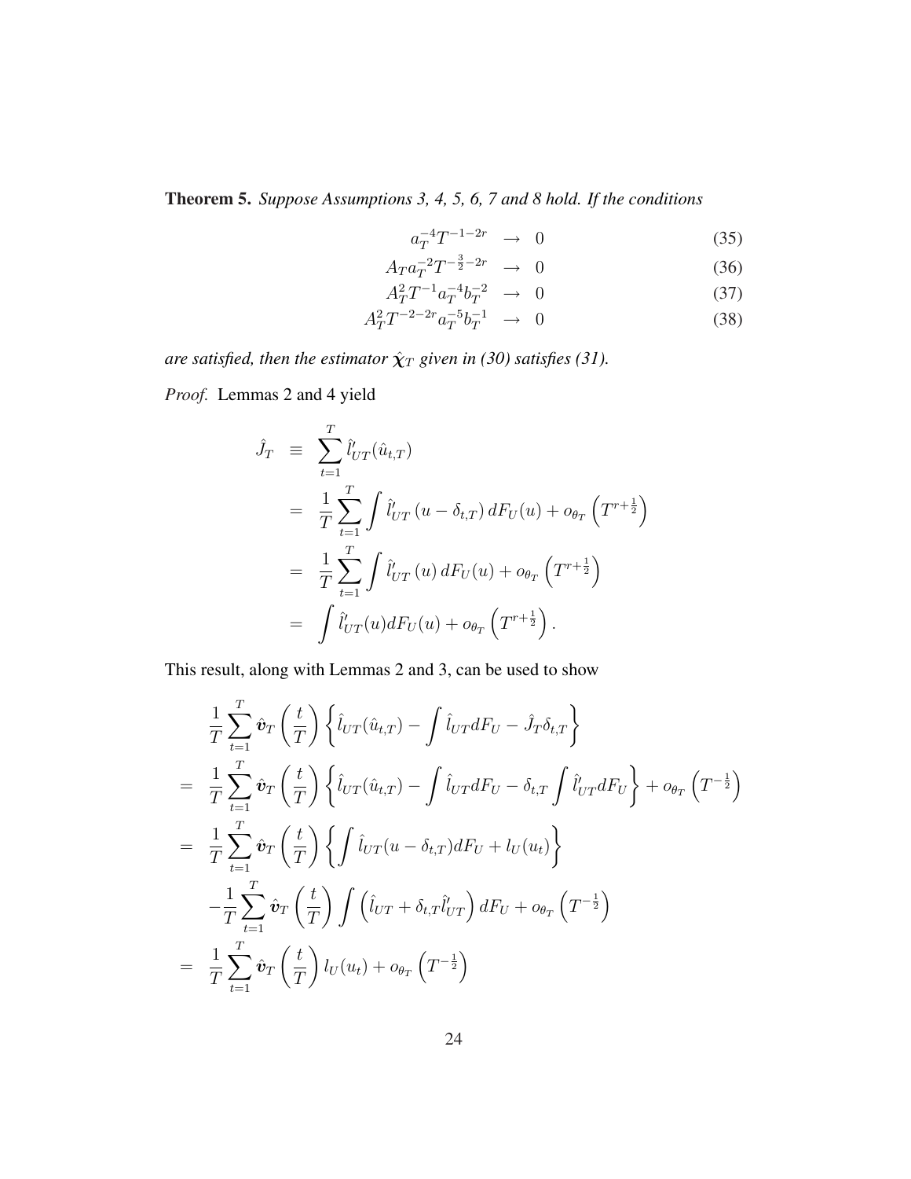**Theorem 5.** *Suppose Assumptions 3, 4, 5, 6, 7 and 8 hold. If the conditions*

$$
\begin{aligned}
a_T^{-4} T^{-1-2r} &\rightarrow 0 && (35)\\
A_T a_T^{-2} T^{-\frac{3}{2}-2r} &\rightarrow 0 && (36)\\
A_T^2 T^{-1} a_T^{-4} b_T^{-2} &\rightarrow 0 && (37)\\
A_T^2 T^{-2-2r} a_T^{-5} b_T^{-1} &\rightarrow 0 && (38)
\end{aligned}
$$

*are satisfied, then the estimator $\hat{\boldsymbol{\chi}}_T$ given in (30) satisfies (31).*

*Proof.* Lemmas 2 and 4 yield

$$
\begin{aligned}
\hat{J}_T &\equiv \sum_{t=1}^{T} \hat{l}'_{UT}(\hat{u}_{t,T}) \\
&= \frac{1}{T}\sum_{t=1}^{T} \int \hat{l}'_{UT}\left(u-\delta_{t,T}\right) dF_U(u) + o_{\theta_T}\left(T^{r+\frac{1}{2}}\right) \\
&= \frac{1}{T}\sum_{t=1}^{T} \int \hat{l}'_{UT}\left(u\right) dF_U(u) + o_{\theta_T}\left(T^{r+\frac{1}{2}}\right) \\
&= \int \hat{l}'_{UT}(u) dF_U(u) + o_{\theta_T}\left(T^{r+\frac{1}{2}}\right).
\end{aligned}
$$

This result, along with Lemmas 2 and 3, can be used to show

$$
\begin{aligned}
& \frac{1}{T}\sum_{t=1}^{T} \hat{\boldsymbol{v}}_T\left(\frac{t}{T}\right)\left\{\hat{l}_{UT}(\hat{u}_{t,T}) - \int \hat{l}_{UT} dF_U - \hat{J}_T \delta_{t,T}\right\} \\
=\;& \frac{1}{T}\sum_{t=1}^{T} \hat{\boldsymbol{v}}_T\left(\frac{t}{T}\right)\left\{\hat{l}_{UT}(\hat{u}_{t,T}) - \int \hat{l}_{UT} dF_U - \delta_{t,T}\int \hat{l}'_{UT} dF_U\right\} + o_{\theta_T}\left(T^{-\frac{1}{2}}\right) \\
=\;& \frac{1}{T}\sum_{t=1}^{T} \hat{\boldsymbol{v}}_T\left(\frac{t}{T}\right)\left\{\int \hat{l}_{UT}(u-\delta_{t,T}) dF_U + l_U(u_t)\right\} \\
& -\frac{1}{T}\sum_{t=1}^{T} \hat{\boldsymbol{v}}_T\left(\frac{t}{T}\right)\int\left(\hat{l}_{UT} + \delta_{t,T}\hat{l}'_{UT}\right) dF_U + o_{\theta_T}\left(T^{-\frac{1}{2}}\right) \\
=\;& \frac{1}{T}\sum_{t=1}^{T} \hat{\boldsymbol{v}}_T\left(\frac{t}{T}\right) l_U(u_t) + o_{\theta_T}\left(T^{-\frac{1}{2}}\right)
\end{aligned}
$$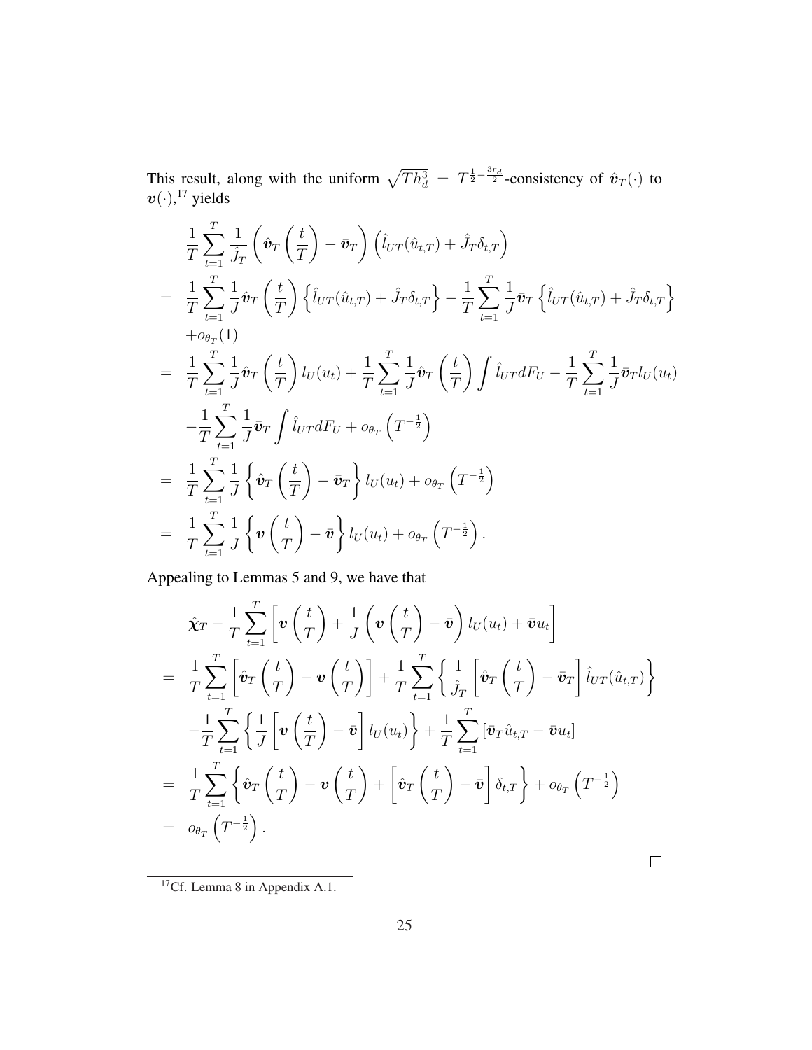This result, along with the uniform $\sqrt{Th_d^3} = T^{\frac{1}{2}-\frac{3r_d}{2}}$-consistency of $\hat{\boldsymbol{v}}_T(\cdot)$ to $\boldsymbol{v}(\cdot)$,[17] yields

$$
\begin{aligned}
& \frac{1}{T}\sum_{t=1}^{T}\frac{1}{\hat{J}_T}\left(\hat{\boldsymbol{v}}_T\left(\frac{t}{T}\right)-\bar{\boldsymbol{v}}_T\right)\left(\hat{l}_{UT}(\hat{u}_{t,T})+\hat{J}_T\delta_{t,T}\right) \\
= \;& \frac{1}{T}\sum_{t=1}^{T}\frac{1}{J}\hat{\boldsymbol{v}}_T\left(\frac{t}{T}\right)\left\{\hat{l}_{UT}(\hat{u}_{t,T})+\hat{J}_T\delta_{t,T}\right\}-\frac{1}{T}\sum_{t=1}^{T}\frac{1}{J}\bar{\boldsymbol{v}}_T\left\{\hat{l}_{UT}(\hat{u}_{t,T})+\hat{J}_T\delta_{t,T}\right\} \\
& +o_{\theta_T}(1) \\
= \;& \frac{1}{T}\sum_{t=1}^{T}\frac{1}{J}\hat{\boldsymbol{v}}_T\left(\frac{t}{T}\right)l_U(u_t)+\frac{1}{T}\sum_{t=1}^{T}\frac{1}{J}\hat{\boldsymbol{v}}_T\left(\frac{t}{T}\right)\int\hat{l}_{UT}dF_U-\frac{1}{T}\sum_{t=1}^{T}\frac{1}{J}\bar{\boldsymbol{v}}_T l_U(u_t) \\
& -\frac{1}{T}\sum_{t=1}^{T}\frac{1}{J}\bar{\boldsymbol{v}}_T\int\hat{l}_{UT}dF_U+o_{\theta_T}\left(T^{-\frac{1}{2}}\right) \\
= \;& \frac{1}{T}\sum_{t=1}^{T}\frac{1}{J}\left\{\hat{\boldsymbol{v}}_T\left(\frac{t}{T}\right)-\bar{\boldsymbol{v}}_T\right\}l_U(u_t)+o_{\theta_T}\left(T^{-\frac{1}{2}}\right) \\
= \;& \frac{1}{T}\sum_{t=1}^{T}\frac{1}{J}\left\{\boldsymbol{v}\left(\frac{t}{T}\right)-\bar{\boldsymbol{v}}\right\}l_U(u_t)+o_{\theta_T}\left(T^{-\frac{1}{2}}\right).
\end{aligned}
$$

Appealing to Lemmas 5 and 9, we have that

$$
\begin{aligned}
& \hat{\boldsymbol{\chi}}_T-\frac{1}{T}\sum_{t=1}^{T}\left[\boldsymbol{v}\left(\frac{t}{T}\right)+\frac{1}{J}\left(\boldsymbol{v}\left(\frac{t}{T}\right)-\bar{\boldsymbol{v}}\right)l_U(u_t)+\bar{\boldsymbol{v}}u_t\right] \\
= \;& \frac{1}{T}\sum_{t=1}^{T}\left[\hat{\boldsymbol{v}}_T\left(\frac{t}{T}\right)-\boldsymbol{v}\left(\frac{t}{T}\right)\right]+\frac{1}{T}\sum_{t=1}^{T}\left\{\frac{1}{\hat{J}_T}\left[\hat{\boldsymbol{v}}_T\left(\frac{t}{T}\right)-\bar{\boldsymbol{v}}_T\right]\hat{l}_{UT}(\hat{u}_{t,T})\right\} \\
& -\frac{1}{T}\sum_{t=1}^{T}\left\{\frac{1}{J}\left[\boldsymbol{v}\left(\frac{t}{T}\right)-\bar{\boldsymbol{v}}\right]l_U(u_t)\right\}+\frac{1}{T}\sum_{t=1}^{T}\left[\bar{\boldsymbol{v}}_T\hat{u}_{t,T}-\bar{\boldsymbol{v}}u_t\right] \\
= \;& \frac{1}{T}\sum_{t=1}^{T}\left\{\hat{\boldsymbol{v}}_T\left(\frac{t}{T}\right)-\boldsymbol{v}\left(\frac{t}{T}\right)+\left[\hat{\boldsymbol{v}}_T\left(\frac{t}{T}\right)-\bar{\boldsymbol{v}}\right]\delta_{t,T}\right\}+o_{\theta_T}\left(T^{-\frac{1}{2}}\right) \\
= \;& o_{\theta_T}\left(T^{-\frac{1}{2}}\right).
\end{aligned}
$$

□

[17] Cf. Lemma 8 in Appendix A.1.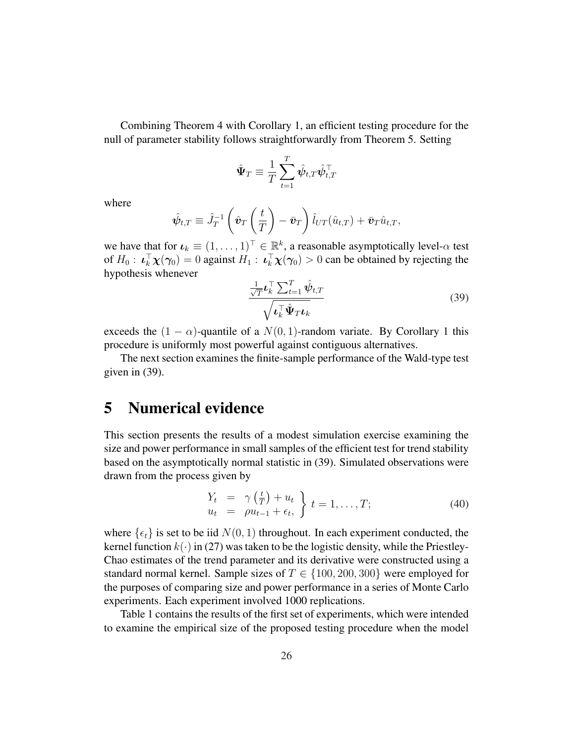Combining Theorem 4 with Corollary 1, an efficient testing procedure for the null of parameter stability follows straightforwardly from Theorem 5. Setting

$$\hat{\boldsymbol{\Psi}}_T \equiv \frac{1}{T}\sum_{t=1}^{T} \hat{\boldsymbol{\psi}}_{t,T}\hat{\boldsymbol{\psi}}_{t,T}^{\top}$$

where

$$\hat{\boldsymbol{\psi}}_{t,T} \equiv \hat{J}_T^{-1}\left(\hat{\boldsymbol{v}}_T\left(\frac{t}{T}\right) - \bar{\boldsymbol{v}}_T\right)\hat{l}_{UT}(\hat{u}_{t,T}) + \bar{\boldsymbol{v}}_T\hat{u}_{t,T},$$

we have that for $\boldsymbol{\iota}_k \equiv (1,\ldots,1)^{\top} \in \mathbb{R}^k$, a reasonable asymptotically level-$\alpha$ test of $H_0 : \boldsymbol{\iota}_k^{\top}\boldsymbol{\chi}(\boldsymbol{\gamma}_0) = 0$ against $H_1 : \boldsymbol{\iota}_k^{\top}\boldsymbol{\chi}(\boldsymbol{\gamma}_0) > 0$ can be obtained by rejecting the hypothesis whenever

$$\frac{\frac{1}{\sqrt{T}}\boldsymbol{\iota}_k^{\top}\sum_{t=1}^{T}\hat{\boldsymbol{\psi}}_{t,T}}{\sqrt{\boldsymbol{\iota}_k^{\top}\hat{\boldsymbol{\Psi}}_T\boldsymbol{\iota}_k}} \tag{39}$$

exceeds the $(1-\alpha)$-quantile of a $N(0,1)$-random variate. By Corollary 1 this procedure is uniformly most powerful against contiguous alternatives.

The next section examines the finite-sample performance of the Wald-type test given in (39).

# 5 Numerical evidence

This section presents the results of a modest simulation exercise examining the size and power performance in small samples of the efficient test for trend stability based on the asymptotically normal statistic in (39). Simulated observations were drawn from the process given by

$$\left.\begin{array}{rcl} Y_t & = & \gamma\left(\frac{t}{T}\right) + u_t \\ u_t & = & \rho u_{t-1} + \epsilon_t, \end{array}\right\} t = 1,\ldots,T; \tag{40}$$

where $\{\epsilon_t\}$ is set to be iid $N(0,1)$ throughout. In each experiment conducted, the kernel function $k(\cdot)$ in (27) was taken to be the logistic density, while the Priestley-Chao estimates of the trend parameter and its derivative were constructed using a standard normal kernel. Sample sizes of $T \in \{100, 200, 300\}$ were employed for the purposes of comparing size and power performance in a series of Monte Carlo experiments. Each experiment involved 1000 replications.

Table 1 contains the results of the first set of experiments, which were intended to examine the empirical size of the proposed testing procedure when the model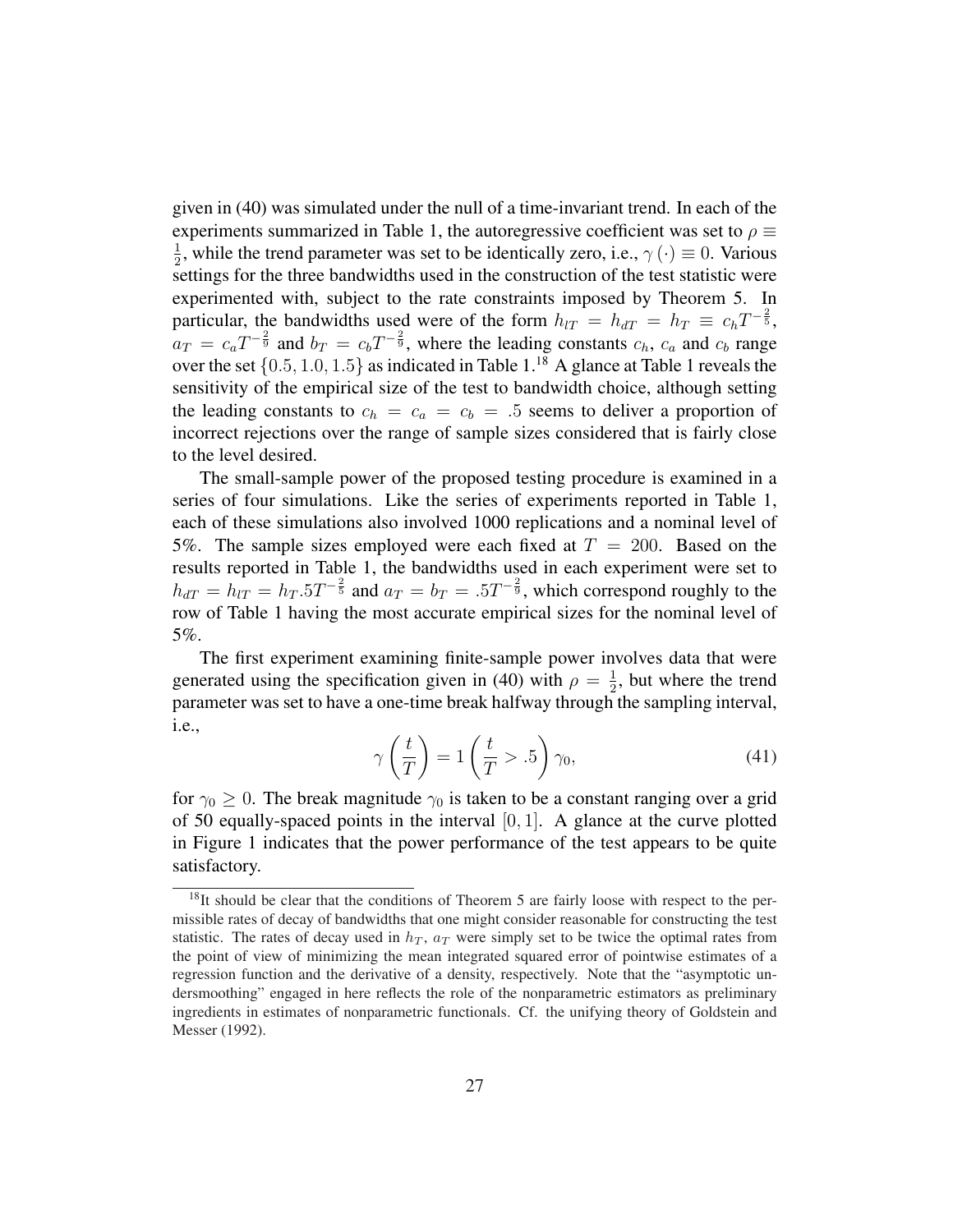given in (40) was simulated under the null of a time-invariant trend. In each of the experiments summarized in Table 1, the autoregressive coefficient was set to $\rho \equiv \frac{1}{2}$, while the trend parameter was set to be identically zero, i.e., $\gamma(\cdot) \equiv 0$. Various settings for the three bandwidths used in the construction of the test statistic were experimented with, subject to the rate constraints imposed by Theorem 5. In particular, the bandwidths used were of the form $h_{lT} = h_{dT} = h_T \equiv c_h T^{-\frac{2}{5}}$, $a_T = c_a T^{-\frac{2}{9}}$ and $b_T = c_b T^{-\frac{2}{9}}$, where the leading constants $c_h$, $c_a$ and $c_b$ range over the set $\{0.5, 1.0, 1.5\}$ as indicated in Table 1.[18] A glance at Table 1 reveals the sensitivity of the empirical size of the test to bandwidth choice, although setting the leading constants to $c_h = c_a = c_b = .5$ seems to deliver a proportion of incorrect rejections over the range of sample sizes considered that is fairly close to the level desired.

The small-sample power of the proposed testing procedure is examined in a series of four simulations. Like the series of experiments reported in Table 1, each of these simulations also involved 1000 replications and a nominal level of 5%. The sample sizes employed were each fixed at $T = 200$. Based on the results reported in Table 1, the bandwidths used in each experiment were set to $h_{dT} = h_{lT} = h_T .5T^{-\frac{2}{5}}$ and $a_T = b_T = .5T^{-\frac{2}{9}}$, which correspond roughly to the row of Table 1 having the most accurate empirical sizes for the nominal level of 5%.

The first experiment examining finite-sample power involves data that were generated using the specification given in (40) with $\rho = \frac{1}{2}$, but where the trend parameter was set to have a one-time break halfway through the sampling interval, i.e.,

$$\gamma\left(\frac{t}{T}\right) = 1\left(\frac{t}{T} > .5\right)\gamma_0, \tag{41}$$

for $\gamma_0 \geq 0$. The break magnitude $\gamma_0$ is taken to be a constant ranging over a grid of 50 equally-spaced points in the interval $[0, 1]$. A glance at the curve plotted in Figure 1 indicates that the power performance of the test appears to be quite satisfactory.

[18] It should be clear that the conditions of Theorem 5 are fairly loose with respect to the permissible rates of decay of bandwidths that one might consider reasonable for constructing the test statistic. The rates of decay used in $h_T$, $a_T$ were simply set to be twice the optimal rates from the point of view of minimizing the mean integrated squared error of pointwise estimates of a regression function and the derivative of a density, respectively. Note that the "asymptotic undersmoothing" engaged in here reflects the role of the nonparametric estimators as preliminary ingredients in estimates of nonparametric functionals. Cf. the unifying theory of Goldstein and Messer (1992).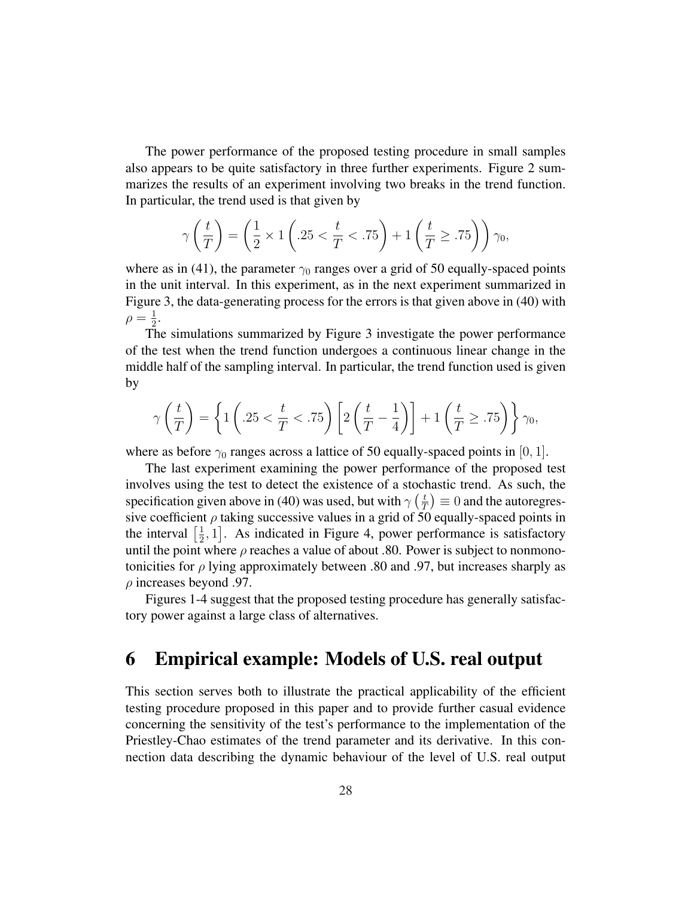The power performance of the proposed testing procedure in small samples also appears to be quite satisfactory in three further experiments. Figure 2 summarizes the results of an experiment involving two breaks in the trend function. In particular, the trend used is that given by

$$\gamma\left(\frac{t}{T}\right) = \left(\frac{1}{2} \times 1\left(.25 < \frac{t}{T} < .75\right) + 1\left(\frac{t}{T} \geq .75\right)\right)\gamma_0,$$

where as in (41), the parameter $\gamma_0$ ranges over a grid of 50 equally-spaced points in the unit interval. In this experiment, as in the next experiment summarized in Figure 3, the data-generating process for the errors is that given above in (40) with $\rho = \frac{1}{2}$.

The simulations summarized by Figure 3 investigate the power performance of the test when the trend function undergoes a continuous linear change in the middle half of the sampling interval. In particular, the trend function used is given by

$$\gamma\left(\frac{t}{T}\right) = \left\{1\left(.25 < \frac{t}{T} < .75\right)\left[2\left(\frac{t}{T} - \frac{1}{4}\right)\right] + 1\left(\frac{t}{T} \geq .75\right)\right\}\gamma_0,$$

where as before $\gamma_0$ ranges across a lattice of 50 equally-spaced points in $[0, 1]$.

The last experiment examining the power performance of the proposed test involves using the test to detect the existence of a stochastic trend. As such, the specification given above in (40) was used, but with $\gamma\left(\frac{t}{T}\right) \equiv 0$ and the autoregressive coefficient $\rho$ taking successive values in a grid of 50 equally-spaced points in the interval $\left[\frac{1}{2}, 1\right]$. As indicated in Figure 4, power performance is satisfactory until the point where $\rho$ reaches a value of about .80. Power is subject to nonmonotonicities for $\rho$ lying approximately between .80 and .97, but increases sharply as $\rho$ increases beyond .97.

Figures 1-4 suggest that the proposed testing procedure has generally satisfactory power against a large class of alternatives.

# 6 Empirical example: Models of U.S. real output

This section serves both to illustrate the practical applicability of the efficient testing procedure proposed in this paper and to provide further casual evidence concerning the sensitivity of the test's performance to the implementation of the Priestley-Chao estimates of the trend parameter and its derivative. In this connection data describing the dynamic behaviour of the level of U.S. real output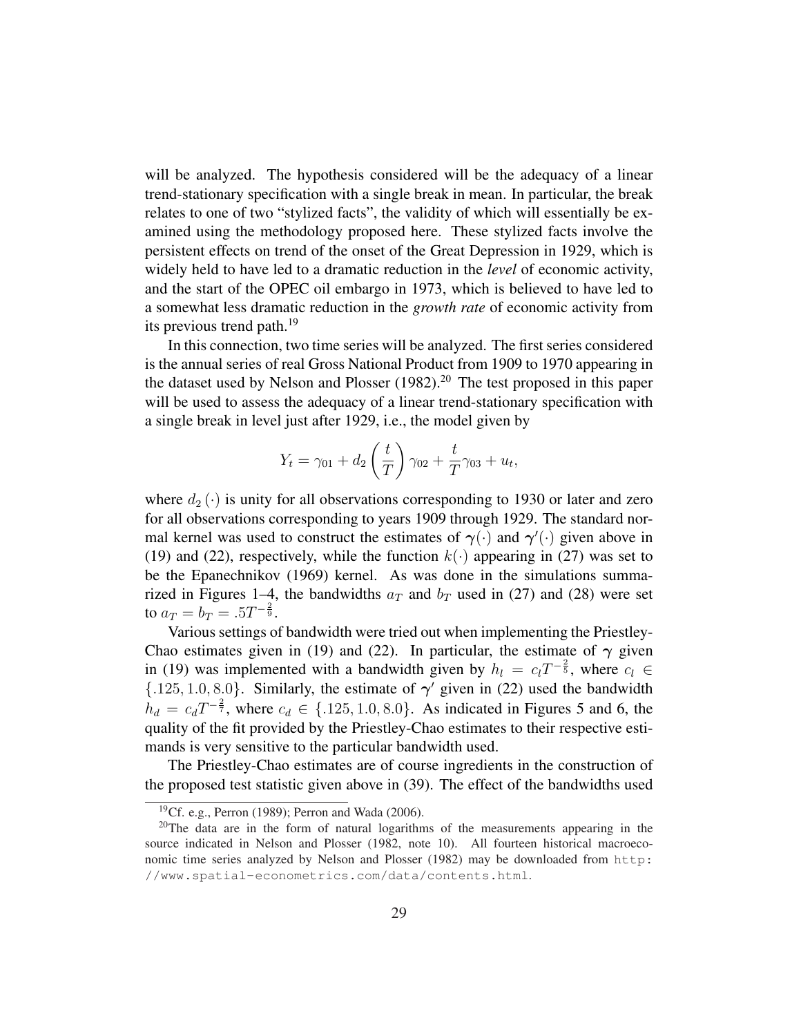will be analyzed. The hypothesis considered will be the adequacy of a linear trend-stationary specification with a single break in mean. In particular, the break relates to one of two "stylized facts", the validity of which will essentially be examined using the methodology proposed here. These stylized facts involve the persistent effects on trend of the onset of the Great Depression in 1929, which is widely held to have led to a dramatic reduction in the *level* of economic activity, and the start of the OPEC oil embargo in 1973, which is believed to have led to a somewhat less dramatic reduction in the *growth rate* of economic activity from its previous trend path.[19]

In this connection, two time series will be analyzed. The first series considered is the annual series of real Gross National Product from 1909 to 1970 appearing in the dataset used by Nelson and Plosser (1982).[20] The test proposed in this paper will be used to assess the adequacy of a linear trend-stationary specification with a single break in level just after 1929, i.e., the model given by

$$Y_t = \gamma_{01} + d_2\left(\frac{t}{T}\right)\gamma_{02} + \frac{t}{T}\gamma_{03} + u_t,$$

where $d_2(\cdot)$ is unity for all observations corresponding to 1930 or later and zero for all observations corresponding to years 1909 through 1929. The standard normal kernel was used to construct the estimates of $\boldsymbol{\gamma}(\cdot)$ and $\boldsymbol{\gamma}'(\cdot)$ given above in (19) and (22), respectively, while the function $k(\cdot)$ appearing in (27) was set to be the Epanechnikov (1969) kernel. As was done in the simulations summarized in Figures 1–4, the bandwidths $a_T$ and $b_T$ used in (27) and (28) were set to $a_T = b_T = .5T^{-\frac{2}{9}}$.

Various settings of bandwidth were tried out when implementing the Priestley-Chao estimates given in (19) and (22). In particular, the estimate of $\boldsymbol{\gamma}$ given in (19) was implemented with a bandwidth given by $h_l = c_l T^{-\frac{2}{5}}$, where $c_l \in \{.125, 1.0, 8.0\}$. Similarly, the estimate of $\boldsymbol{\gamma}'$ given in (22) used the bandwidth $h_d = c_d T^{-\frac{2}{7}}$, where $c_d \in \{.125, 1.0, 8.0\}$. As indicated in Figures 5 and 6, the quality of the fit provided by the Priestley-Chao estimates to their respective estimands is very sensitive to the particular bandwidth used.

The Priestley-Chao estimates are of course ingredients in the construction of the proposed test statistic given above in (39). The effect of the bandwidths used

[19] Cf. e.g., Perron (1989); Perron and Wada (2006).

[20] The data are in the form of natural logarithms of the measurements appearing in the source indicated in Nelson and Plosser (1982, note 10). All fourteen historical macroeconomic time series analyzed by Nelson and Plosser (1982) may be downloaded from http://www.spatial-econometrics.com/data/contents.html.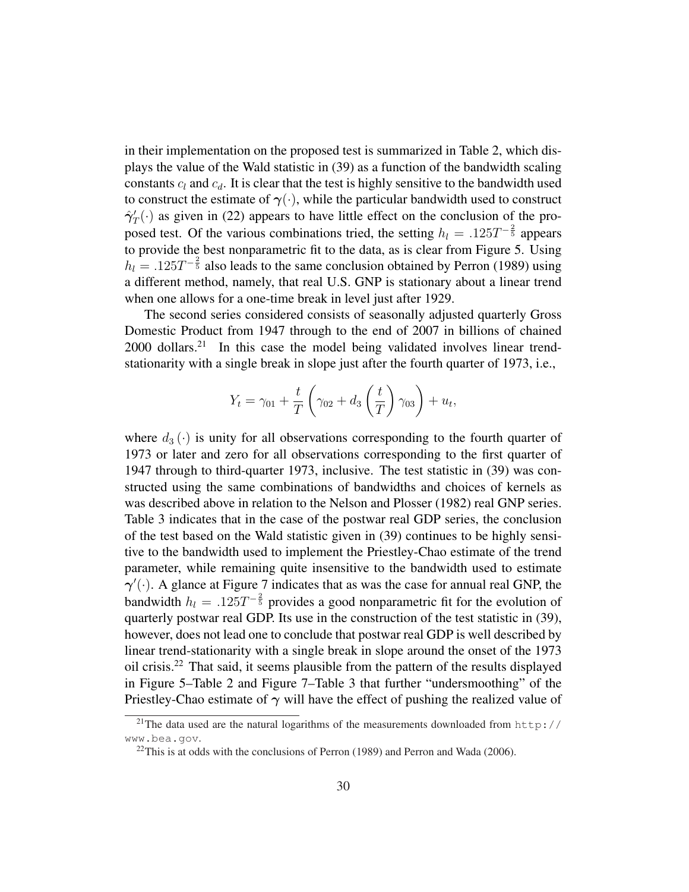in their implementation on the proposed test is summarized in Table 2, which displays the value of the Wald statistic in (39) as a function of the bandwidth scaling constants $c_l$ and $c_d$. It is clear that the test is highly sensitive to the bandwidth used to construct the estimate of $\boldsymbol{\gamma}(\cdot)$, while the particular bandwidth used to construct $\hat{\boldsymbol{\gamma}}'_T(\cdot)$ as given in (22) appears to have little effect on the conclusion of the proposed test. Of the various combinations tried, the setting $h_l = .125T^{-\frac{2}{5}}$ appears to provide the best nonparametric fit to the data, as is clear from Figure 5. Using $h_l = .125T^{-\frac{2}{5}}$ also leads to the same conclusion obtained by Perron (1989) using a different method, namely, that real U.S. GNP is stationary about a linear trend when one allows for a one-time break in level just after 1929.

The second series considered consists of seasonally adjusted quarterly Gross Domestic Product from 1947 through to the end of 2007 in billions of chained 2000 dollars.[21] In this case the model being validated involves linear trend-stationarity with a single break in slope just after the fourth quarter of 1973, i.e.,

$$Y_t = \gamma_{01} + \frac{t}{T}\left(\gamma_{02} + d_3\left(\frac{t}{T}\right)\gamma_{03}\right) + u_t,$$

where $d_3(\cdot)$ is unity for all observations corresponding to the fourth quarter of 1973 or later and zero for all observations corresponding to the first quarter of 1947 through to third-quarter 1973, inclusive. The test statistic in (39) was constructed using the same combinations of bandwidths and choices of kernels as was described above in relation to the Nelson and Plosser (1982) real GNP series. Table 3 indicates that in the case of the postwar real GDP series, the conclusion of the test based on the Wald statistic given in (39) continues to be highly sensitive to the bandwidth used to implement the Priestley-Chao estimate of the trend parameter, while remaining quite insensitive to the bandwidth used to estimate $\boldsymbol{\gamma}'(\cdot)$. A glance at Figure 7 indicates that as was the case for annual real GNP, the bandwidth $h_l = .125T^{-\frac{2}{5}}$ provides a good nonparametric fit for the evolution of quarterly postwar real GDP. Its use in the construction of the test statistic in (39), however, does not lead one to conclude that postwar real GDP is well described by linear trend-stationarity with a single break in slope around the onset of the 1973 oil crisis.[22] That said, it seems plausible from the pattern of the results displayed in Figure 5–Table 2 and Figure 7–Table 3 that further "undersmoothing" of the Priestley-Chao estimate of $\boldsymbol{\gamma}$ will have the effect of pushing the realized value of

[21] The data used are the natural logarithms of the measurements downloaded from `http://www.bea.gov`.

[22] This is at odds with the conclusions of Perron (1989) and Perron and Wada (2006).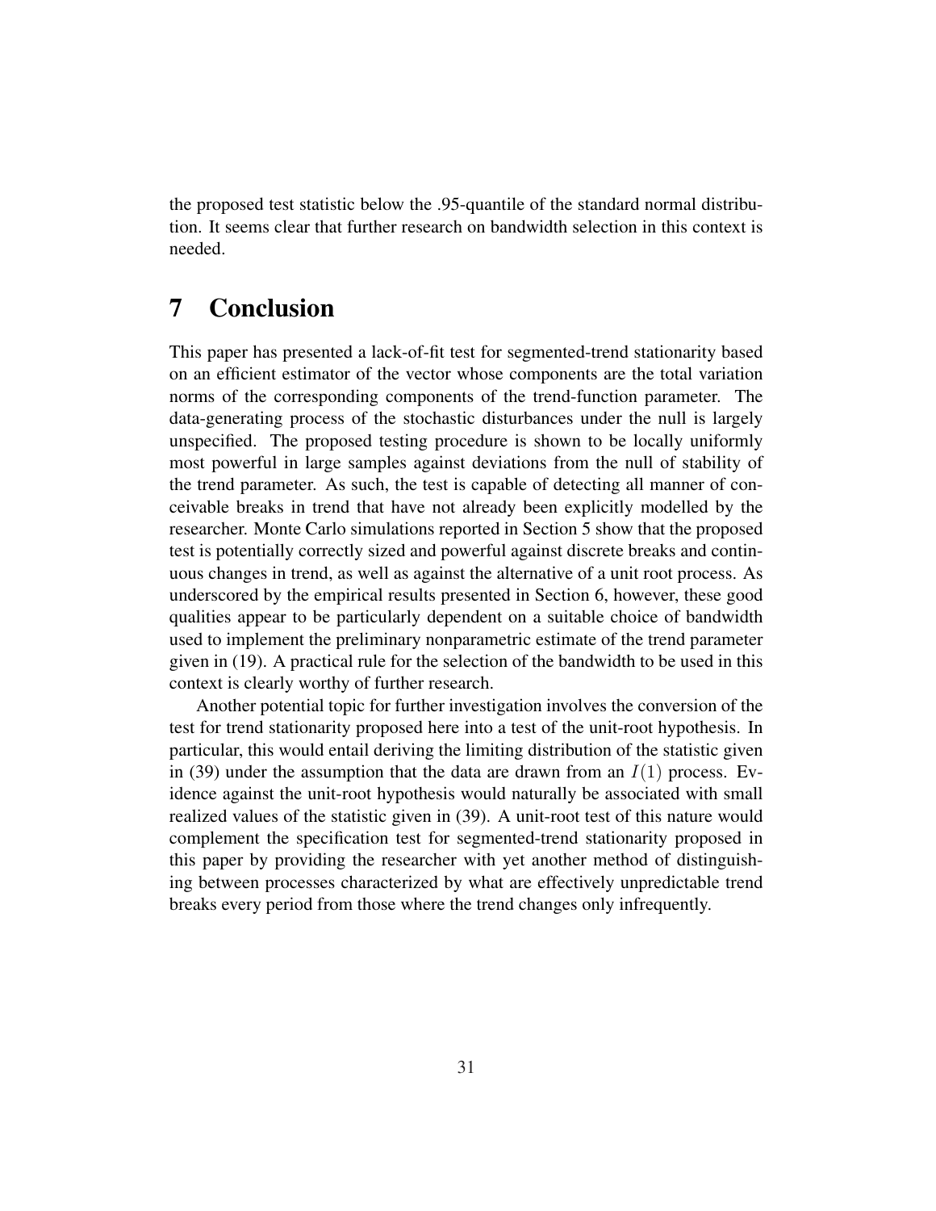the proposed test statistic below the .95-quantile of the standard normal distribution. It seems clear that further research on bandwidth selection in this context is needed.

# 7 Conclusion

This paper has presented a lack-of-fit test for segmented-trend stationarity based on an efficient estimator of the vector whose components are the total variation norms of the corresponding components of the trend-function parameter. The data-generating process of the stochastic disturbances under the null is largely unspecified. The proposed testing procedure is shown to be locally uniformly most powerful in large samples against deviations from the null of stability of the trend parameter. As such, the test is capable of detecting all manner of conceivable breaks in trend that have not already been explicitly modelled by the researcher. Monte Carlo simulations reported in Section 5 show that the proposed test is potentially correctly sized and powerful against discrete breaks and continuous changes in trend, as well as against the alternative of a unit root process. As underscored by the empirical results presented in Section 6, however, these good qualities appear to be particularly dependent on a suitable choice of bandwidth used to implement the preliminary nonparametric estimate of the trend parameter given in (19). A practical rule for the selection of the bandwidth to be used in this context is clearly worthy of further research.

Another potential topic for further investigation involves the conversion of the test for trend stationarity proposed here into a test of the unit-root hypothesis. In particular, this would entail deriving the limiting distribution of the statistic given in (39) under the assumption that the data are drawn from an $I(1)$ process. Evidence against the unit-root hypothesis would naturally be associated with small realized values of the statistic given in (39). A unit-root test of this nature would complement the specification test for segmented-trend stationarity proposed in this paper by providing the researcher with yet another method of distinguishing between processes characterized by what are effectively unpredictable trend breaks every period from those where the trend changes only infrequently.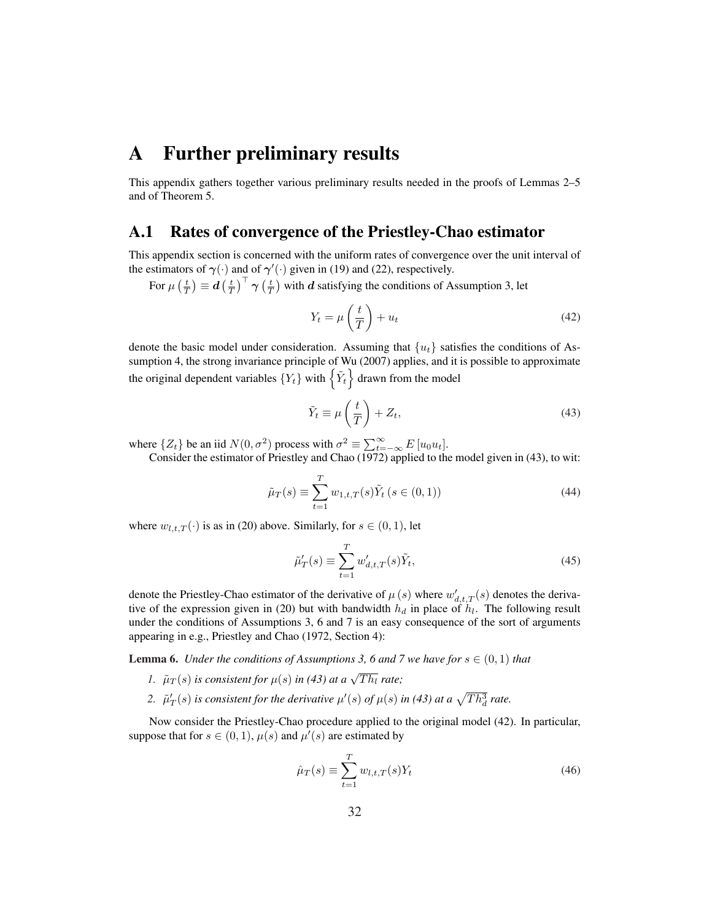# A Further preliminary results

This appendix gathers together various preliminary results needed in the proofs of Lemmas 2–5 and of Theorem 5.

## A.1 Rates of convergence of the Priestley-Chao estimator

This appendix section is concerned with the uniform rates of convergence over the unit interval of the estimators of $\boldsymbol{\gamma}(\cdot)$ and of $\boldsymbol{\gamma}'(\cdot)$ given in (19) and (22), respectively.

For $\mu\left(\frac{t}{T}\right) \equiv \boldsymbol{d}\left(\frac{t}{T}\right)^{\top} \boldsymbol{\gamma}\left(\frac{t}{T}\right)$ with $\boldsymbol{d}$ satisfying the conditions of Assumption 3, let

$$
Y_t = \mu\left(\frac{t}{T}\right) + u_t \tag{42}
$$

denote the basic model under consideration. Assuming that $\{u_t\}$ satisfies the conditions of Assumption 4, the strong invariance principle of Wu (2007) applies, and it is possible to approximate the original dependent variables $\{Y_t\}$ with $\left\{\tilde{Y}_t\right\}$ drawn from the model

$$
\tilde{Y}_t \equiv \mu\left(\frac{t}{T}\right) + Z_t, \tag{43}
$$

where $\{Z_t\}$ be an iid $N(0, \sigma^2)$ process with $\sigma^2 \equiv \sum_{t=-\infty}^{\infty} E\left[u_0 u_t\right]$.

Consider the estimator of Priestley and Chao (1972) applied to the model given in (43), to wit:

$$
\tilde{\mu}_T(s) \equiv \sum_{t=1}^{T} w_{1,t,T}(s) \tilde{Y}_t \, (s \in (0,1)) \tag{44}
$$

where $w_{l,t,T}(\cdot)$ is as in (20) above. Similarly, for $s \in (0,1)$, let

$$
\tilde{\mu}'_T(s) \equiv \sum_{t=1}^{T} w'_{d,t,T}(s) \tilde{Y}_t, \tag{45}
$$

denote the Priestley-Chao estimator of the derivative of $\mu(s)$ where $w'_{d,t,T}(s)$ denotes the derivative of the expression given in (20) but with bandwidth $h_d$ in place of $h_l$. The following result under the conditions of Assumptions 3, 6 and 7 is an easy consequence of the sort of arguments appearing in e.g., Priestley and Chao (1972, Section 4):

**Lemma 6.** *Under the conditions of Assumptions 3, 6 and 7 we have for $s \in (0,1)$ that*

1. *$\tilde{\mu}_T(s)$ is consistent for $\mu(s)$ in (43) at a $\sqrt{Th_l}$ rate;*
2. *$\tilde{\mu}'_T(s)$ is consistent for the derivative $\mu'(s)$ of $\mu(s)$ in (43) at a $\sqrt{Th_d^3}$ rate.*

Now consider the Priestley-Chao procedure applied to the original model (42). In particular, suppose that for $s \in (0,1)$, $\mu(s)$ and $\mu'(s)$ are estimated by

$$
\hat{\mu}_T(s) \equiv \sum_{t=1}^{T} w_{l,t,T}(s) Y_t \tag{46}
$$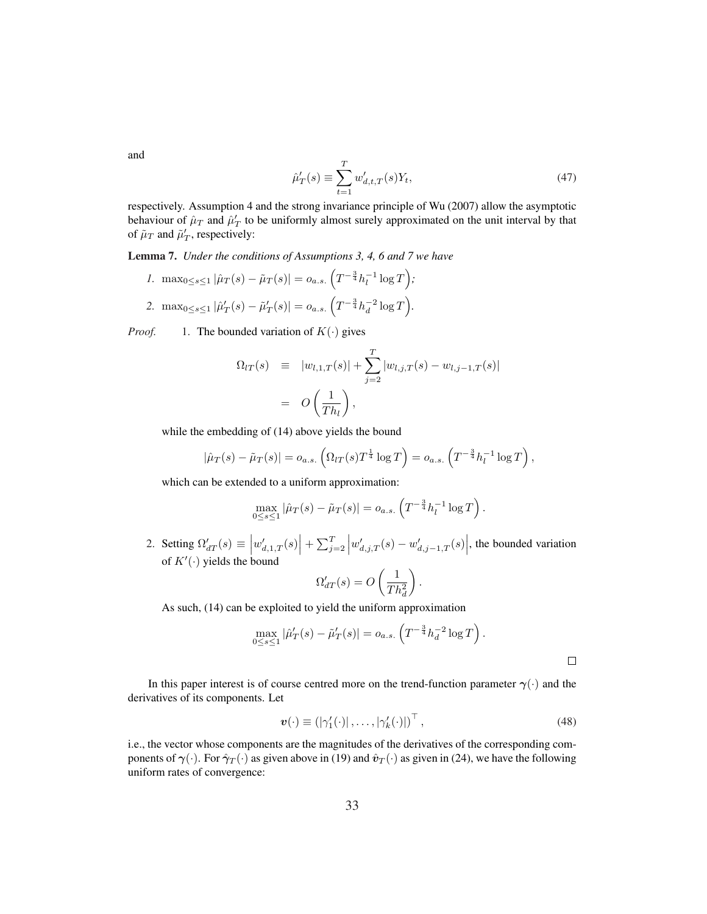and

$$\hat{\mu}'_T(s) \equiv \sum_{t=1}^{T} w'_{d,t,T}(s) Y_t, \tag{47}$$

respectively. Assumption 4 and the strong invariance principle of Wu (2007) allow the asymptotic behaviour of $\hat{\mu}_T$ and $\hat{\mu}'_T$ to be uniformly almost surely approximated on the unit interval by that of $\tilde{\mu}_T$ and $\tilde{\mu}'_T$, respectively:

**Lemma 7.** *Under the conditions of Assumptions 3, 4, 6 and 7 we have*

1. $\max_{0 \leq s \leq 1} |\hat{\mu}_T(s) - \tilde{\mu}_T(s)| = o_{a.s.}\left(T^{-\frac{3}{4}} h_l^{-1} \log T\right)$;
2. $\max_{0 \leq s \leq 1} |\hat{\mu}'_T(s) - \tilde{\mu}'_T(s)| = o_{a.s.}\left(T^{-\frac{3}{4}} h_d^{-2} \log T\right)$.

*Proof.* 1. The bounded variation of $K(\cdot)$ gives

$$\begin{aligned} \Omega_{lT}(s) &\equiv |w_{l,1,T}(s)| + \sum_{j=2}^{T} |w_{l,j,T}(s) - w_{l,j-1,T}(s)| \\ &= O\left(\frac{1}{Th_l}\right), \end{aligned}$$

while the embedding of (14) above yields the bound

$$|\hat{\mu}_T(s) - \tilde{\mu}_T(s)| = o_{a.s.}\left(\Omega_{lT}(s) T^{\frac{1}{4}} \log T\right) = o_{a.s.}\left(T^{-\frac{3}{4}} h_l^{-1} \log T\right),$$

which can be extended to a uniform approximation:

$$\max_{0 \leq s \leq 1} |\hat{\mu}_T(s) - \tilde{\mu}_T(s)| = o_{a.s.}\left(T^{-\frac{3}{4}} h_l^{-1} \log T\right).$$

2. Setting $\Omega'_{dT}(s) \equiv \left|w'_{d,1,T}(s)\right| + \sum_{j=2}^{T} \left|w'_{d,j,T}(s) - w'_{d,j-1,T}(s)\right|$, the bounded variation of $K'(\cdot)$ yields the bound

$$\Omega'_{dT}(s) = O\left(\frac{1}{Th_d^2}\right).$$

As such, (14) can be exploited to yield the uniform approximation

$$\max_{0 \leq s \leq 1} |\hat{\mu}'_T(s) - \tilde{\mu}'_T(s)| = o_{a.s.}\left(T^{-\frac{3}{4}} h_d^{-2} \log T\right).$$

□

In this paper interest is of course centred more on the trend-function parameter $\boldsymbol{\gamma}(\cdot)$ and the derivatives of its components. Let

$$\boldsymbol{v}(\cdot) \equiv \left(|\gamma'_1(\cdot)|, \ldots, |\gamma'_k(\cdot)|\right)^\top, \tag{48}$$

i.e., the vector whose components are the magnitudes of the derivatives of the corresponding components of $\boldsymbol{\gamma}(\cdot)$. For $\hat{\boldsymbol{\gamma}}_T(\cdot)$ as given above in (19) and $\hat{\boldsymbol{v}}_T(\cdot)$ as given in (24), we have the following uniform rates of convergence: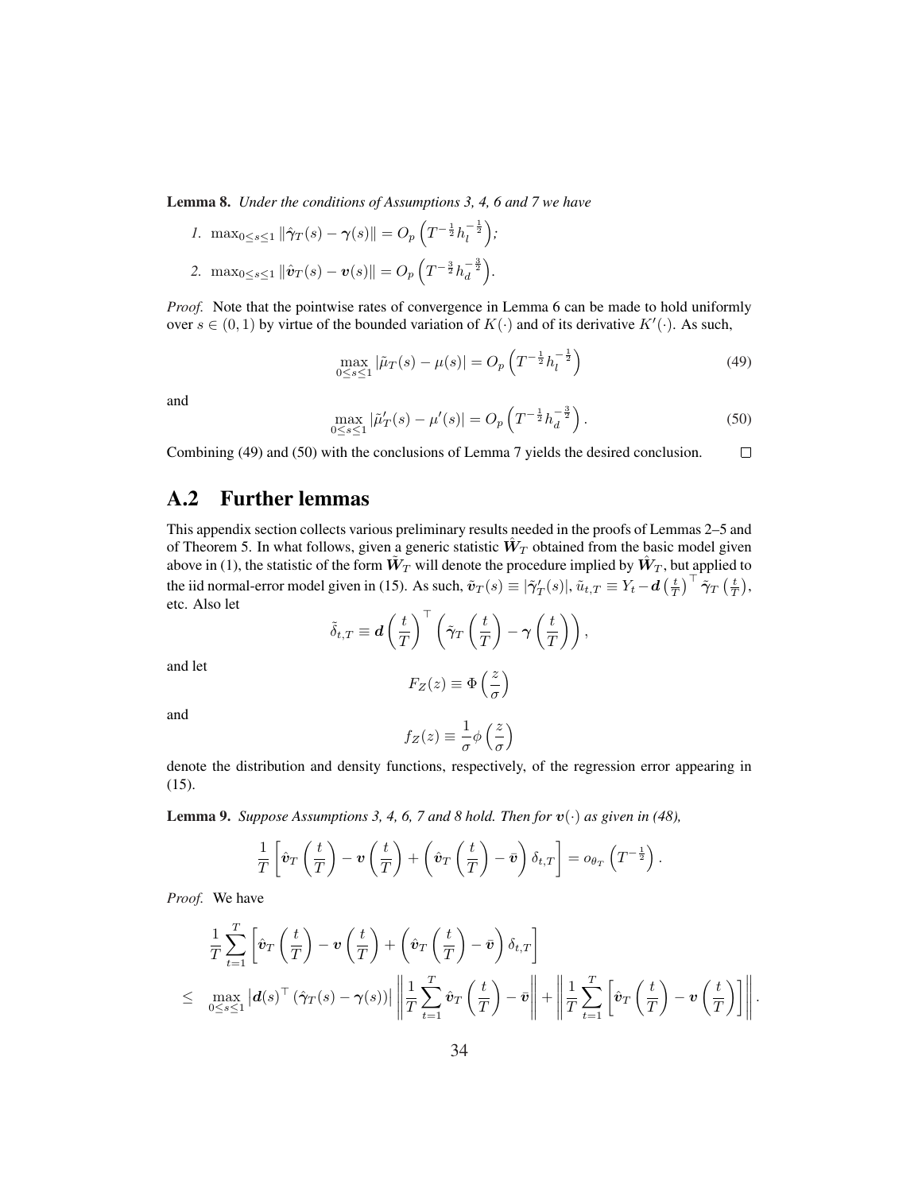**Lemma 8.** *Under the conditions of Assumptions 3, 4, 6 and 7 we have*

1. $\max_{0\leq s\leq 1}\|\hat{\boldsymbol{\gamma}}_T(s)-\boldsymbol{\gamma}(s)\| = O_p\left(T^{-\frac{1}{2}}h_l^{-\frac{1}{2}}\right)$;
2. $\max_{0\leq s\leq 1}\|\hat{\boldsymbol{v}}_T(s)-\boldsymbol{v}(s)\| = O_p\left(T^{-\frac{3}{2}}h_d^{-\frac{3}{2}}\right)$.

*Proof.* Note that the pointwise rates of convergence in Lemma 6 can be made to hold uniformly over $s\in(0,1)$ by virtue of the bounded variation of $K(\cdot)$ and of its derivative $K'(\cdot)$. As such,

$$\max_{0\leq s\leq 1}|\tilde{\mu}_T(s)-\mu(s)| = O_p\left(T^{-\frac{1}{2}}h_l^{-\frac{1}{2}}\right) \tag{49}$$

and

$$\max_{0\leq s\leq 1}|\tilde{\mu}_T'(s)-\mu'(s)| = O_p\left(T^{-\frac{1}{2}}h_d^{-\frac{3}{2}}\right). \tag{50}$$

Combining (49) and (50) with the conclusions of Lemma 7 yields the desired conclusion. $\square$

## A.2 Further lemmas

This appendix section collects various preliminary results needed in the proofs of Lemmas 2–5 and of Theorem 5. In what follows, given a generic statistic $\hat{\boldsymbol{W}}_T$ obtained from the basic model given above in (1), the statistic of the form $\tilde{\boldsymbol{W}}_T$ will denote the procedure implied by $\hat{\boldsymbol{W}}_T$, but applied to the iid normal-error model given in (15). As such, $\tilde{\boldsymbol{v}}_T(s)\equiv|\tilde{\boldsymbol{\gamma}}_T'(s)|$, $\tilde{u}_{t,T}\equiv Y_t-\boldsymbol{d}\left(\frac{t}{T}\right)^\top\tilde{\boldsymbol{\gamma}}_T\left(\frac{t}{T}\right)$, etc. Also let

$$\tilde{\delta}_{t,T}\equiv\boldsymbol{d}\left(\frac{t}{T}\right)^\top\left(\tilde{\boldsymbol{\gamma}}_T\left(\frac{t}{T}\right)-\boldsymbol{\gamma}\left(\frac{t}{T}\right)\right),$$

and let

$$F_Z(z)\equiv\Phi\left(\frac{z}{\sigma}\right)$$

and

$$f_Z(z)\equiv\frac{1}{\sigma}\phi\left(\frac{z}{\sigma}\right)$$

denote the distribution and density functions, respectively, of the regression error appearing in (15).

**Lemma 9.** *Suppose Assumptions 3, 4, 6, 7 and 8 hold. Then for $\boldsymbol{v}(\cdot)$ as given in (48),*

$$\frac{1}{T}\left[\hat{\boldsymbol{v}}_T\left(\frac{t}{T}\right)-\boldsymbol{v}\left(\frac{t}{T}\right)+\left(\hat{\boldsymbol{v}}_T\left(\frac{t}{T}\right)-\bar{\boldsymbol{v}}\right)\delta_{t,T}\right]=o_{\theta_T}\left(T^{-\frac{1}{2}}\right).$$

*Proof.* We have

$$\begin{aligned}
&\frac{1}{T}\sum_{t=1}^{T}\left[\hat{\boldsymbol{v}}_T\left(\frac{t}{T}\right)-\boldsymbol{v}\left(\frac{t}{T}\right)+\left(\hat{\boldsymbol{v}}_T\left(\frac{t}{T}\right)-\bar{\boldsymbol{v}}\right)\delta_{t,T}\right]\\
\leq\ &\max_{0\leq s\leq 1}\left|\boldsymbol{d}(s)^\top\left(\hat{\boldsymbol{\gamma}}_T(s)-\boldsymbol{\gamma}(s)\right)\right|\left\|\frac{1}{T}\sum_{t=1}^{T}\hat{\boldsymbol{v}}_T\left(\frac{t}{T}\right)-\bar{\boldsymbol{v}}\right\|+\left\|\frac{1}{T}\sum_{t=1}^{T}\left[\hat{\boldsymbol{v}}_T\left(\frac{t}{T}\right)-\boldsymbol{v}\left(\frac{t}{T}\right)\right]\right\|.
\end{aligned}$$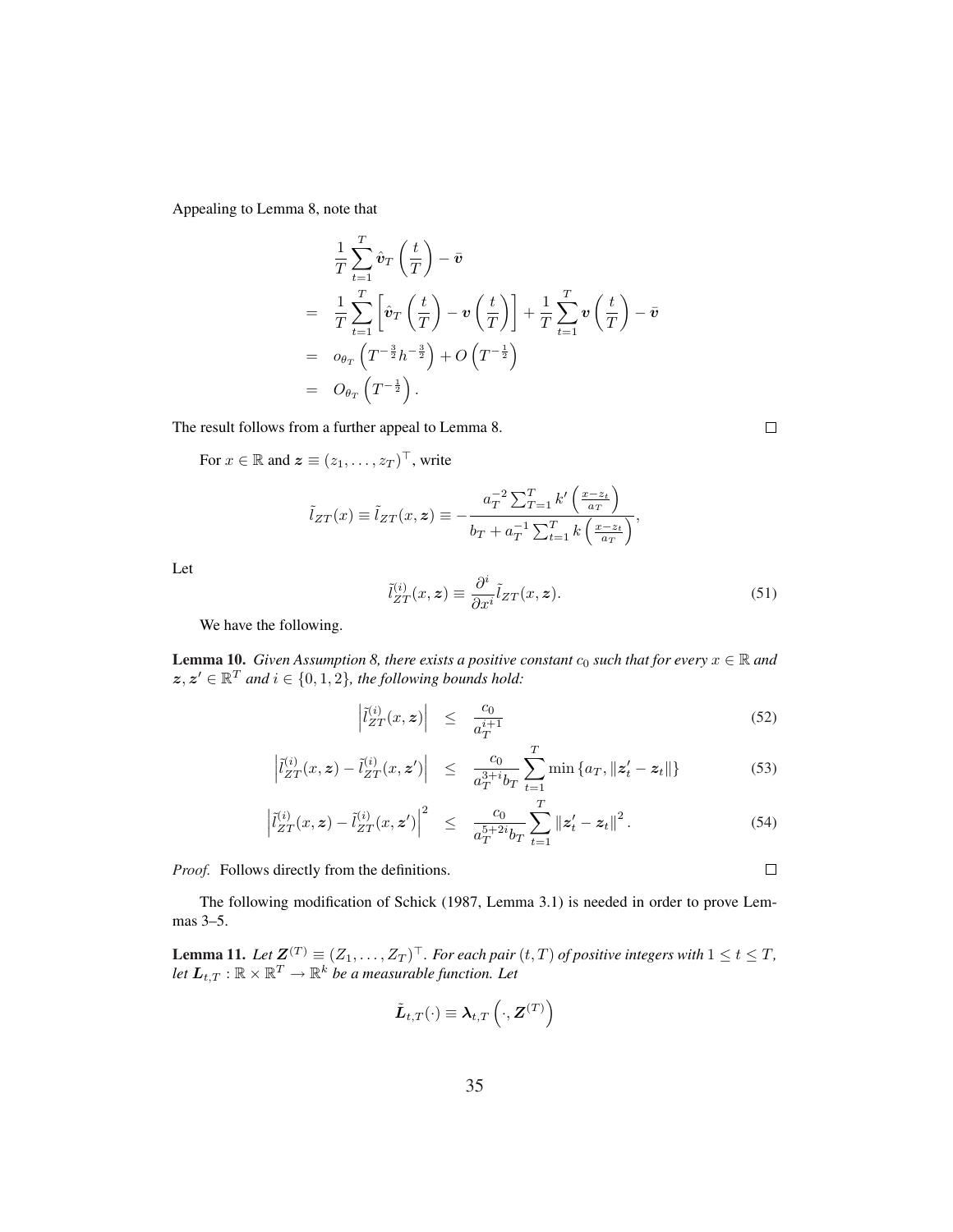Appealing to Lemma 8, note that

$$
\begin{aligned}
& \frac{1}{T}\sum_{t=1}^{T}\hat{\boldsymbol{v}}_T\left(\frac{t}{T}\right)-\bar{\boldsymbol{v}} \\
= & \frac{1}{T}\sum_{t=1}^{T}\left[\hat{\boldsymbol{v}}_T\left(\frac{t}{T}\right)-\boldsymbol{v}\left(\frac{t}{T}\right)\right]+\frac{1}{T}\sum_{t=1}^{T}\boldsymbol{v}\left(\frac{t}{T}\right)-\bar{\boldsymbol{v}} \\
= & o_{\theta_T}\left(T^{-\frac{3}{2}}h^{-\frac{3}{2}}\right)+O\left(T^{-\frac{1}{2}}\right) \\
= & O_{\theta_T}\left(T^{-\frac{1}{2}}\right).
\end{aligned}
$$

The result follows from a further appeal to Lemma 8. $\square$

For $x \in \mathbb{R}$ and $\boldsymbol{z} \equiv (z_1, \ldots, z_T)^\top$, write

$$
\tilde{l}_{ZT}(x) \equiv \tilde{l}_{ZT}(x, \boldsymbol{z}) \equiv -\frac{a_T^{-2}\sum_{T=1}^{T}k'\left(\frac{x-z_t}{a_T}\right)}{b_T + a_T^{-1}\sum_{t=1}^{T}k\left(\frac{x-z_t}{a_T}\right)},
$$

Let

$$
\tilde{l}_{ZT}^{(i)}(x, \boldsymbol{z}) \equiv \frac{\partial^i}{\partial x^i}\tilde{l}_{ZT}(x, \boldsymbol{z}). \tag{51}
$$

We have the following.

**Lemma 10.** *Given Assumption 8, there exists a positive constant $c_0$ such that for every $x \in \mathbb{R}$ and $\boldsymbol{z}, \boldsymbol{z}' \in \mathbb{R}^T$ and $i \in \{0, 1, 2\}$, the following bounds hold:*

$$
\left|\tilde{l}_{ZT}^{(i)}(x, \boldsymbol{z})\right| \leq \frac{c_0}{a_T^{i+1}} \tag{52}
$$

$$
\left|\tilde{l}_{ZT}^{(i)}(x, \boldsymbol{z}) - \tilde{l}_{ZT}^{(i)}(x, \boldsymbol{z}')\right| \leq \frac{c_0}{a_T^{3+i}b_T}\sum_{t=1}^{T}\min\left\{a_T, \|\boldsymbol{z}_t' - \boldsymbol{z}_t\|\right\} \tag{53}
$$

$$
\left|\tilde{l}_{ZT}^{(i)}(x, \boldsymbol{z}) - \tilde{l}_{ZT}^{(i)}(x, \boldsymbol{z}')\right|^2 \leq \frac{c_0}{a_T^{5+2i}b_T}\sum_{t=1}^{T}\|\boldsymbol{z}_t' - \boldsymbol{z}_t\|^2. \tag{54}
$$

*Proof.* Follows directly from the definitions. $\square$

The following modification of Schick (1987, Lemma 3.1) is needed in order to prove Lemmas 3–5.

**Lemma 11.** *Let $\boldsymbol{Z}^{(T)} \equiv (Z_1, \ldots, Z_T)^\top$. For each pair $(t, T)$ of positive integers with $1 \leq t \leq T$, let $\boldsymbol{L}_{t,T} : \mathbb{R} \times \mathbb{R}^T \to \mathbb{R}^k$ be a measurable function. Let*

$$
\tilde{\boldsymbol{L}}_{t,T}(\cdot) \equiv \boldsymbol{\lambda}_{t,T}\left(\cdot, \boldsymbol{Z}^{(T)}\right)
$$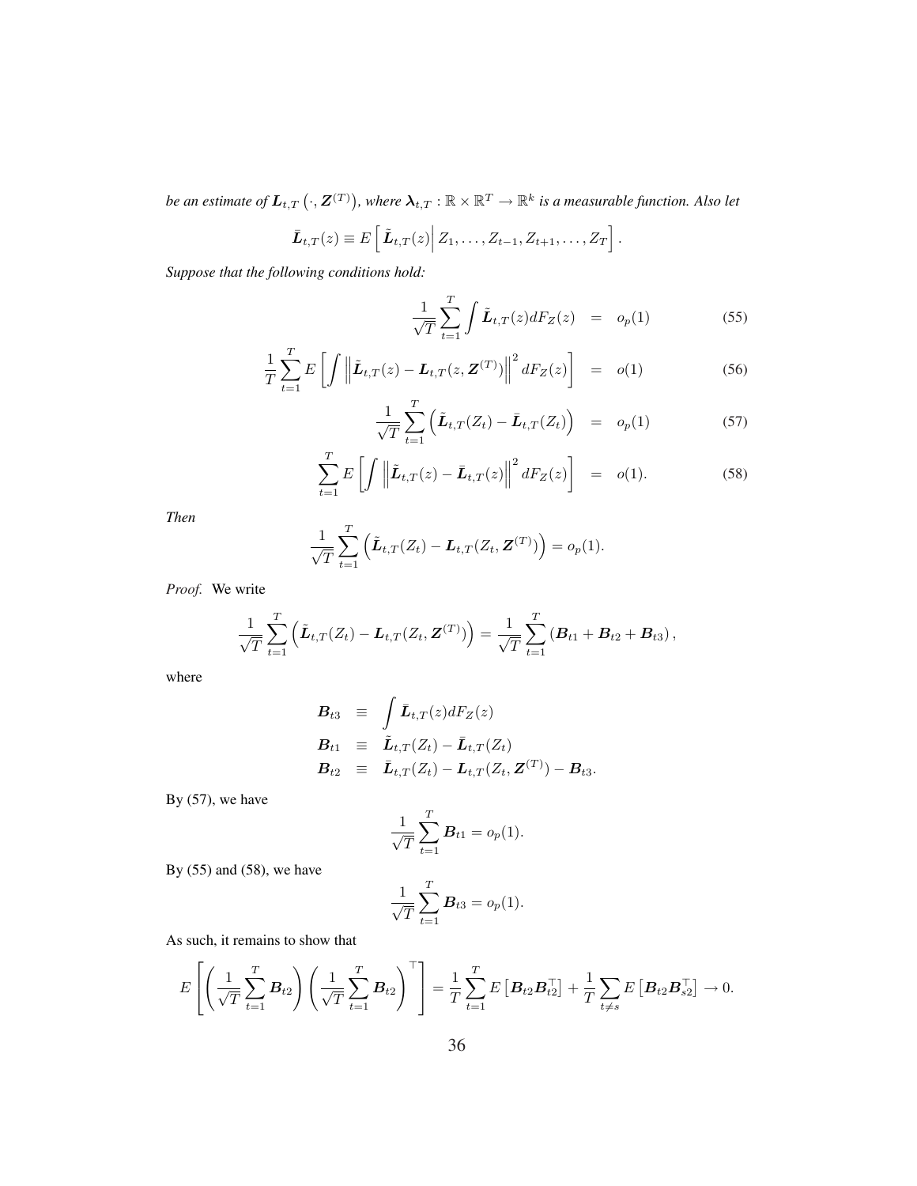*be an estimate of $\boldsymbol{L}_{t,T}\left(\cdot, \boldsymbol{Z}^{(T)}\right)$, where $\boldsymbol{\lambda}_{t,T} : \mathbb{R} \times \mathbb{R}^T \to \mathbb{R}^k$ is a measurable function. Also let*

$$\bar{\boldsymbol{L}}_{t,T}(z) \equiv E\left[ \tilde{\boldsymbol{L}}_{t,T}(z) \middle| Z_1, \ldots, Z_{t-1}, Z_{t+1}, \ldots, Z_T \right].$$

*Suppose that the following conditions hold:*

$$\frac{1}{\sqrt{T}} \sum_{t=1}^{T} \int \tilde{\boldsymbol{L}}_{t,T}(z) dF_Z(z) = o_p(1) \tag{55}$$

$$\frac{1}{T} \sum_{t=1}^{T} E\left[ \int \left\| \tilde{\boldsymbol{L}}_{t,T}(z) - \boldsymbol{L}_{t,T}(z, \boldsymbol{Z}^{(T)}) \right\|^2 dF_Z(z) \right] = o(1) \tag{56}$$

$$\frac{1}{\sqrt{T}} \sum_{t=1}^{T} \left( \tilde{\boldsymbol{L}}_{t,T}(Z_t) - \bar{\boldsymbol{L}}_{t,T}(Z_t) \right) = o_p(1) \tag{57}$$

$$\sum_{t=1}^{T} E\left[ \int \left\| \tilde{\boldsymbol{L}}_{t,T}(z) - \bar{\boldsymbol{L}}_{t,T}(z) \right\|^2 dF_Z(z) \right] = o(1). \tag{58}$$

*Then*

$$\frac{1}{\sqrt{T}} \sum_{t=1}^{T} \left( \tilde{\boldsymbol{L}}_{t,T}(Z_t) - \boldsymbol{L}_{t,T}(Z_t, \boldsymbol{Z}^{(T)}) \right) = o_p(1).$$

*Proof.* We write

$$\frac{1}{\sqrt{T}} \sum_{t=1}^{T} \left( \tilde{\boldsymbol{L}}_{t,T}(Z_t) - \boldsymbol{L}_{t,T}(Z_t, \boldsymbol{Z}^{(T)}) \right) = \frac{1}{\sqrt{T}} \sum_{t=1}^{T} \left( \boldsymbol{B}_{t1} + \boldsymbol{B}_{t2} + \boldsymbol{B}_{t3} \right),$$

where

$$\begin{aligned}
\boldsymbol{B}_{t3} &\equiv \int \bar{\boldsymbol{L}}_{t,T}(z) dF_Z(z) \\
\boldsymbol{B}_{t1} &\equiv \tilde{\boldsymbol{L}}_{t,T}(Z_t) - \bar{\boldsymbol{L}}_{t,T}(Z_t) \\
\boldsymbol{B}_{t2} &\equiv \bar{\boldsymbol{L}}_{t,T}(Z_t) - \boldsymbol{L}_{t,T}(Z_t, \boldsymbol{Z}^{(T)}) - \boldsymbol{B}_{t3}.
\end{aligned}$$

By (57), we have

$$\frac{1}{\sqrt{T}} \sum_{t=1}^{T} \boldsymbol{B}_{t1} = o_p(1).$$

By (55) and (58), we have

$$\frac{1}{\sqrt{T}} \sum_{t=1}^{T} \boldsymbol{B}_{t3} = o_p(1).$$

As such, it remains to show that

$$E\left[ \left( \frac{1}{\sqrt{T}} \sum_{t=1}^{T} \boldsymbol{B}_{t2} \right) \left( \frac{1}{\sqrt{T}} \sum_{t=1}^{T} \boldsymbol{B}_{t2} \right)^\top \right] = \frac{1}{T} \sum_{t=1}^{T} E\left[ \boldsymbol{B}_{t2} \boldsymbol{B}_{t2}^\top \right] + \frac{1}{T} \sum_{t \neq s} E\left[ \boldsymbol{B}_{t2} \boldsymbol{B}_{s2}^\top \right] \to 0.$$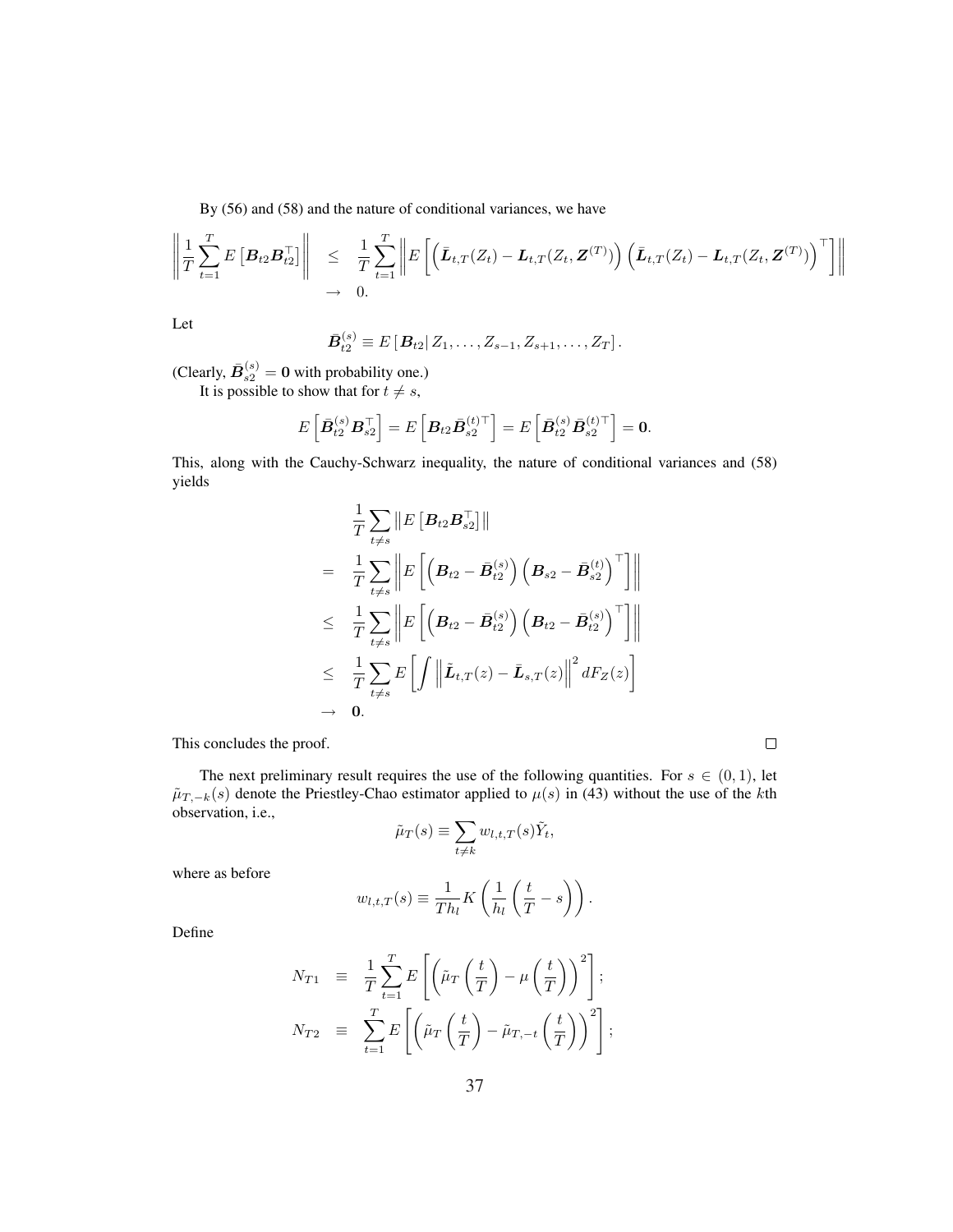By (56) and (58) and the nature of conditional variances, we have

$$\left\| \frac{1}{T} \sum_{t=1}^{T} E\left[ \boldsymbol{B}_{t2} \boldsymbol{B}_{t2}^{\top} \right] \right\| \leq \frac{1}{T} \sum_{t=1}^{T} \left\| E\left[ \left( \bar{\boldsymbol{L}}_{t,T}(Z_t) - \boldsymbol{L}_{t,T}(Z_t, \boldsymbol{Z}^{(T)}) \right) \left( \bar{\boldsymbol{L}}_{t,T}(Z_t) - \boldsymbol{L}_{t,T}(Z_t, \boldsymbol{Z}^{(T)}) \right)^{\top} \right] \right\| \to 0.$$

Let

$$\bar{\boldsymbol{B}}_{t2}^{(s)} \equiv E\left[ \boldsymbol{B}_{t2} \middle| Z_1, \ldots, Z_{s-1}, Z_{s+1}, \ldots, Z_T \right].$$

(Clearly, $\bar{\boldsymbol{B}}_{s2}^{(s)} = \boldsymbol{0}$ with probability one.)

It is possible to show that for $t \neq s$,

$$E\left[ \bar{\boldsymbol{B}}_{t2}^{(s)} \boldsymbol{B}_{s2}^{\top} \right] = E\left[ \boldsymbol{B}_{t2} \bar{\boldsymbol{B}}_{s2}^{(t)\top} \right] = E\left[ \bar{\boldsymbol{B}}_{t2}^{(s)} \bar{\boldsymbol{B}}_{s2}^{(t)\top} \right] = \boldsymbol{0}.$$

This, along with the Cauchy-Schwarz inequality, the nature of conditional variances and (58) yields

$$\begin{aligned}
& \frac{1}{T} \sum_{t \neq s} \left\| E\left[ \boldsymbol{B}_{t2} \boldsymbol{B}_{s2}^{\top} \right] \right\| \\
= \;& \frac{1}{T} \sum_{t \neq s} \left\| E\left[ \left( \boldsymbol{B}_{t2} - \bar{\boldsymbol{B}}_{t2}^{(s)} \right) \left( \boldsymbol{B}_{s2} - \bar{\boldsymbol{B}}_{s2}^{(t)} \right)^{\top} \right] \right\| \\
\leq \;& \frac{1}{T} \sum_{t \neq s} \left\| E\left[ \left( \boldsymbol{B}_{t2} - \bar{\boldsymbol{B}}_{t2}^{(s)} \right) \left( \boldsymbol{B}_{t2} - \bar{\boldsymbol{B}}_{t2}^{(s)} \right)^{\top} \right] \right\| \\
\leq \;& \frac{1}{T} \sum_{t \neq s} E\left[ \int \left\| \tilde{\boldsymbol{L}}_{t,T}(z) - \bar{\boldsymbol{L}}_{s,T}(z) \right\|^2 dF_Z(z) \right] \\
\to \;& \boldsymbol{0}.
\end{aligned}$$

This concludes the proof. $\square$

The next preliminary result requires the use of the following quantities. For $s \in (0,1)$, let $\tilde{\mu}_{T,-k}(s)$ denote the Priestley-Chao estimator applied to $\mu(s)$ in (43) without the use of the $k$th observation, i.e.,

$$\tilde{\mu}_T(s) \equiv \sum_{t \neq k} w_{l,t,T}(s) \tilde{Y}_t,$$

where as before

$$w_{l,t,T}(s) \equiv \frac{1}{T h_l} K\left( \frac{1}{h_l} \left( \frac{t}{T} - s \right) \right).$$

Define

$$\begin{aligned}
N_{T1} &\equiv \frac{1}{T} \sum_{t=1}^{T} E\left[ \left( \tilde{\mu}_T\left( \frac{t}{T} \right) - \mu\left( \frac{t}{T} \right) \right)^2 \right]; \\
N_{T2} &\equiv \sum_{t=1}^{T} E\left[ \left( \tilde{\mu}_T\left( \frac{t}{T} \right) - \tilde{\mu}_{T,-t}\left( \frac{t}{T} \right) \right)^2 \right];
\end{aligned}$$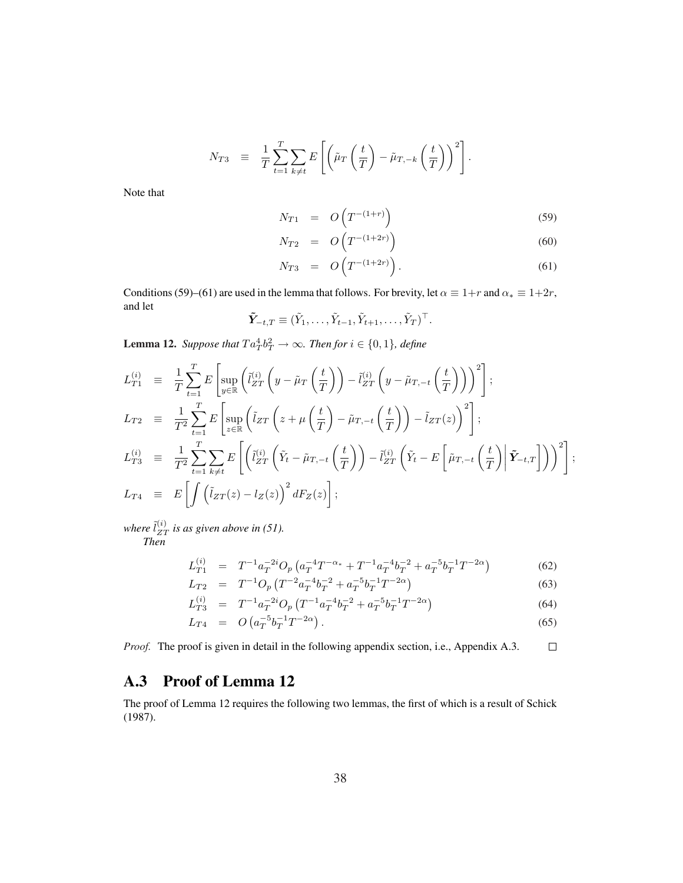$$N_{T3} \equiv \frac{1}{T}\sum_{t=1}^{T}\sum_{k\neq t} E\left[\left(\tilde{\mu}_T\left(\frac{t}{T}\right) - \tilde{\mu}_{T,-k}\left(\frac{t}{T}\right)\right)^2\right].$$

Note that

$$N_{T1} = O\left(T^{-(1+r)}\right) \tag{59}$$

$$N_{T2} = O\left(T^{-(1+2r)}\right) \tag{60}$$

$$N_{T3} = O\left(T^{-(1+2r)}\right). \tag{61}$$

Conditions (59)–(61) are used in the lemma that follows. For brevity, let $\alpha \equiv 1+r$ and $\alpha_* \equiv 1+2r$, and let

$$\tilde{\boldsymbol{Y}}_{-t,T} \equiv (\tilde{Y}_1, \ldots, \tilde{Y}_{t-1}, \tilde{Y}_{t+1}, \ldots, \tilde{Y}_T)^\top.$$

**Lemma 12.** *Suppose that $Ta_T^4 b_T^2 \to \infty$. Then for $i \in \{0, 1\}$, define*

$$L_{T1}^{(i)} \equiv \frac{1}{T}\sum_{t=1}^{T} E\left[\sup_{y\in\mathbb{R}}\left(\tilde{l}_{ZT}^{(i)}\left(y - \tilde{\mu}_T\left(\frac{t}{T}\right)\right) - \tilde{l}_{ZT}^{(i)}\left(y - \tilde{\mu}_{T,-t}\left(\frac{t}{T}\right)\right)\right)^2\right];$$

$$L_{T2} \equiv \frac{1}{T^2}\sum_{t=1}^{T} E\left[\sup_{z\in\mathbb{R}}\left(\tilde{l}_{ZT}\left(z + \mu\left(\frac{t}{T}\right) - \tilde{\mu}_{T,-t}\left(\frac{t}{T}\right)\right) - \tilde{l}_{ZT}(z)\right)^2\right];$$

$$L_{T3}^{(i)} \equiv \frac{1}{T^2}\sum_{t=1}^{T}\sum_{k\neq t} E\left[\left(\tilde{l}_{ZT}^{(i)}\left(\tilde{Y}_t - \tilde{\mu}_{T,-t}\left(\frac{t}{T}\right)\right) - \tilde{l}_{ZT}^{(i)}\left(\tilde{Y}_t - E\left[\tilde{\mu}_{T,-t}\left(\frac{t}{T}\right)\middle|\tilde{\boldsymbol{Y}}_{-t,T}\right]\right)\right)^2\right];$$

$$L_{T4} \equiv E\left[\int\left(\tilde{l}_{ZT}(z) - l_Z(z)\right)^2 dF_Z(z)\right];$$

*where $\tilde{l}_{ZT}^{(i)}$ is as given above in (51).*

*Then*

$$L_{T1}^{(i)} = T^{-1}a_T^{-2i}O_p\left(a_T^{-4}T^{-\alpha_*} + T^{-1}a_T^{-4}b_T^{-2} + a_T^{-5}b_T^{-1}T^{-2\alpha}\right) \tag{62}$$

$$L_{T2} = T^{-1}O_p\left(T^{-2}a_T^{-4}b_T^{-2} + a_T^{-5}b_T^{-1}T^{-2\alpha}\right) \tag{63}$$

$$L_{T3}^{(i)} = T^{-1}a_T^{-2i}O_p\left(T^{-1}a_T^{-4}b_T^{-2} + a_T^{-5}b_T^{-1}T^{-2\alpha}\right) \tag{64}$$

$$L_{T4} = O\left(a_T^{-5}b_T^{-1}T^{-2\alpha}\right). \tag{65}$$

*Proof.* The proof is given in detail in the following appendix section, i.e., Appendix A.3. □

## A.3 Proof of Lemma 12

The proof of Lemma 12 requires the following two lemmas, the first of which is a result of Schick (1987).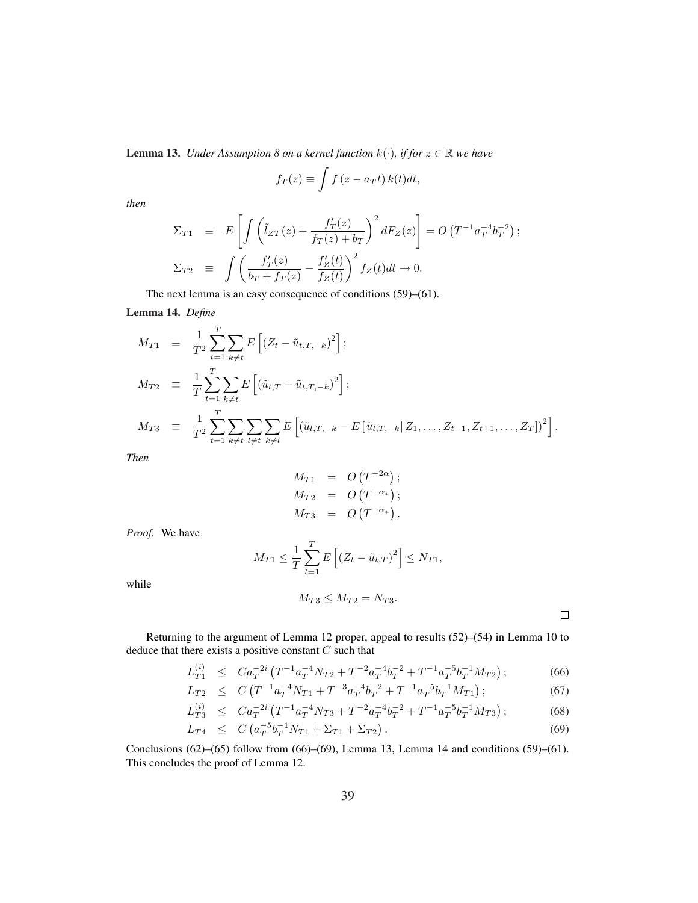**Lemma 13.** *Under Assumption 8 on a kernel function $k(\cdot)$, if for $z \in \mathbb{R}$ we have*

$$f_T(z) \equiv \int f\left(z - a_T t\right) k(t) dt,$$

*then*

$$\begin{aligned}
\Sigma_{T1} &\equiv E\left[\int \left(\tilde{l}_{ZT}(z) + \frac{f_T'(z)}{f_T(z) + b_T}\right)^2 dF_Z(z)\right] = O\left(T^{-1} a_T^{-4} b_T^{-2}\right); \\
\Sigma_{T2} &\equiv \int \left(\frac{f_T'(z)}{b_T + f_T(z)} - \frac{f_Z'(t)}{f_Z(t)}\right)^2 f_Z(t) dt \to 0.
\end{aligned}$$

The next lemma is an easy consequence of conditions (59)–(61).

**Lemma 14.** *Define*

$$\begin{aligned}
M_{T1} &\equiv \frac{1}{T^2} \sum_{t=1}^{T} \sum_{k \neq t} E\left[\left(Z_t - \tilde{u}_{t,T,-k}\right)^2\right]; \\
M_{T2} &\equiv \frac{1}{T} \sum_{t=1}^{T} \sum_{k \neq t} E\left[\left(\tilde{u}_{t,T} - \tilde{u}_{t,T,-k}\right)^2\right]; \\
M_{T3} &\equiv \frac{1}{T^2} \sum_{t=1}^{T} \sum_{k \neq t} \sum_{l \neq t} \sum_{k \neq l} E\left[\left(\tilde{u}_{l,T,-k} - E\left[\tilde{u}_{l,T,-k} \middle| Z_1, \ldots, Z_{t-1}, Z_{t+1}, \ldots, Z_T\right]\right)^2\right].
\end{aligned}$$

*Then*

$$\begin{aligned}
M_{T1} &= O\left(T^{-2\alpha}\right); \\
M_{T2} &= O\left(T^{-\alpha_*}\right); \\
M_{T3} &= O\left(T^{-\alpha_*}\right).
\end{aligned}$$

*Proof.* We have

$$M_{T1} \leq \frac{1}{T} \sum_{t=1}^{T} E\left[\left(Z_t - \tilde{u}_{t,T}\right)^2\right] \leq N_{T1},$$

while

$$M_{T3} \leq M_{T2} = N_{T3}.$$

□

Returning to the argument of Lemma 12 proper, appeal to results (52)–(54) in Lemma 10 to deduce that there exists a positive constant $C$ such that

$$\begin{aligned}
L_{T1}^{(i)} &\leq C a_T^{-2i} \left(T^{-1} a_T^{-4} N_{T2} + T^{-2} a_T^{-4} b_T^{-2} + T^{-1} a_T^{-5} b_T^{-1} M_{T2}\right); && (66) \\
L_{T2} &\leq C \left(T^{-1} a_T^{-4} N_{T1} + T^{-3} a_T^{-4} b_T^{-2} + T^{-1} a_T^{-5} b_T^{-1} M_{T1}\right); && (67) \\
L_{T3}^{(i)} &\leq C a_T^{-2i} \left(T^{-1} a_T^{-4} N_{T3} + T^{-2} a_T^{-4} b_T^{-2} + T^{-1} a_T^{-5} b_T^{-1} M_{T3}\right); && (68) \\
L_{T4} &\leq C \left(a_T^{-5} b_T^{-1} N_{T1} + \Sigma_{T1} + \Sigma_{T2}\right). && (69)
\end{aligned}$$

Conclusions (62)–(65) follow from (66)–(69), Lemma 13, Lemma 14 and conditions (59)–(61). This concludes the proof of Lemma 12.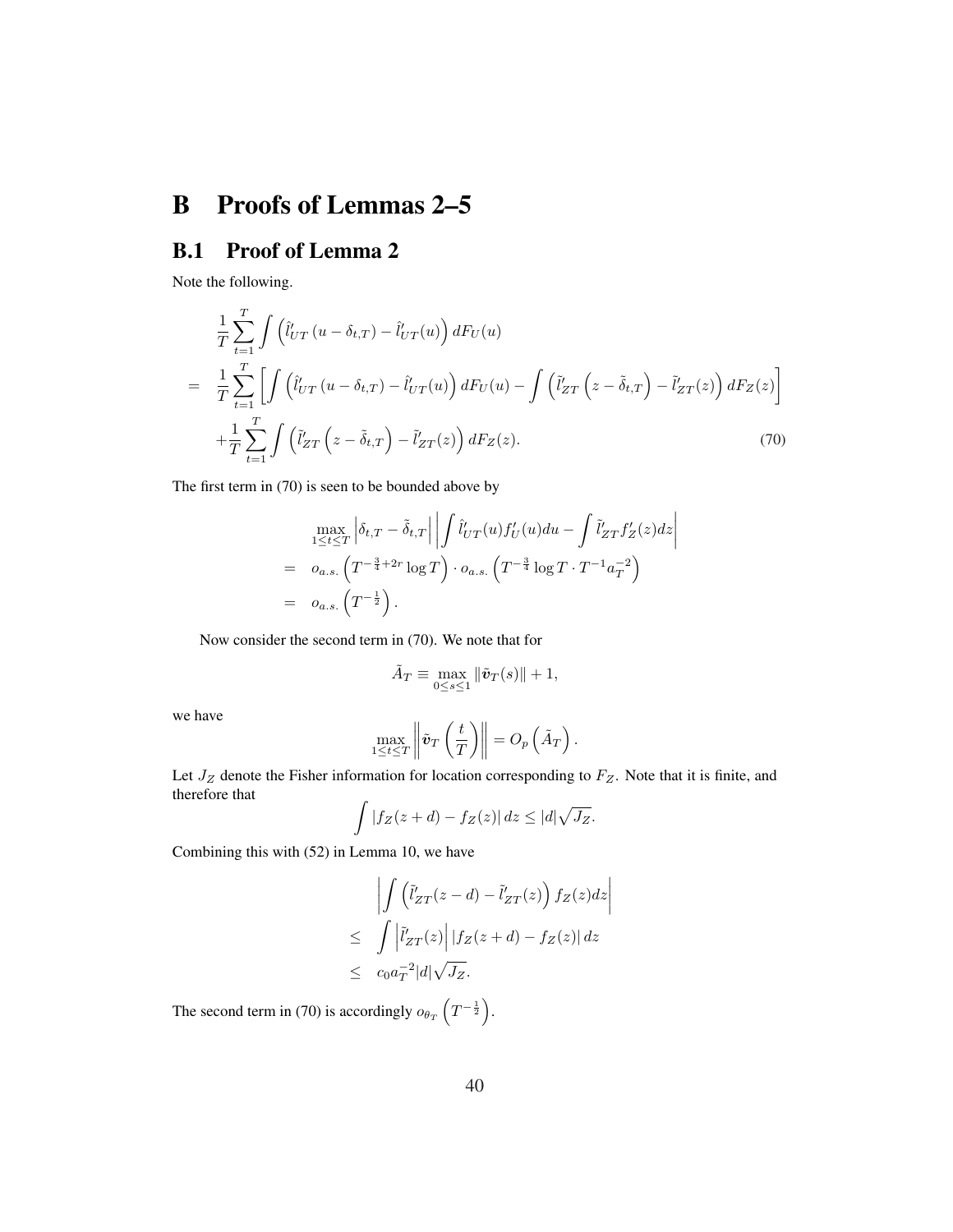# B Proofs of Lemmas 2–5

## B.1 Proof of Lemma 2

Note the following.

$$
\begin{aligned}
& \frac{1}{T}\sum_{t=1}^{T}\int\left(\hat{l}'_{UT}\left(u-\delta_{t,T}\right)-\hat{l}'_{UT}(u)\right)dF_U(u) \\
= \; & \frac{1}{T}\sum_{t=1}^{T}\left[\int\left(\hat{l}'_{UT}\left(u-\delta_{t,T}\right)-\hat{l}'_{UT}(u)\right)dF_U(u)-\int\left(\tilde{l}'_{ZT}\left(z-\tilde{\delta}_{t,T}\right)-\tilde{l}'_{ZT}(z)\right)dF_Z(z)\right] \\
& +\frac{1}{T}\sum_{t=1}^{T}\int\left(\tilde{l}'_{ZT}\left(z-\tilde{\delta}_{t,T}\right)-\tilde{l}'_{ZT}(z)\right)dF_Z(z). \qquad (70)
\end{aligned}
$$

The first term in (70) is seen to be bounded above by

$$
\begin{aligned}
& \max_{1\le t\le T}\left|\delta_{t,T}-\tilde{\delta}_{t,T}\right|\left|\int\hat{l}'_{UT}(u)f'_U(u)du-\int\tilde{l}'_{ZT}f'_Z(z)dz\right| \\
= \; & o_{a.s.}\left(T^{-\frac{3}{4}+2r}\log T\right)\cdot o_{a.s.}\left(T^{-\frac{3}{4}}\log T\cdot T^{-1}a_T^{-2}\right) \\
= \; & o_{a.s.}\left(T^{-\frac{1}{2}}\right).
\end{aligned}
$$

Now consider the second term in (70). We note that for

$$
\tilde{A}_T \equiv \max_{0\le s\le 1}\|\tilde{\boldsymbol{v}}_T(s)\|+1,
$$

we have

$$
\max_{1\le t\le T}\left\|\tilde{\boldsymbol{v}}_T\left(\frac{t}{T}\right)\right\| = O_p\left(\tilde{A}_T\right).
$$

Let $J_Z$ denote the Fisher information for location corresponding to $F_Z$. Note that it is finite, and therefore that

$$
\int|f_Z(z+d)-f_Z(z)|\,dz \le |d|\sqrt{J_Z}.
$$

Combining this with (52) in Lemma 10, we have

$$
\begin{aligned}
& \left|\int\left(\tilde{l}'_{ZT}(z-d)-\tilde{l}'_{ZT}(z)\right)f_Z(z)dz\right| \\
\le \; & \int\left|\tilde{l}'_{ZT}(z)\right|\left|f_Z(z+d)-f_Z(z)\right|dz \\
\le \; & c_0 a_T^{-2}|d|\sqrt{J_Z}.
\end{aligned}
$$

The second term in (70) is accordingly $o_{\theta_T}\left(T^{-\frac{1}{2}}\right)$.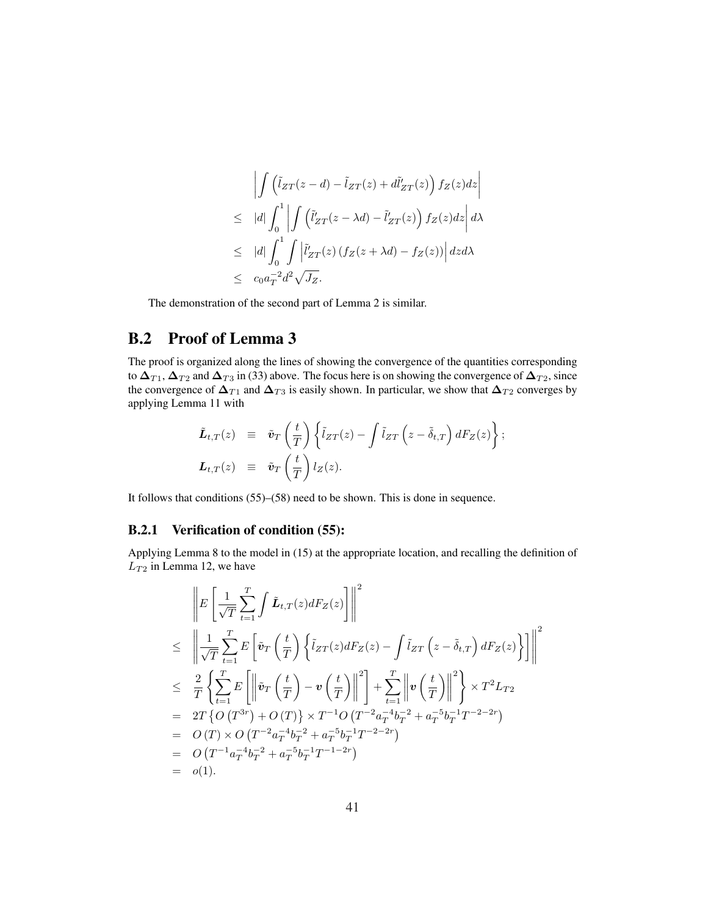$$
\begin{aligned}
& \left| \int \left( \tilde{l}_{ZT}(z-d) - \tilde{l}_{ZT}(z) + d\tilde{l}'_{ZT}(z) \right) f_Z(z) dz \right| \\
\leq \quad & |d| \int_0^1 \left| \int \left( \tilde{l}'_{ZT}(z-\lambda d) - \tilde{l}'_{ZT}(z) \right) f_Z(z) dz \right| d\lambda \\
\leq \quad & |d| \int_0^1 \int \left| \tilde{l}'_{ZT}(z) \left( f_Z(z+\lambda d) - f_Z(z) \right) \right| dz d\lambda \\
\leq \quad & c_0 a_T^{-2} d^2 \sqrt{J_Z}.
\end{aligned}
$$

The demonstration of the second part of Lemma 2 is similar.

## B.2 Proof of Lemma 3

The proof is organized along the lines of showing the convergence of the quantities corresponding to $\boldsymbol{\Delta}_{T1}$, $\boldsymbol{\Delta}_{T2}$ and $\boldsymbol{\Delta}_{T3}$ in (33) above. The focus here is on showing the convergence of $\boldsymbol{\Delta}_{T2}$, since the convergence of $\boldsymbol{\Delta}_{T1}$ and $\boldsymbol{\Delta}_{T3}$ is easily shown. In particular, we show that $\boldsymbol{\Delta}_{T2}$ converges by applying Lemma 11 with

$$
\begin{aligned}
\tilde{\boldsymbol{L}}_{t,T}(z) \quad &\equiv \quad \tilde{\boldsymbol{v}}_T\left(\frac{t}{T}\right) \left\{ \tilde{l}_{ZT}(z) - \int \tilde{l}_{ZT}\left(z - \tilde{\delta}_{t,T}\right) dF_Z(z) \right\}; \\
\boldsymbol{L}_{t,T}(z) \quad &\equiv \quad \tilde{\boldsymbol{v}}_T\left(\frac{t}{T}\right) l_Z(z).
\end{aligned}
$$

It follows that conditions (55)–(58) need to be shown. This is done in sequence.

### B.2.1 Verification of condition (55):

Applying Lemma 8 to the model in (15) at the appropriate location, and recalling the definition of $L_{T2}$ in Lemma 12, we have

$$
\begin{aligned}
& \left\| E\left[ \frac{1}{\sqrt{T}} \sum_{t=1}^{T} \int \tilde{\boldsymbol{L}}_{t,T}(z) dF_Z(z) \right] \right\|^2 \\
\leq \quad & \left\| \frac{1}{\sqrt{T}} \sum_{t=1}^{T} E\left[ \tilde{\boldsymbol{v}}_T\left(\frac{t}{T}\right) \left\{ \tilde{l}_{ZT}(z) dF_Z(z) - \int \tilde{l}_{ZT}\left(z - \tilde{\delta}_{t,T}\right) dF_Z(z) \right\} \right] \right\|^2 \\
\leq \quad & \frac{2}{T} \left\{ \sum_{t=1}^{T} E\left[ \left\| \tilde{\boldsymbol{v}}_T\left(\frac{t}{T}\right) - \boldsymbol{v}\left(\frac{t}{T}\right) \right\|^2 \right] + \sum_{t=1}^{T} \left\| \boldsymbol{v}\left(\frac{t}{T}\right) \right\|^2 \right\} \times T^2 L_{T2} \\
= \quad & 2T \left\{ O\left(T^{3r}\right) + O\left(T\right) \right\} \times T^{-1} O\left(T^{-2} a_T^{-4} b_T^{-2} + a_T^{-5} b_T^{-1} T^{-2-2r}\right) \\
= \quad & O\left(T\right) \times O\left(T^{-2} a_T^{-4} b_T^{-2} + a_T^{-5} b_T^{-1} T^{-2-2r}\right) \\
= \quad & O\left(T^{-1} a_T^{-4} b_T^{-2} + a_T^{-5} b_T^{-1} T^{-1-2r}\right) \\
= \quad & o(1).
\end{aligned}
$$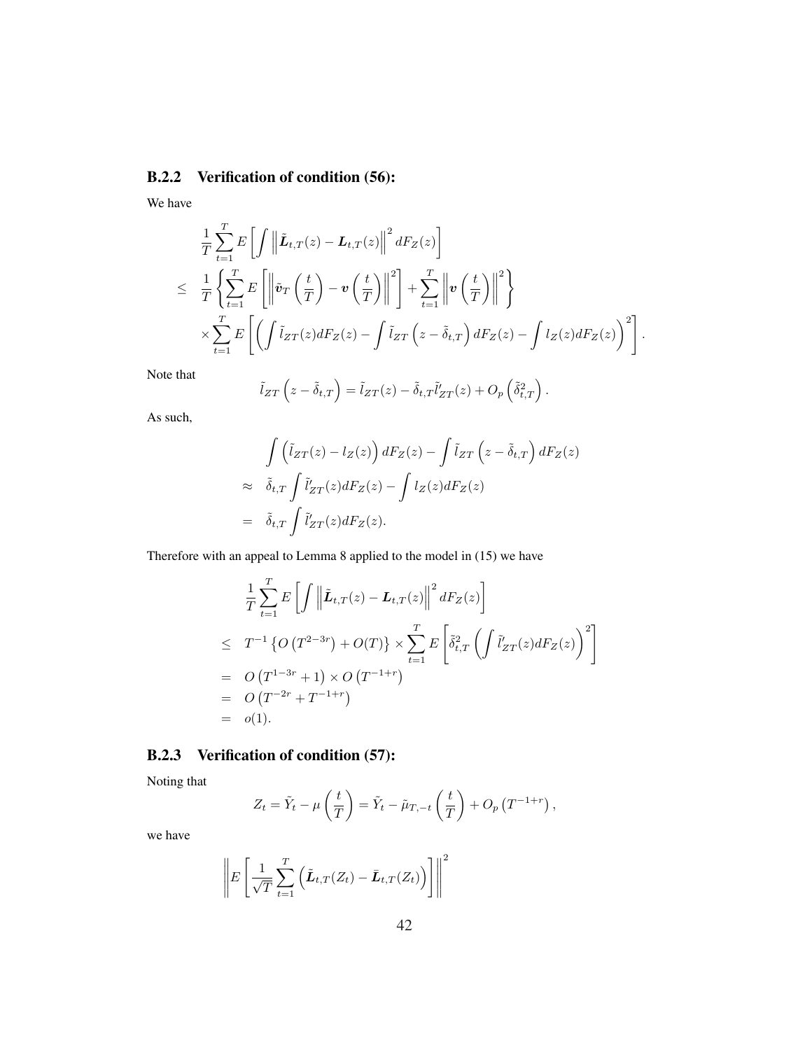### B.2.2 Verification of condition (56):

We have

$$
\begin{aligned}
& \frac{1}{T}\sum_{t=1}^{T} E\left[\int \left\|\tilde{\boldsymbol{L}}_{t,T}(z) - \boldsymbol{L}_{t,T}(z)\right\|^2 dF_Z(z)\right] \\
\leq \;& \frac{1}{T}\left\{\sum_{t=1}^{T} E\left[\left\|\tilde{\boldsymbol{v}}_T\left(\frac{t}{T}\right) - \boldsymbol{v}\left(\frac{t}{T}\right)\right\|^2\right] + \sum_{t=1}^{T}\left\|\boldsymbol{v}\left(\frac{t}{T}\right)\right\|^2\right\} \\
& \times \sum_{t=1}^{T} E\left[\left(\int \tilde{l}_{ZT}(z)dF_Z(z) - \int \tilde{l}_{ZT}\left(z - \tilde{\delta}_{t,T}\right)dF_Z(z) - \int l_Z(z)dF_Z(z)\right)^2\right].
\end{aligned}
$$

Note that

$$
\tilde{l}_{ZT}\left(z - \tilde{\delta}_{t,T}\right) = \tilde{l}_{ZT}(z) - \tilde{\delta}_{t,T}\tilde{l}'_{ZT}(z) + O_p\left(\tilde{\delta}^2_{t,T}\right).
$$

As such,

$$
\begin{aligned}
& \int \left(\tilde{l}_{ZT}(z) - l_Z(z)\right)dF_Z(z) - \int \tilde{l}_{ZT}\left(z - \tilde{\delta}_{t,T}\right)dF_Z(z) \\
\approx \;& \tilde{\delta}_{t,T}\int \tilde{l}'_{ZT}(z)dF_Z(z) - \int l_Z(z)dF_Z(z) \\
= \;& \tilde{\delta}_{t,T}\int \tilde{l}'_{ZT}(z)dF_Z(z).
\end{aligned}
$$

Therefore with an appeal to Lemma 8 applied to the model in (15) we have

$$
\begin{aligned}
& \frac{1}{T}\sum_{t=1}^{T} E\left[\int \left\|\tilde{\boldsymbol{L}}_{t,T}(z) - \boldsymbol{L}_{t,T}(z)\right\|^2 dF_Z(z)\right] \\
\leq \;& T^{-1}\left\{O\left(T^{2-3r}\right) + O(T)\right\} \times \sum_{t=1}^{T} E\left[\tilde{\delta}^2_{t,T}\left(\int \tilde{l}'_{ZT}(z)dF_Z(z)\right)^2\right] \\
= \;& O\left(T^{1-3r} + 1\right) \times O\left(T^{-1+r}\right) \\
= \;& O\left(T^{-2r} + T^{-1+r}\right) \\
= \;& o(1).
\end{aligned}
$$

### B.2.3 Verification of condition (57):

Noting that

$$
Z_t = \tilde{Y}_t - \mu\left(\frac{t}{T}\right) = \tilde{Y}_t - \tilde{\mu}_{T,-t}\left(\frac{t}{T}\right) + O_p\left(T^{-1+r}\right),
$$

we have

$$
\left\|E\left[\frac{1}{\sqrt{T}}\sum_{t=1}^{T}\left(\tilde{\boldsymbol{L}}_{t,T}(Z_t) - \bar{\boldsymbol{L}}_{t,T}(Z_t)\right)\right]\right\|^2
$$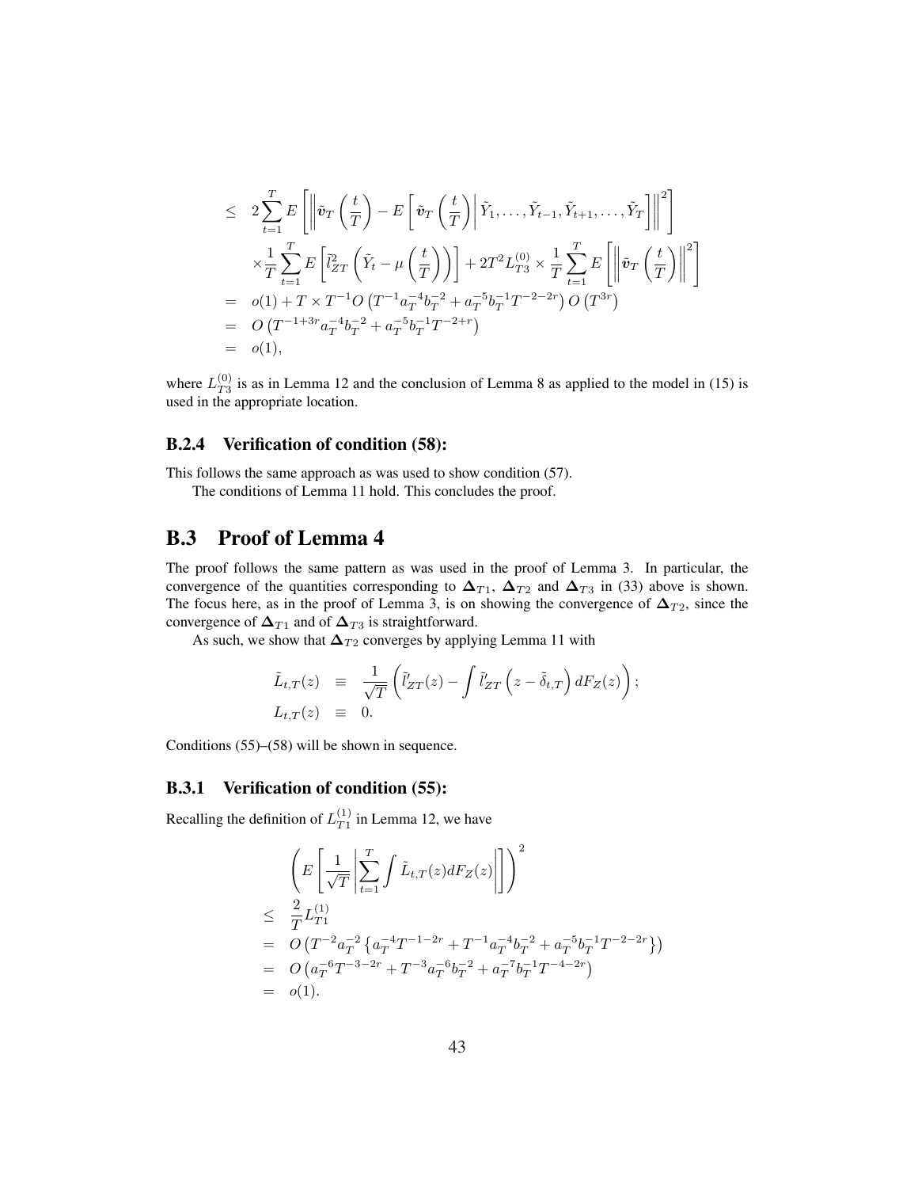$$
\begin{aligned}
&\leq 2\sum_{t=1}^{T} E\left[\left\|\tilde{\boldsymbol{v}}_T\left(\frac{t}{T}\right) - E\left[\tilde{\boldsymbol{v}}_T\left(\frac{t}{T}\right)\middle|\tilde{Y}_1,\ldots,\tilde{Y}_{t-1},\tilde{Y}_{t+1},\ldots,\tilde{Y}_T\right]\right\|^2\right] \\
&\quad \times\frac{1}{T}\sum_{t=1}^{T} E\left[\tilde{l}_{ZT}^2\left(\tilde{Y}_t - \mu\left(\frac{t}{T}\right)\right)\right] + 2T^2 L_{T3}^{(0)} \times \frac{1}{T}\sum_{t=1}^{T} E\left[\left\|\tilde{\boldsymbol{v}}_T\left(\frac{t}{T}\right)\right\|^2\right] \\
&= o(1) + T\times T^{-1} O\left(T^{-1}a_T^{-4}b_T^{-2} + a_T^{-5}b_T^{-1}T^{-2-2r}\right) O\left(T^{3r}\right) \\
&= O\left(T^{-1+3r}a_T^{-4}b_T^{-2} + a_T^{-5}b_T^{-1}T^{-2+r}\right) \\
&= o(1),
\end{aligned}
$$

where $L_{T3}^{(0)}$ is as in Lemma 12 and the conclusion of Lemma 8 as applied to the model in (15) is used in the appropriate location.

### B.2.4 Verification of condition (58):

This follows the same approach as was used to show condition (57).

The conditions of Lemma 11 hold. This concludes the proof.

## B.3 Proof of Lemma 4

The proof follows the same pattern as was used in the proof of Lemma 3. In particular, the convergence of the quantities corresponding to $\boldsymbol{\Delta}_{T1}$, $\boldsymbol{\Delta}_{T2}$ and $\boldsymbol{\Delta}_{T3}$ in (33) above is shown. The focus here, as in the proof of Lemma 3, is on showing the convergence of $\boldsymbol{\Delta}_{T2}$, since the convergence of $\boldsymbol{\Delta}_{T1}$ and of $\boldsymbol{\Delta}_{T3}$ is straightforward.

As such, we show that $\boldsymbol{\Delta}_{T2}$ converges by applying Lemma 11 with

$$
\begin{aligned}
\tilde{L}_{t,T}(z) &\equiv \frac{1}{\sqrt{T}}\left(\tilde{l}_{ZT}'(z) - \int \tilde{l}_{ZT}'\left(z - \tilde{\delta}_{t,T}\right) dF_Z(z)\right); \\
L_{t,T}(z) &\equiv 0.
\end{aligned}
$$

Conditions (55)–(58) will be shown in sequence.

### B.3.1 Verification of condition (55):

Recalling the definition of $L_{T1}^{(1)}$ in Lemma 12, we have

$$
\begin{aligned}
&\left(E\left[\frac{1}{\sqrt{T}}\left|\sum_{t=1}^{T}\int \tilde{L}_{t,T}(z)dF_Z(z)\right|\right]\right)^2 \\
&\leq \frac{2}{T}L_{T1}^{(1)} \\
&= O\left(T^{-2}a_T^{-2}\left\{a_T^{-4}T^{-1-2r} + T^{-1}a_T^{-4}b_T^{-2} + a_T^{-5}b_T^{-1}T^{-2-2r}\right\}\right) \\
&= O\left(a_T^{-6}T^{-3-2r} + T^{-3}a_T^{-6}b_T^{-2} + a_T^{-7}b_T^{-1}T^{-4-2r}\right) \\
&= o(1).
\end{aligned}
$$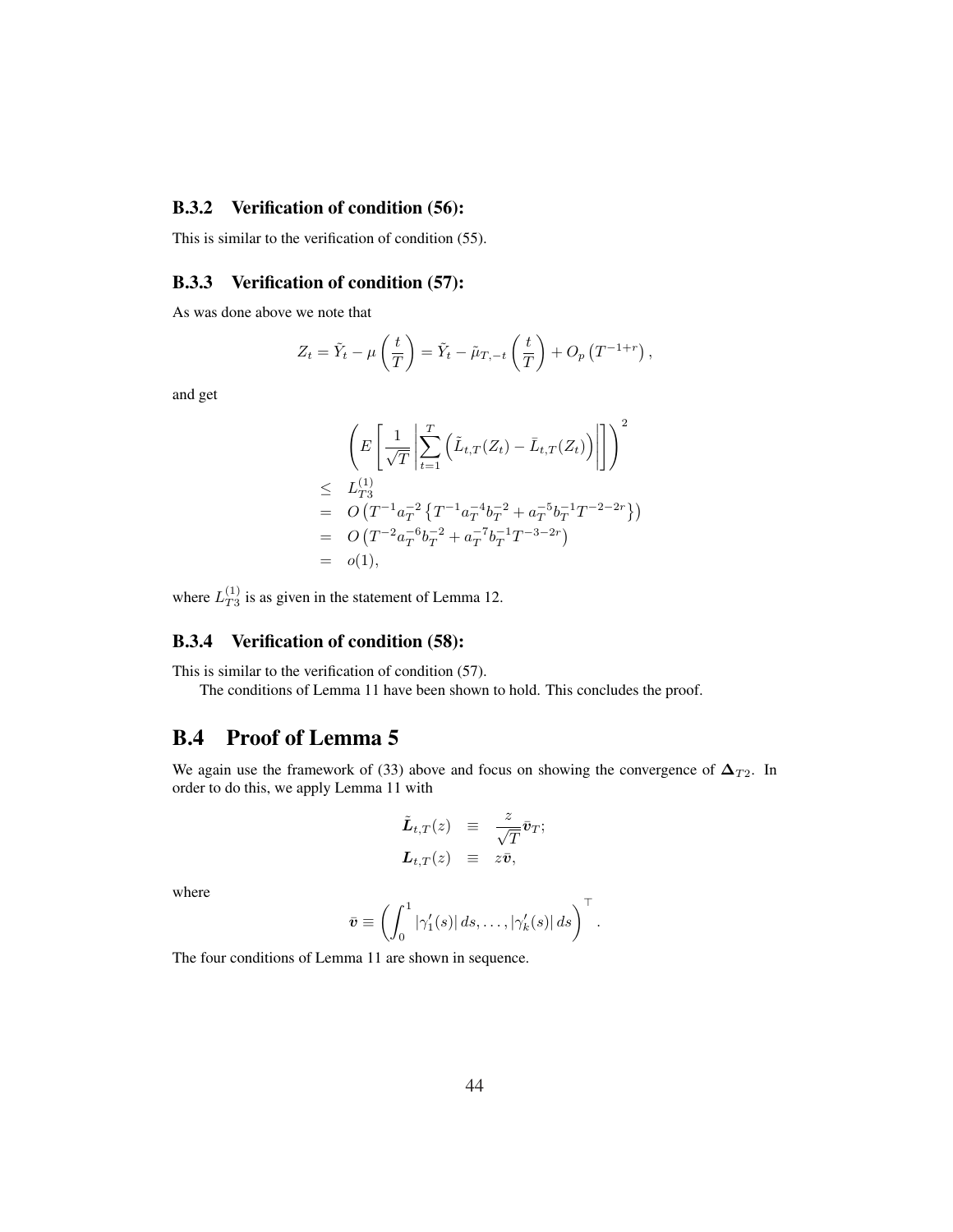### B.3.2 Verification of condition (56):

This is similar to the verification of condition (55).

### B.3.3 Verification of condition (57):

As was done above we note that

$$Z_t = \tilde{Y}_t - \mu\left(\frac{t}{T}\right) = \tilde{Y}_t - \tilde{\mu}_{T,-t}\left(\frac{t}{T}\right) + O_p\left(T^{-1+r}\right),$$

and get

$$\begin{aligned}
&\left(E\left[\frac{1}{\sqrt{T}}\left|\sum_{t=1}^{T}\left(\tilde{L}_{t,T}(Z_t) - \bar{L}_{t,T}(Z_t)\right)\right|\right]\right)^2 \\
\leq\ & L_{T3}^{(1)} \\
=\ & O\left(T^{-1}a_T^{-2}\left\{T^{-1}a_T^{-4}b_T^{-2} + a_T^{-5}b_T^{-1}T^{-2-2r}\right\}\right) \\
=\ & O\left(T^{-2}a_T^{-6}b_T^{-2} + a_T^{-7}b_T^{-1}T^{-3-2r}\right) \\
=\ & o(1),
\end{aligned}$$

where $L_{T3}^{(1)}$ is as given in the statement of Lemma 12.

### B.3.4 Verification of condition (58):

This is similar to the verification of condition (57).

The conditions of Lemma 11 have been shown to hold. This concludes the proof.

## B.4 Proof of Lemma 5

We again use the framework of (33) above and focus on showing the convergence of $\boldsymbol{\Delta}_{T2}$. In order to do this, we apply Lemma 11 with

$$\begin{aligned}
\tilde{\boldsymbol{L}}_{t,T}(z) &\equiv \frac{z}{\sqrt{T}}\bar{\boldsymbol{v}}_T; \\
\boldsymbol{L}_{t,T}(z) &\equiv z\bar{\boldsymbol{v}},
\end{aligned}$$

where

$$\bar{\boldsymbol{v}} \equiv \left(\int_0^1 |\gamma_1'(s)|\,ds, \ldots, |\gamma_k'(s)|\,ds\right)^\top.$$

The four conditions of Lemma 11 are shown in sequence.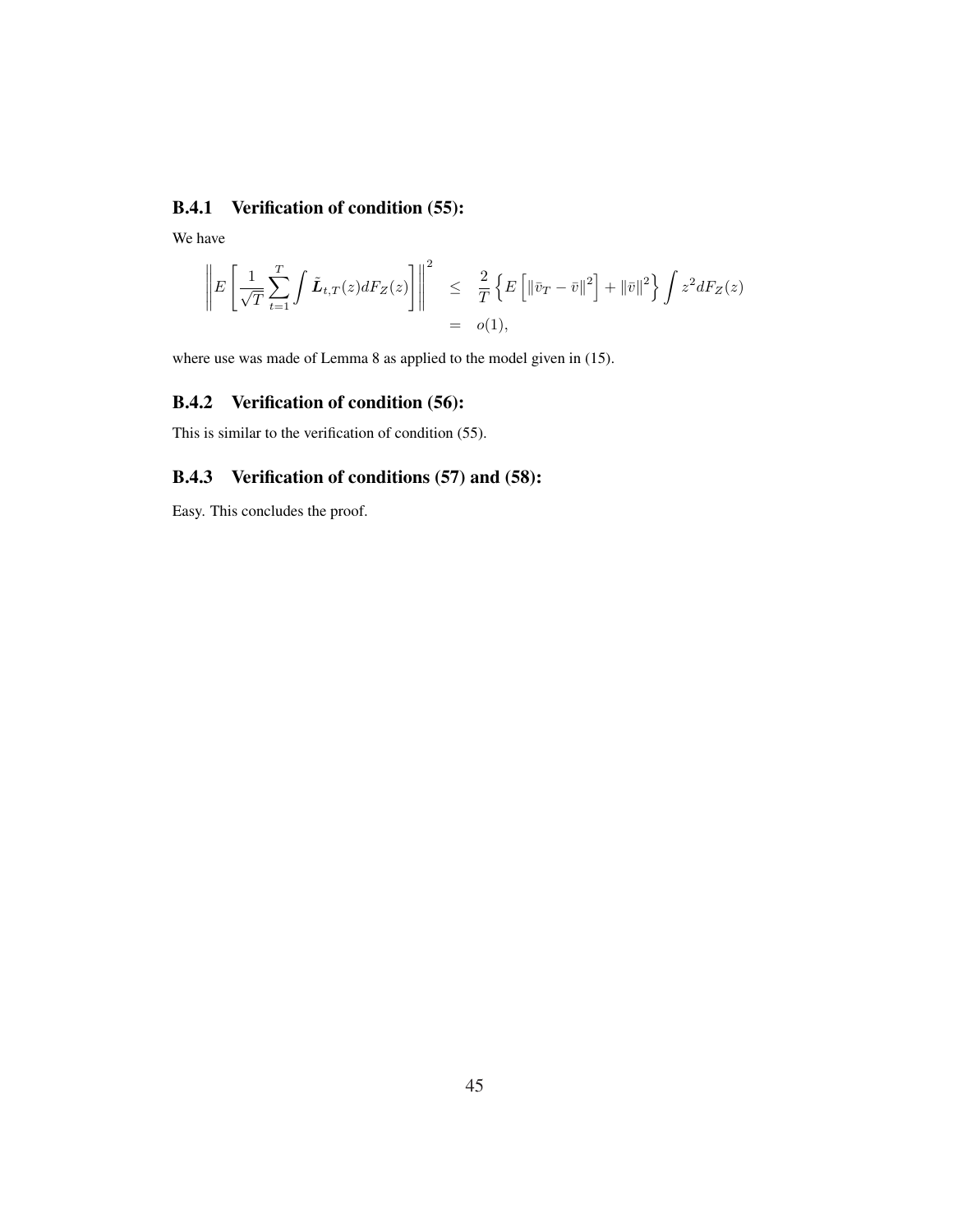### B.4.1 Verification of condition (55):

We have

$$
\begin{aligned}
\left\| E\left[\frac{1}{\sqrt{T}}\sum_{t=1}^{T}\int \tilde{\boldsymbol{L}}_{t,T}(z)dF_Z(z)\right]\right\|^2 &\leq \frac{2}{T}\left\{E\left[\|\bar{v}_T-\bar{v}\|^2\right]+\|\bar{v}\|^2\right\}\int z^2 dF_Z(z)\\
&= o(1),
\end{aligned}
$$

where use was made of Lemma 8 as applied to the model given in (15).

### B.4.2 Verification of condition (56):

This is similar to the verification of condition (55).

### B.4.3 Verification of conditions (57) and (58):

Easy. This concludes the proof.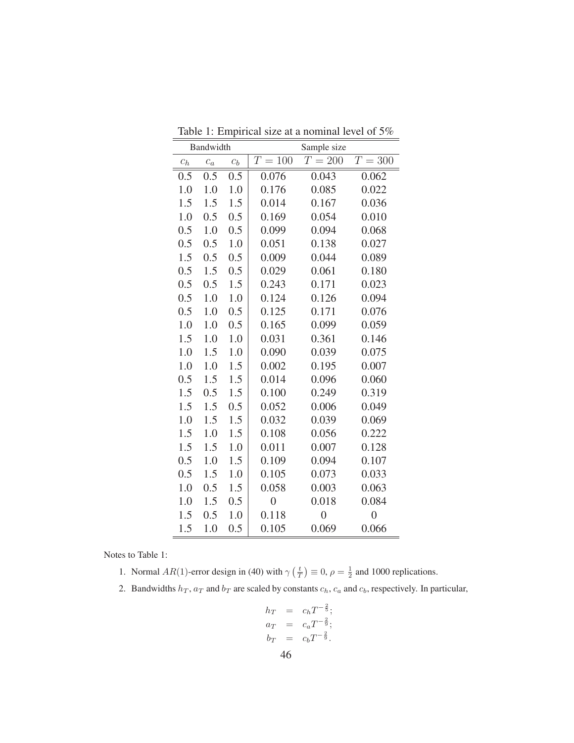Table 1: Empirical size at a nominal level of 5%

| Bandwidth | | | Sample size | | |
|---|---|---|---|---|---|
| $c_h$ | $c_a$ | $c_b$ | $T = 100$ | $T = 200$ | $T = 300$ |
| 0.5 | 0.5 | 0.5 | 0.076 | 0.043 | 0.062 |
| 1.0 | 1.0 | 1.0 | 0.176 | 0.085 | 0.022 |
| 1.5 | 1.5 | 1.5 | 0.014 | 0.167 | 0.036 |
| 1.0 | 0.5 | 0.5 | 0.169 | 0.054 | 0.010 |
| 0.5 | 1.0 | 0.5 | 0.099 | 0.094 | 0.068 |
| 0.5 | 0.5 | 1.0 | 0.051 | 0.138 | 0.027 |
| 1.5 | 0.5 | 0.5 | 0.009 | 0.044 | 0.089 |
| 0.5 | 1.5 | 0.5 | 0.029 | 0.061 | 0.180 |
| 0.5 | 0.5 | 1.5 | 0.243 | 0.171 | 0.023 |
| 0.5 | 1.0 | 1.0 | 0.124 | 0.126 | 0.094 |
| 0.5 | 1.0 | 0.5 | 0.125 | 0.171 | 0.076 |
| 1.0 | 1.0 | 0.5 | 0.165 | 0.099 | 0.059 |
| 1.5 | 1.0 | 1.0 | 0.031 | 0.361 | 0.146 |
| 1.0 | 1.5 | 1.0 | 0.090 | 0.039 | 0.075 |
| 1.0 | 1.0 | 1.5 | 0.002 | 0.195 | 0.007 |
| 0.5 | 1.5 | 1.5 | 0.014 | 0.096 | 0.060 |
| 1.5 | 0.5 | 1.5 | 0.100 | 0.249 | 0.319 |
| 1.5 | 1.5 | 0.5 | 0.052 | 0.006 | 0.049 |
| 1.0 | 1.5 | 1.5 | 0.032 | 0.039 | 0.069 |
| 1.5 | 1.0 | 1.5 | 0.108 | 0.056 | 0.222 |
| 1.5 | 1.5 | 1.0 | 0.011 | 0.007 | 0.128 |
| 0.5 | 1.0 | 1.5 | 0.109 | 0.094 | 0.107 |
| 0.5 | 1.5 | 1.0 | 0.105 | 0.073 | 0.033 |
| 1.0 | 0.5 | 1.5 | 0.058 | 0.003 | 0.063 |
| 1.0 | 1.5 | 0.5 | 0 | 0.018 | 0.084 |
| 1.5 | 0.5 | 1.0 | 0.118 | 0 | 0 |
| 1.5 | 1.0 | 0.5 | 0.105 | 0.069 | 0.066 |

Notes to Table 1:

1. Normal $AR(1)$-error design in (40) with $\gamma\left(\frac{t}{T}\right) \equiv 0$, $\rho = \frac{1}{2}$ and 1000 replications.
2. Bandwidths $h_T$, $a_T$ and $b_T$ are scaled by constants $c_h$, $c_a$ and $c_b$, respectively. In particular,

$$\begin{aligned} h_T &= c_h T^{-\frac{2}{5}}; \\ a_T &= c_a T^{-\frac{2}{9}}; \\ b_T &= c_b T^{-\frac{2}{9}}. \end{aligned}$$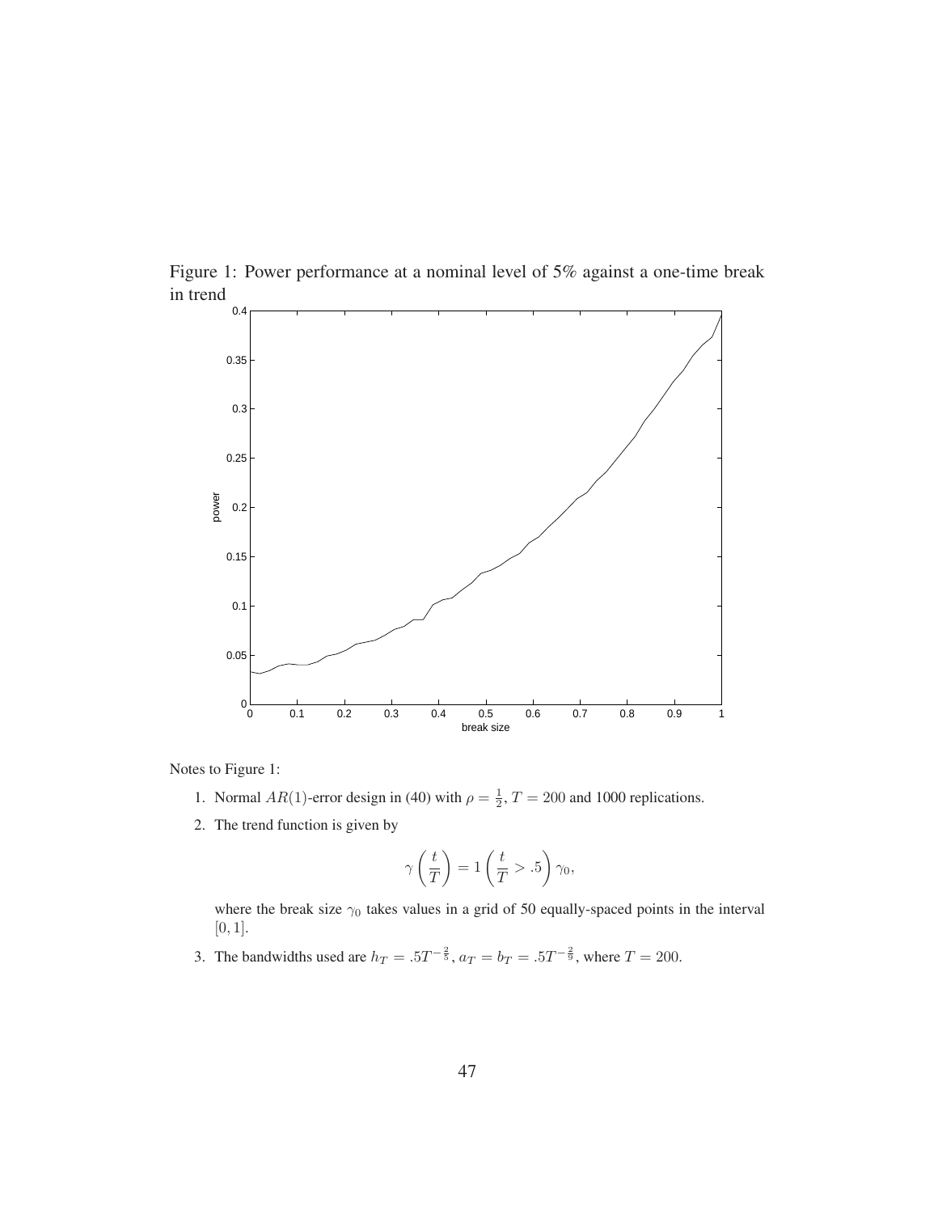Figure 1: Power performance at a nominal level of 5% against a one-time break in trend

Notes to Figure 1:

1. Normal $AR(1)$-error design in (40) with $\rho = \frac{1}{2}$, $T = 200$ and 1000 replications.

2. The trend function is given by

$$\gamma\left(\frac{t}{T}\right) = 1\left(\frac{t}{T} > .5\right)\gamma_0,$$

where the break size $\gamma_0$ takes values in a grid of 50 equally-spaced points in the interval $[0, 1]$.

3. The bandwidths used are $h_T = .5T^{-\frac{2}{5}}$, $a_T = b_T = .5T^{-\frac{2}{9}}$, where $T = 200$.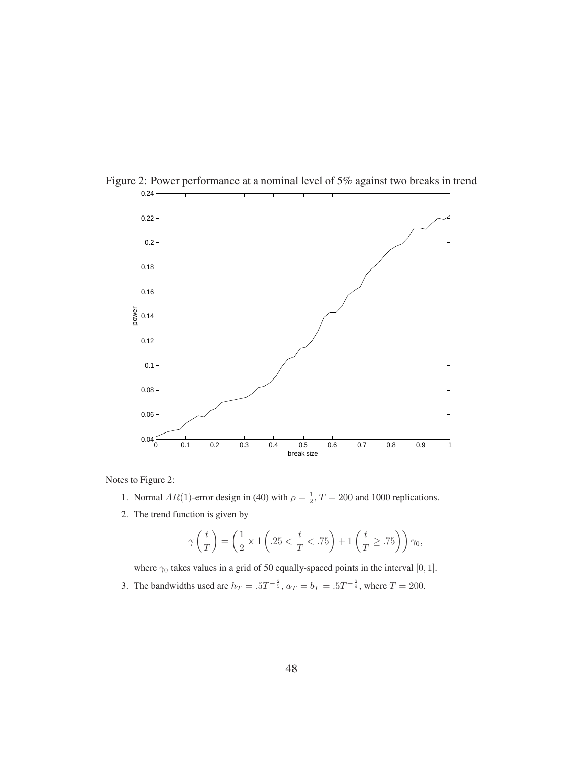Figure 2: Power performance at a nominal level of 5% against two breaks in trend

Notes to Figure 2:

1. Normal $AR(1)$-error design in (40) with $\rho = \frac{1}{2}$, $T = 200$ and 1000 replications.
2. The trend function is given by

$$\gamma\left(\frac{t}{T}\right) = \left(\frac{1}{2} \times 1\left(.25 < \frac{t}{T} < .75\right) + 1\left(\frac{t}{T} \geq .75\right)\right)\gamma_0,$$

where $\gamma_0$ takes values in a grid of 50 equally-spaced points in the interval $[0, 1]$.

3. The bandwidths used are $h_T = .5T^{-\frac{2}{5}}$, $a_T = b_T = .5T^{-\frac{2}{9}}$, where $T = 200$.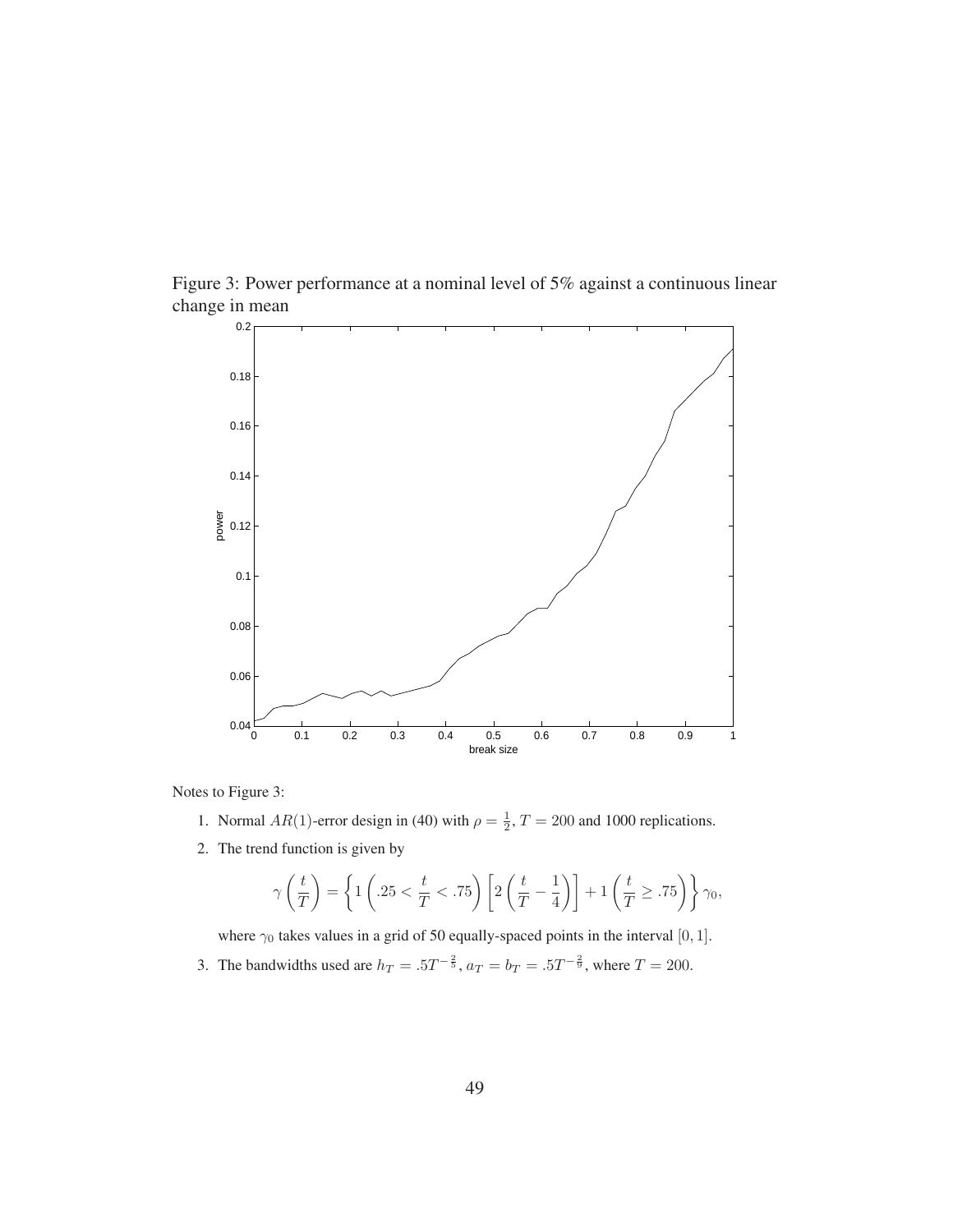Figure 3: Power performance at a nominal level of 5% against a continuous linear change in mean

Notes to Figure 3:

1. Normal $AR(1)$-error design in (40) with $\rho = \frac{1}{2}$, $T = 200$ and 1000 replications.
2. The trend function is given by

$$\gamma\left(\frac{t}{T}\right) = \left\{1\left(.25 < \frac{t}{T} < .75\right)\left[2\left(\frac{t}{T} - \frac{1}{4}\right)\right] + 1\left(\frac{t}{T} \geq .75\right)\right\}\gamma_0,$$

where $\gamma_0$ takes values in a grid of 50 equally-spaced points in the interval $[0, 1]$.

3. The bandwidths used are $h_T = .5T^{-\frac{2}{5}}$, $a_T = b_T = .5T^{-\frac{2}{9}}$, where $T = 200$.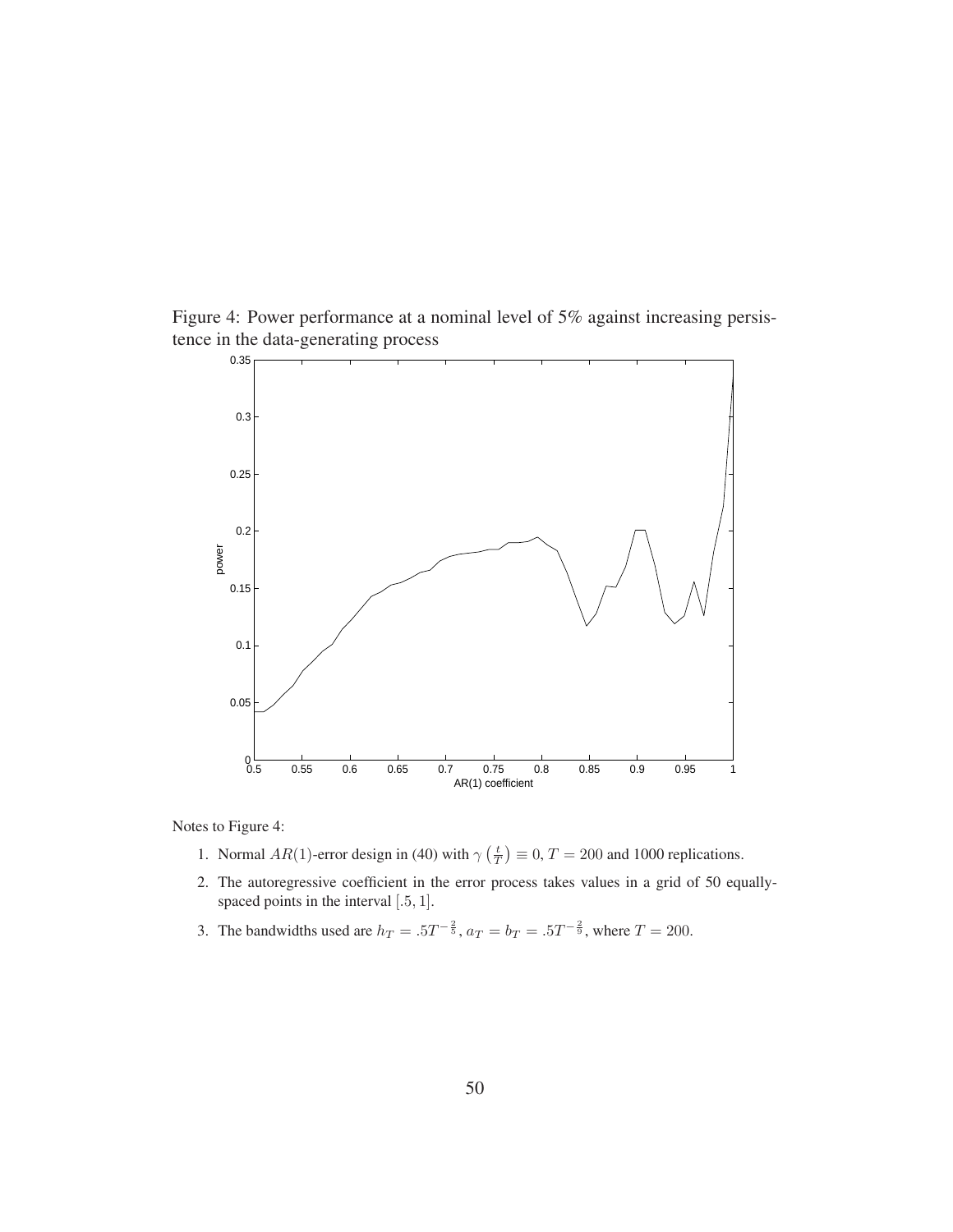Figure 4: Power performance at a nominal level of 5% against increasing persistence in the data-generating process

Notes to Figure 4:

1. Normal $AR(1)$-error design in (40) with $\gamma\left(\frac{t}{T}\right) \equiv 0$, $T = 200$ and 1000 replications.
2. The autoregressive coefficient in the error process takes values in a grid of 50 equally-spaced points in the interval $[.5, 1]$.
3. The bandwidths used are $h_T = .5T^{-\frac{2}{5}}$, $a_T = b_T = .5T^{-\frac{2}{9}}$, where $T = 200$.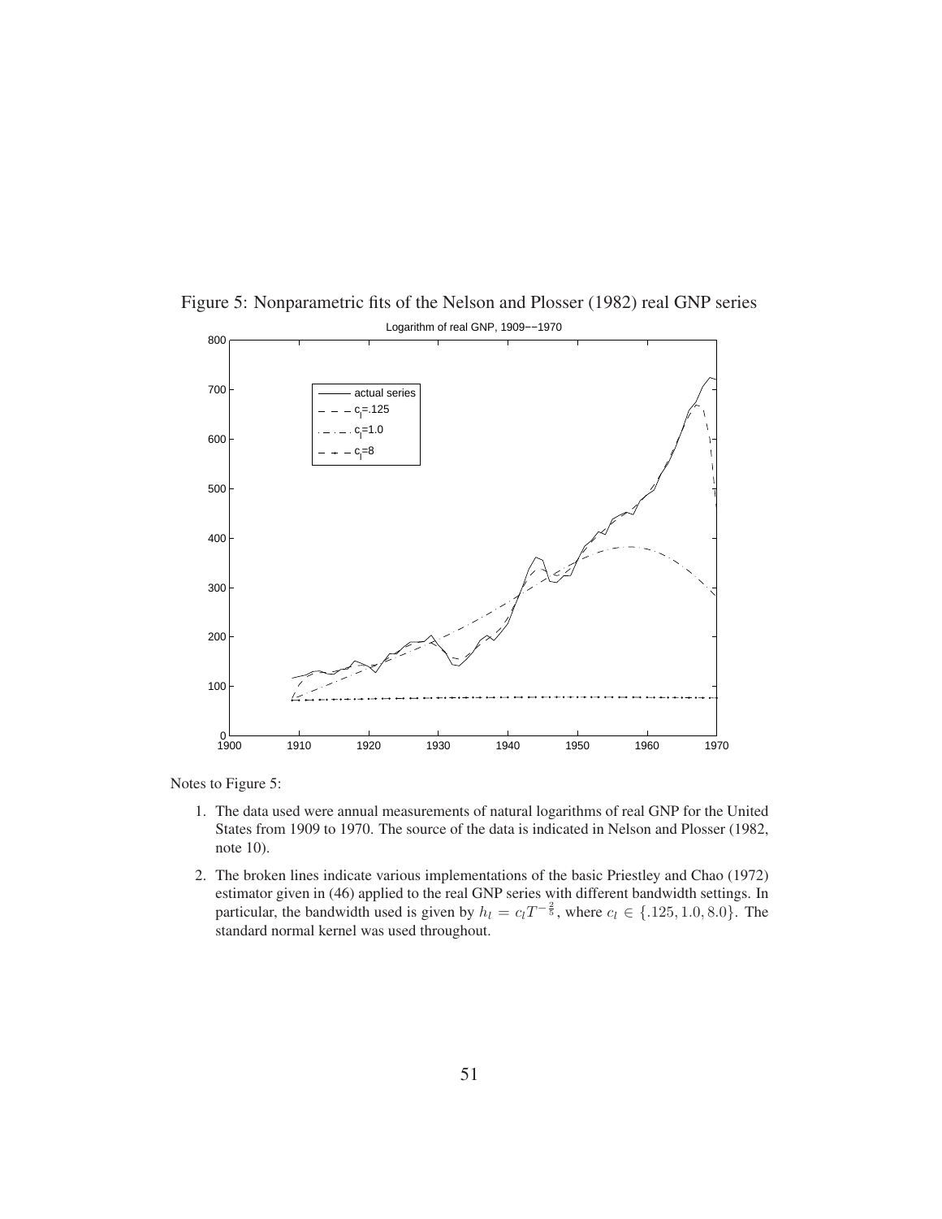Figure 5: Nonparametric fits of the Nelson and Plosser (1982) real GNP series

Notes to Figure 5:

1. The data used were annual measurements of natural logarithms of real GNP for the United States from 1909 to 1970. The source of the data is indicated in Nelson and Plosser (1982, note 10).

2. The broken lines indicate various implementations of the basic Priestley and Chao (1972) estimator given in (46) applied to the real GNP series with different bandwidth settings. In particular, the bandwidth used is given by $h_l = c_l T^{-\frac{2}{5}}$, where $c_l \in \{.125, 1.0, 8.0\}$. The standard normal kernel was used throughout.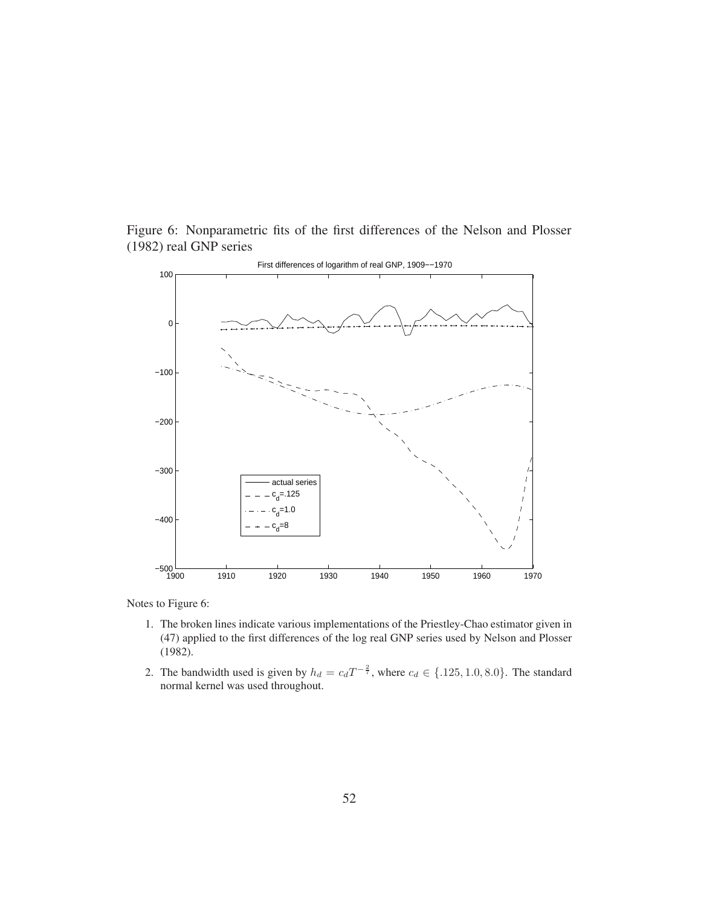Figure 6: Nonparametric fits of the first differences of the Nelson and Plosser (1982) real GNP series

Notes to Figure 6:

1. The broken lines indicate various implementations of the Priestley-Chao estimator given in (47) applied to the first differences of the log real GNP series used by Nelson and Plosser (1982).
2. The bandwidth used is given by $h_d = c_d T^{-\frac{2}{7}}$, where $c_d \in \{.125, 1.0, 8.0\}$. The standard normal kernel was used throughout.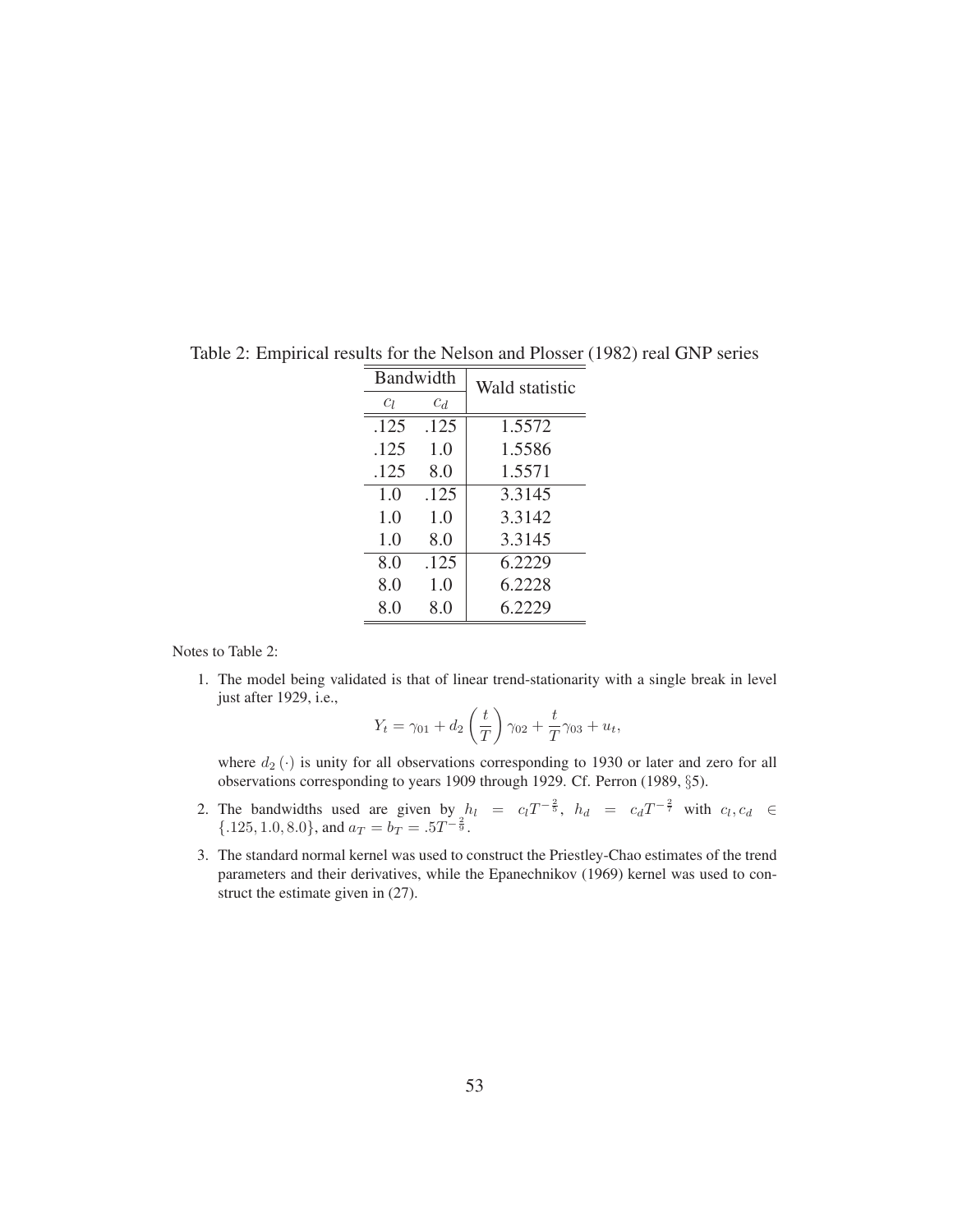Table 2: Empirical results for the Nelson and Plosser (1982) real GNP series

| Bandwidth | | Wald statistic |
|---|---|---|
| $c_l$ | $c_d$ | |
| .125 | .125 | 1.5572 |
| .125 | 1.0 | 1.5586 |
| .125 | 8.0 | 1.5571 |
| 1.0 | .125 | 3.3145 |
| 1.0 | 1.0 | 3.3142 |
| 1.0 | 8.0 | 3.3145 |
| 8.0 | .125 | 6.2229 |
| 8.0 | 1.0 | 6.2228 |
| 8.0 | 8.0 | 6.2229 |

Notes to Table 2:

1. The model being validated is that of linear trend-stationarity with a single break in level just after 1929, i.e.,

$$Y_t = \gamma_{01} + d_2\left(\frac{t}{T}\right)\gamma_{02} + \frac{t}{T}\gamma_{03} + u_t,$$

where $d_2(\cdot)$ is unity for all observations corresponding to 1930 or later and zero for all observations corresponding to years 1909 through 1929. Cf. Perron (1989, §5).

2. The bandwidths used are given by $h_l = c_l T^{-\frac{2}{5}}$, $h_d = c_d T^{-\frac{2}{7}}$ with $c_l, c_d \in \{.125, 1.0, 8.0\}$, and $a_T = b_T = .5T^{-\frac{2}{9}}$.

3. The standard normal kernel was used to construct the Priestley-Chao estimates of the trend parameters and their derivatives, while the Epanechnikov (1969) kernel was used to construct the estimate given in (27).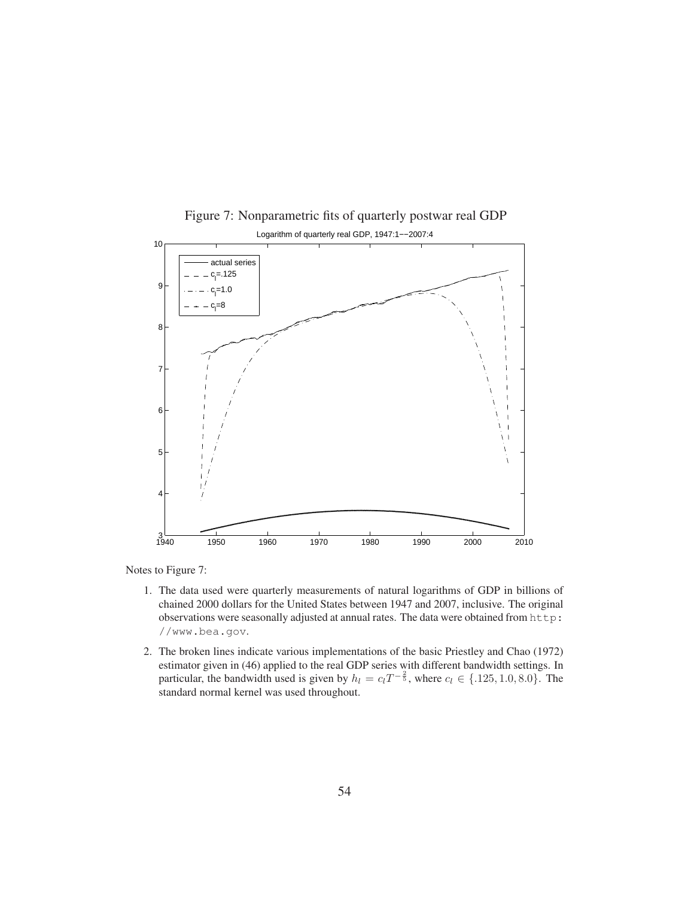Figure 7: Nonparametric fits of quarterly postwar real GDP

Notes to Figure 7:

1. The data used were quarterly measurements of natural logarithms of GDP in billions of chained 2000 dollars for the United States between 1947 and 2007, inclusive. The original observations were seasonally adjusted at annual rates. The data were obtained from `http://www.bea.gov`.
2. The broken lines indicate various implementations of the basic Priestley and Chao (1972) estimator given in (46) applied to the real GDP series with different bandwidth settings. In particular, the bandwidth used is given by $h_l = c_l T^{-\frac{2}{5}}$, where $c_l \in \{.125, 1.0, 8.0\}$. The standard normal kernel was used throughout.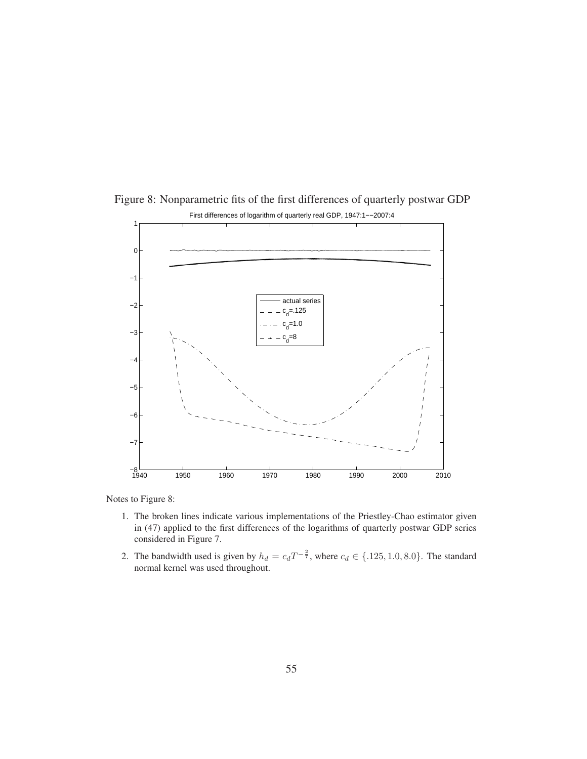Figure 8: Nonparametric fits of the first differences of quarterly postwar GDP

Notes to Figure 8:

1. The broken lines indicate various implementations of the Priestley-Chao estimator given in (47) applied to the first differences of the logarithms of quarterly postwar GDP series considered in Figure 7.
2. The bandwidth used is given by $h_d = c_d T^{-\frac{2}{7}}$, where $c_d \in \{.125, 1.0, 8.0\}$. The standard normal kernel was used throughout.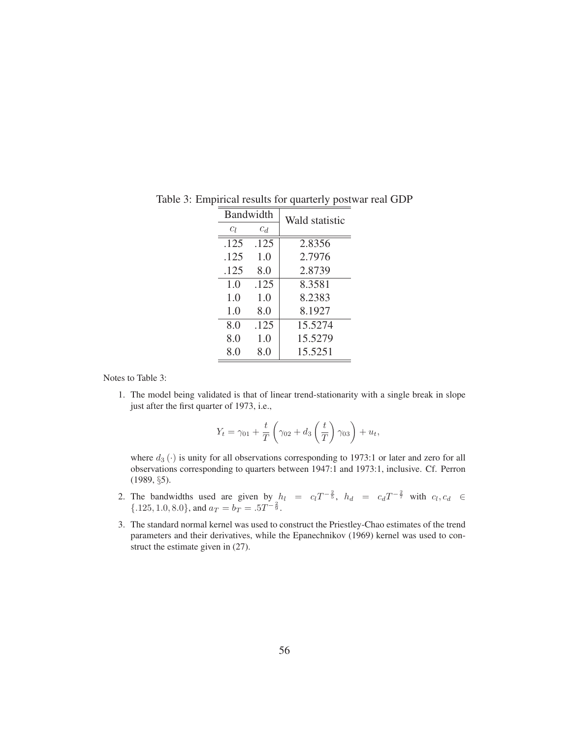Table 3: Empirical results for quarterly postwar real GDP

| Bandwidth | | Wald statistic |
|---|---|---|
| $c_l$ | $c_d$ | |
| .125 | .125 | 2.8356 |
| .125 | 1.0 | 2.7976 |
| .125 | 8.0 | 2.8739 |
| 1.0 | .125 | 8.3581 |
| 1.0 | 1.0 | 8.2383 |
| 1.0 | 8.0 | 8.1927 |
| 8.0 | .125 | 15.5274 |
| 8.0 | 1.0 | 15.5279 |
| 8.0 | 8.0 | 15.5251 |

Notes to Table 3:

1. The model being validated is that of linear trend-stationarity with a single break in slope just after the first quarter of 1973, i.e.,

$$Y_t = \gamma_{01} + \frac{t}{T}\left(\gamma_{02} + d_3\left(\frac{t}{T}\right)\gamma_{03}\right) + u_t,$$

where $d_3(\cdot)$ is unity for all observations corresponding to 1973:1 or later and zero for all observations corresponding to quarters between 1947:1 and 1973:1, inclusive. Cf. Perron (1989, §5).

2. The bandwidths used are given by $h_l = c_l T^{-\frac{2}{5}}$, $h_d = c_d T^{-\frac{2}{7}}$ with $c_l, c_d \in \{.125, 1.0, 8.0\}$, and $a_T = b_T = .5T^{-\frac{2}{9}}$.

3. The standard normal kernel was used to construct the Priestley-Chao estimates of the trend parameters and their derivatives, while the Epanechnikov (1969) kernel was used to construct the estimate given in (27).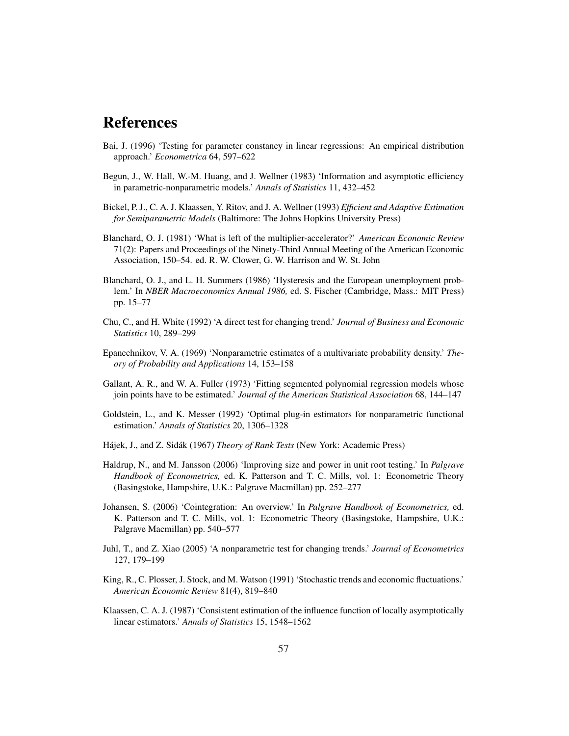# References

Bai, J. (1996) 'Testing for parameter constancy in linear regressions: An empirical distribution approach.' *Econometrica* 64, 597–622

Begun, J., W. Hall, W.-M. Huang, and J. Wellner (1983) 'Information and asymptotic efficiency in parametric-nonparametric models.' *Annals of Statistics* 11, 432–452

Bickel, P. J., C. A. J. Klaassen, Y. Ritov, and J. A. Wellner (1993) *Efficient and Adaptive Estimation for Semiparametric Models* (Baltimore: The Johns Hopkins University Press)

Blanchard, O. J. (1981) 'What is left of the multiplier-accelerator?' *American Economic Review* 71(2): Papers and Proceedings of the Ninety-Third Annual Meeting of the American Economic Association, 150–54. ed. R. W. Clower, G. W. Harrison and W. St. John

Blanchard, O. J., and L. H. Summers (1986) 'Hysteresis and the European unemployment problem.' In *NBER Macroeconomics Annual 1986,* ed. S. Fischer (Cambridge, Mass.: MIT Press) pp. 15–77

Chu, C., and H. White (1992) 'A direct test for changing trend.' *Journal of Business and Economic Statistics* 10, 289–299

Epanechnikov, V. A. (1969) 'Nonparametric estimates of a multivariate probability density.' *Theory of Probability and Applications* 14, 153–158

Gallant, A. R., and W. A. Fuller (1973) 'Fitting segmented polynomial regression models whose join points have to be estimated.' *Journal of the American Statistical Association* 68, 144–147

Goldstein, L., and K. Messer (1992) 'Optimal plug-in estimators for nonparametric functional estimation.' *Annals of Statistics* 20, 1306–1328

Hájek, J., and Z. Sidák (1967) *Theory of Rank Tests* (New York: Academic Press)

Haldrup, N., and M. Jansson (2006) 'Improving size and power in unit root testing.' In *Palgrave Handbook of Econometrics,* ed. K. Patterson and T. C. Mills, vol. 1: Econometric Theory (Basingstoke, Hampshire, U.K.: Palgrave Macmillan) pp. 252–277

Johansen, S. (2006) 'Cointegration: An overview.' In *Palgrave Handbook of Econometrics,* ed. K. Patterson and T. C. Mills, vol. 1: Econometric Theory (Basingstoke, Hampshire, U.K.: Palgrave Macmillan) pp. 540–577

Juhl, T., and Z. Xiao (2005) 'A nonparametric test for changing trends.' *Journal of Econometrics* 127, 179–199

King, R., C. Plosser, J. Stock, and M. Watson (1991) 'Stochastic trends and economic fluctuations.' *American Economic Review* 81(4), 819–840

Klaassen, C. A. J. (1987) 'Consistent estimation of the influence function of locally asymptotically linear estimators.' *Annals of Statistics* 15, 1548–1562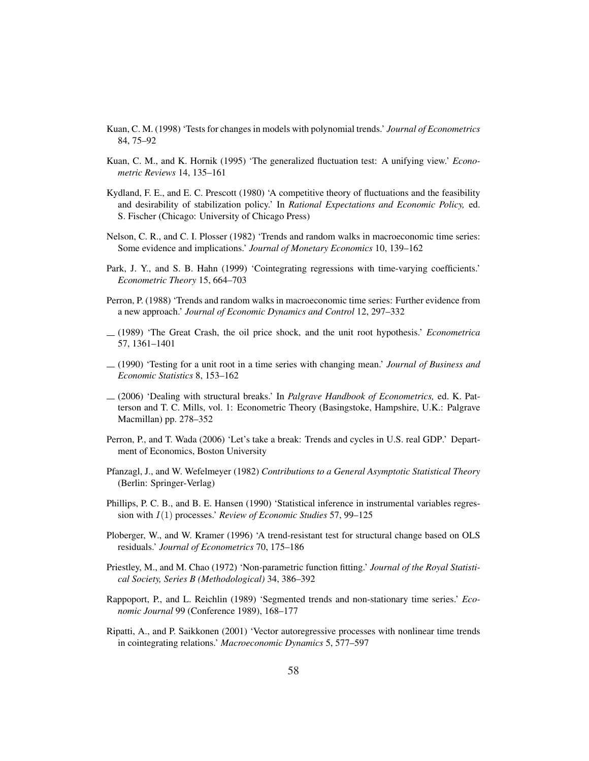Kuan, C. M. (1998) 'Tests for changes in models with polynomial trends.' *Journal of Econometrics* 84, 75–92

Kuan, C. M., and K. Hornik (1995) 'The generalized fluctuation test: A unifying view.' *Econometric Reviews* 14, 135–161

Kydland, F. E., and E. C. Prescott (1980) 'A competitive theory of fluctuations and the feasibility and desirability of stabilization policy.' In *Rational Expectations and Economic Policy,* ed. S. Fischer (Chicago: University of Chicago Press)

Nelson, C. R., and C. I. Plosser (1982) 'Trends and random walks in macroeconomic time series: Some evidence and implications.' *Journal of Monetary Economics* 10, 139–162

Park, J. Y., and S. B. Hahn (1999) 'Cointegrating regressions with time-varying coefficients.' *Econometric Theory* 15, 664–703

Perron, P. (1988) 'Trends and random walks in macroeconomic time series: Further evidence from a new approach.' *Journal of Economic Dynamics and Control* 12, 297–332

— (1989) 'The Great Crash, the oil price shock, and the unit root hypothesis.' *Econometrica* 57, 1361–1401

— (1990) 'Testing for a unit root in a time series with changing mean.' *Journal of Business and Economic Statistics* 8, 153–162

— (2006) 'Dealing with structural breaks.' In *Palgrave Handbook of Econometrics,* ed. K. Patterson and T. C. Mills, vol. 1: Econometric Theory (Basingstoke, Hampshire, U.K.: Palgrave Macmillan) pp. 278–352

Perron, P., and T. Wada (2006) 'Let's take a break: Trends and cycles in U.S. real GDP.' Department of Economics, Boston University

Pfanzagl, J., and W. Wefelmeyer (1982) *Contributions to a General Asymptotic Statistical Theory* (Berlin: Springer-Verlag)

Phillips, P. C. B., and B. E. Hansen (1990) 'Statistical inference in instrumental variables regression with $I(1)$ processes.' *Review of Economic Studies* 57, 99–125

Ploberger, W., and W. Kramer (1996) 'A trend-resistant test for structural change based on OLS residuals.' *Journal of Econometrics* 70, 175–186

Priestley, M., and M. Chao (1972) 'Non-parametric function fitting.' *Journal of the Royal Statistical Society, Series B (Methodological)* 34, 386–392

Rappoport, P., and L. Reichlin (1989) 'Segmented trends and non-stationary time series.' *Economic Journal* 99 (Conference 1989), 168–177

Ripatti, A., and P. Saikkonen (2001) 'Vector autoregressive processes with nonlinear time trends in cointegrating relations.' *Macroeconomic Dynamics* 5, 577–597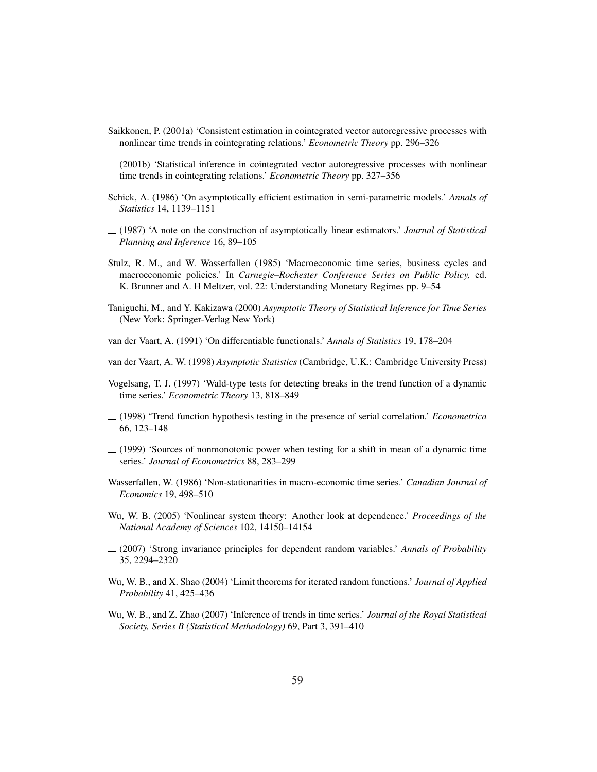Saikkonen, P. (2001a) 'Consistent estimation in cointegrated vector autoregressive processes with nonlinear time trends in cointegrating relations.' *Econometric Theory* pp. 296–326

— (2001b) 'Statistical inference in cointegrated vector autoregressive processes with nonlinear time trends in cointegrating relations.' *Econometric Theory* pp. 327–356

Schick, A. (1986) 'On asymptotically efficient estimation in semi-parametric models.' *Annals of Statistics* 14, 1139–1151

— (1987) 'A note on the construction of asymptotically linear estimators.' *Journal of Statistical Planning and Inference* 16, 89–105

Stulz, R. M., and W. Wasserfallen (1985) 'Macroeconomic time series, business cycles and macroeconomic policies.' In *Carnegie–Rochester Conference Series on Public Policy,* ed. K. Brunner and A. H Meltzer, vol. 22: Understanding Monetary Regimes pp. 9–54

Taniguchi, M., and Y. Kakizawa (2000) *Asymptotic Theory of Statistical Inference for Time Series* (New York: Springer-Verlag New York)

van der Vaart, A. (1991) 'On differentiable functionals.' *Annals of Statistics* 19, 178–204

van der Vaart, A. W. (1998) *Asymptotic Statistics* (Cambridge, U.K.: Cambridge University Press)

Vogelsang, T. J. (1997) 'Wald-type tests for detecting breaks in the trend function of a dynamic time series.' *Econometric Theory* 13, 818–849

— (1998) 'Trend function hypothesis testing in the presence of serial correlation.' *Econometrica* 66, 123–148

— (1999) 'Sources of nonmonotonic power when testing for a shift in mean of a dynamic time series.' *Journal of Econometrics* 88, 283–299

Wasserfallen, W. (1986) 'Non-stationarities in macro-economic time series.' *Canadian Journal of Economics* 19, 498–510

Wu, W. B. (2005) 'Nonlinear system theory: Another look at dependence.' *Proceedings of the National Academy of Sciences* 102, 14150–14154

— (2007) 'Strong invariance principles for dependent random variables.' *Annals of Probability* 35, 2294–2320

Wu, W. B., and X. Shao (2004) 'Limit theorems for iterated random functions.' *Journal of Applied Probability* 41, 425–436

Wu, W. B., and Z. Zhao (2007) 'Inference of trends in time series.' *Journal of the Royal Statistical Society, Series B (Statistical Methodology)* 69, Part 3, 391–410